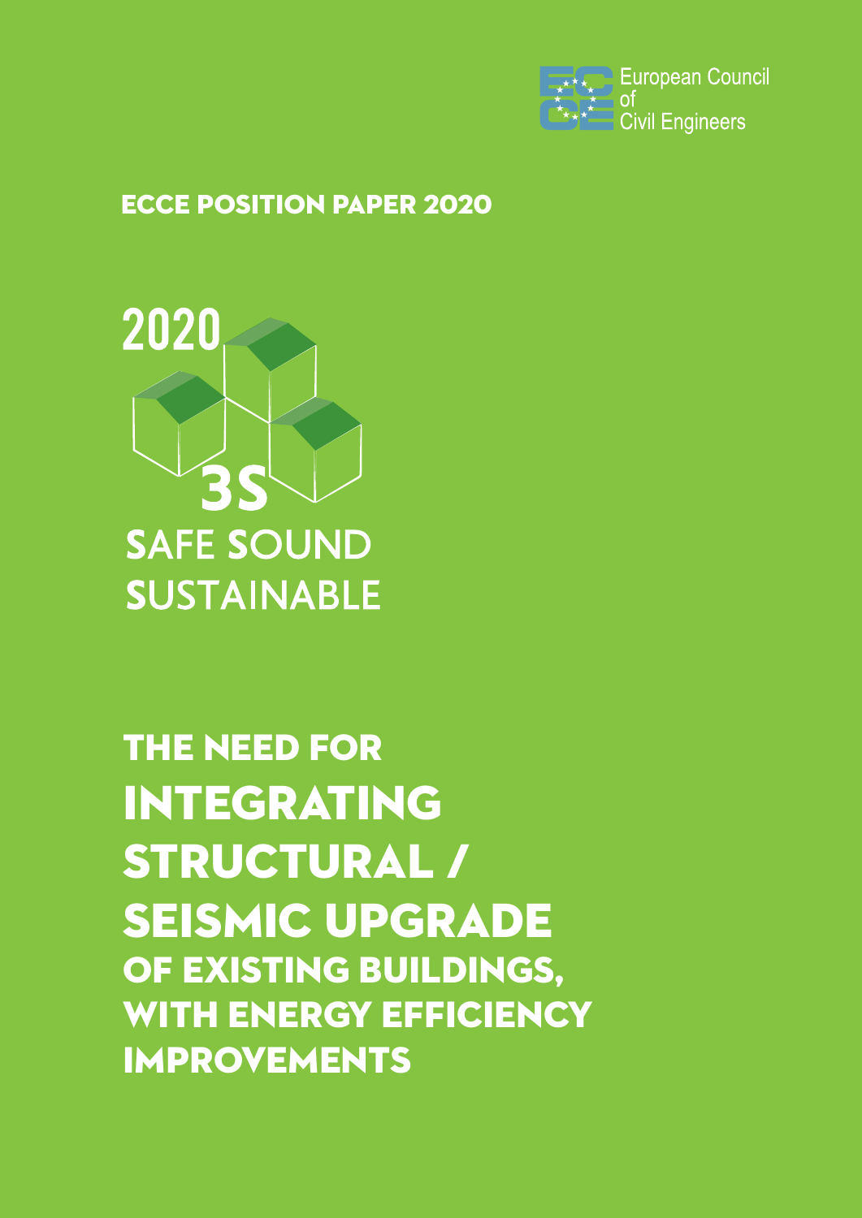European Council of Civil Engineers

**ECCE POSITION PAPER 2020**

2020

3S

SAFE SOUND SUSTAINABLE

# THE NEED FOR INTEGRATING STRUCTURAL / SEISMIC UPGRADE OF EXISTING BUILDINGS, WITH ENERGY EFFICIENCY IMPROVEMENTS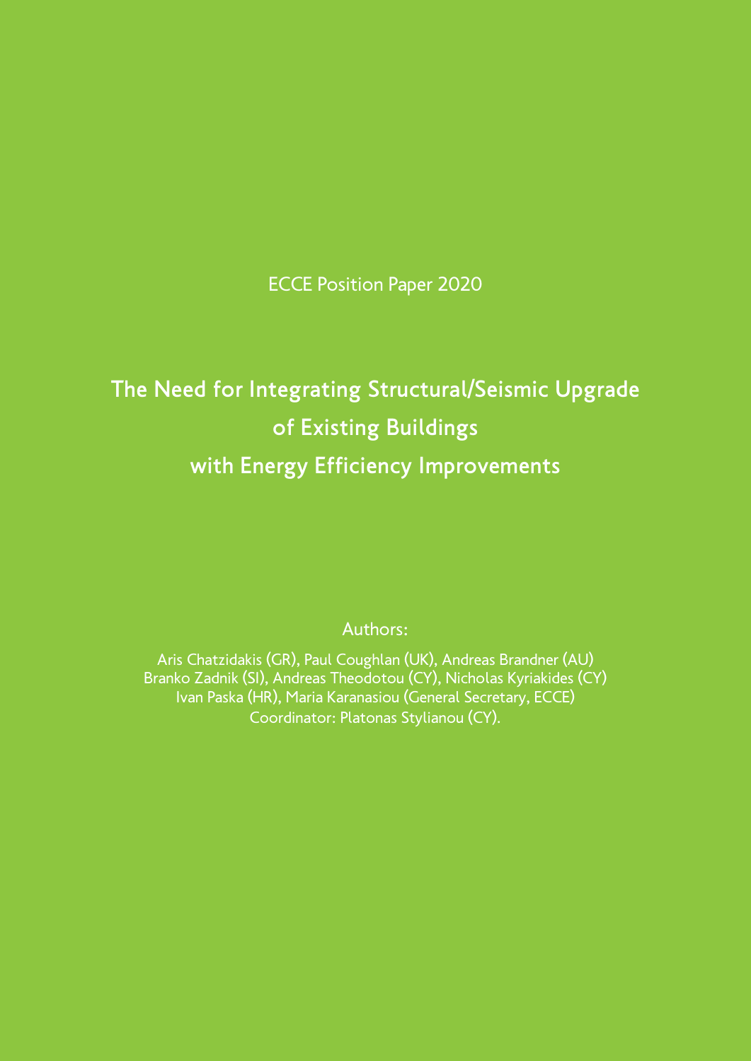ECCE Position Paper 2020

# The Need for Integrating Structural/Seismic Upgrade of Existing Buildings with Energy Efficiency Improvements

Authors:

Aris Chatzidakis (GR), Paul Coughlan (UK), Andreas Brandner (AU)
Branko Zadnik (SI), Andreas Theodotou (CY), Nicholas Kyriakides (CY)
Ivan Paska (HR), Maria Karanasiou (General Secretary, ECCE)
Coordinator: Platonas Stylianou (CY).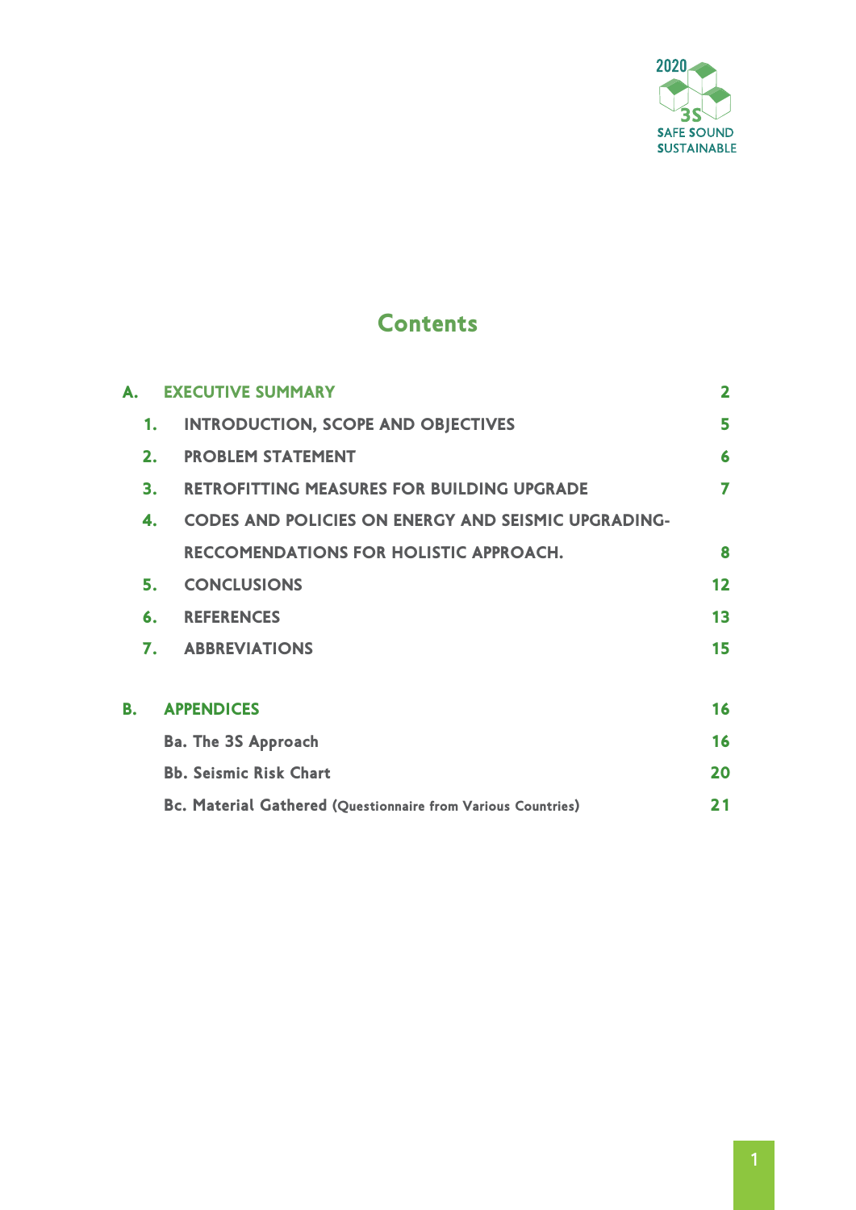# Contents

| | | |
|---|---|---|
| **A.** | **EXECUTIVE SUMMARY** | **2** |
| **1.** | **INTRODUCTION, SCOPE AND OBJECTIVES** | **5** |
| **2.** | **PROBLEM STATEMENT** | **6** |
| **3.** | **RETROFITTING MEASURES FOR BUILDING UPGRADE** | **7** |
| **4.** | **CODES AND POLICIES ON ENERGY AND SEISMIC UPGRADING-RECCOMENDATIONS FOR HOLISTIC APPROACH.** | **8** |
| **5.** | **CONCLUSIONS** | **12** |
| **6.** | **REFERENCES** | **13** |
| **7.** | **ABBREVIATIONS** | **15** |
| **B.** | **APPENDICES** | **16** |
| | **Ba. The 3S Approach** | **16** |
| | **Bb. Seismic Risk Chart** | **20** |
| | **Bc. Material Gathered (Questionnaire from Various Countries)** | **21** |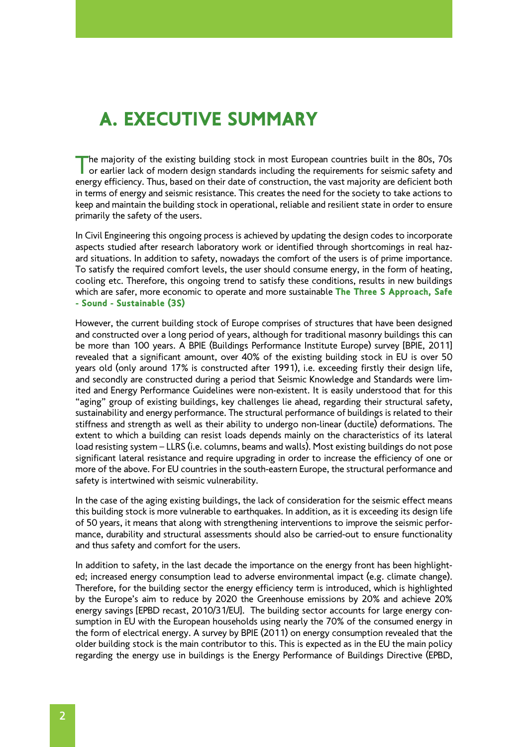# A. EXECUTIVE SUMMARY

The majority of the existing building stock in most European countries built in the 80s, 70s or earlier lack of modern design standards including the requirements for seismic safety and energy efficiency. Thus, based on their date of construction, the vast majority are deficient both in terms of energy and seismic resistance. This creates the need for the society to take actions to keep and maintain the building stock in operational, reliable and resilient state in order to ensure primarily the safety of the users.

In Civil Engineering this ongoing process is achieved by updating the design codes to incorporate aspects studied after research laboratory work or identified through shortcomings in real hazard situations. In addition to safety, nowadays the comfort of the users is of prime importance. To satisfy the required comfort levels, the user should consume energy, in the form of heating, cooling etc. Therefore, this ongoing trend to satisfy these conditions, results in new buildings which are safer, more economic to operate and more sustainable **The Three S Approach, Safe - Sound - Sustainable (3S)**

However, the current building stock of Europe comprises of structures that have been designed and constructed over a long period of years, although for traditional masonry buildings this can be more than 100 years. A BPIE (Buildings Performance Institute Europe) survey [BPIE, 2011] revealed that a significant amount, over 40% of the existing building stock in EU is over 50 years old (only around 17% is constructed after 1991), i.e. exceeding firstly their design life, and secondly are constructed during a period that Seismic Knowledge and Standards were limited and Energy Performance Guidelines were non-existent. It is easily understood that for this "aging" group of existing buildings, key challenges lie ahead, regarding their structural safety, sustainability and energy performance. The structural performance of buildings is related to their stiffness and strength as well as their ability to undergo non-linear (ductile) deformations. The extent to which a building can resist loads depends mainly on the characteristics of its lateral load resisting system – LLRS (i.e. columns, beams and walls). Most existing buildings do not pose significant lateral resistance and require upgrading in order to increase the efficiency of one or more of the above. For EU countries in the south-eastern Europe, the structural performance and safety is intertwined with seismic vulnerability.

In the case of the aging existing buildings, the lack of consideration for the seismic effect means this building stock is more vulnerable to earthquakes. In addition, as it is exceeding its design life of 50 years, it means that along with strengthening interventions to improve the seismic performance, durability and structural assessments should also be carried-out to ensure functionality and thus safety and comfort for the users.

In addition to safety, in the last decade the importance on the energy front has been highlighted; increased energy consumption lead to adverse environmental impact (e.g. climate change). Therefore, for the building sector the energy efficiency term is introduced, which is highlighted by the Europe's aim to reduce by 2020 the Greenhouse emissions by 20% and achieve 20% energy savings [EPBD recast, 2010/31/EU]. The building sector accounts for large energy consumption in EU with the European households using nearly the 70% of the consumed energy in the form of electrical energy. A survey by BPIE (2011) on energy consumption revealed that the older building stock is the main contributor to this. This is expected as in the EU the main policy regarding the energy use in buildings is the Energy Performance of Buildings Directive (EPBD,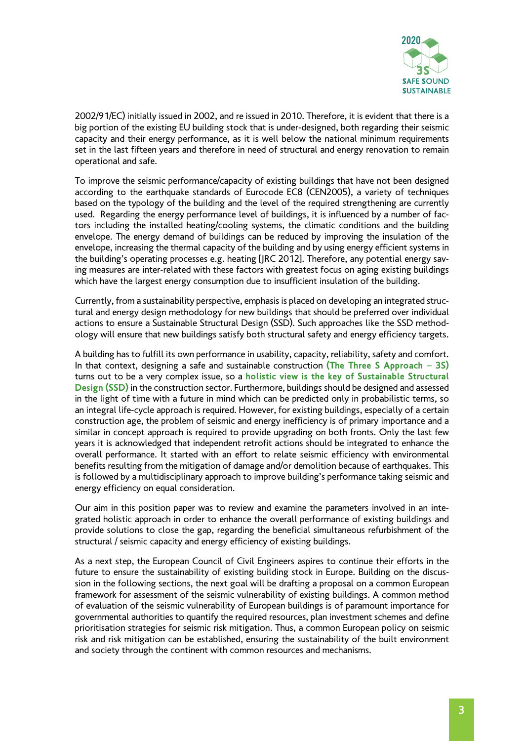2002/91/EC) initially issued in 2002, and re issued in 2010. Therefore, it is evident that there is a big portion of the existing EU building stock that is under-designed, both regarding their seismic capacity and their energy performance, as it is well below the national minimum requirements set in the last fifteen years and therefore in need of structural and energy renovation to remain operational and safe.

To improve the seismic performance/capacity of existing buildings that have not been designed according to the earthquake standards of Eurocode EC8 (CEN2005), a variety of techniques based on the typology of the building and the level of the required strengthening are currently used. Regarding the energy performance level of buildings, it is influenced by a number of factors including the installed heating/cooling systems, the climatic conditions and the building envelope. The energy demand of buildings can be reduced by improving the insulation of the envelope, increasing the thermal capacity of the building and by using energy efficient systems in the building's operating processes e.g. heating [JRC 2012]. Therefore, any potential energy saving measures are inter-related with these factors with greatest focus on aging existing buildings which have the largest energy consumption due to insufficient insulation of the building.

Currently, from a sustainability perspective, emphasis is placed on developing an integrated structural and energy design methodology for new buildings that should be preferred over individual actions to ensure a Sustainable Structural Design (SSD). Such approaches like the SSD methodology will ensure that new buildings satisfy both structural safety and energy efficiency targets.

A building has to fulfill its own performance in usability, capacity, reliability, safety and comfort. In that context, designing a safe and sustainable construction **(The Three S Approach – 3S)** turns out to be a very complex issue, so a **holistic view is the key of Sustainable Structural Design (SSD)** in the construction sector. Furthermore, buildings should be designed and assessed in the light of time with a future in mind which can be predicted only in probabilistic terms, so an integral life-cycle approach is required. However, for existing buildings, especially of a certain construction age, the problem of seismic and energy inefficiency is of primary importance and a similar in concept approach is required to provide upgrading on both fronts. Only the last few years it is acknowledged that independent retrofit actions should be integrated to enhance the overall performance. It started with an effort to relate seismic efficiency with environmental benefits resulting from the mitigation of damage and/or demolition because of earthquakes. This is followed by a multidisciplinary approach to improve building's performance taking seismic and energy efficiency on equal consideration.

Our aim in this position paper was to review and examine the parameters involved in an integrated holistic approach in order to enhance the overall performance of existing buildings and provide solutions to close the gap, regarding the beneficial simultaneous refurbishment of the structural / seismic capacity and energy efficiency of existing buildings.

As a next step, the European Council of Civil Engineers aspires to continue their efforts in the future to ensure the sustainability of existing building stock in Europe. Building on the discussion in the following sections, the next goal will be drafting a proposal on a common European framework for assessment of the seismic vulnerability of existing buildings. A common method of evaluation of the seismic vulnerability of European buildings is of paramount importance for governmental authorities to quantify the required resources, plan investment schemes and define prioritisation strategies for seismic risk mitigation. Thus, a common European policy on seismic risk and risk mitigation can be established, ensuring the sustainability of the built environment and society through the continent with common resources and mechanisms.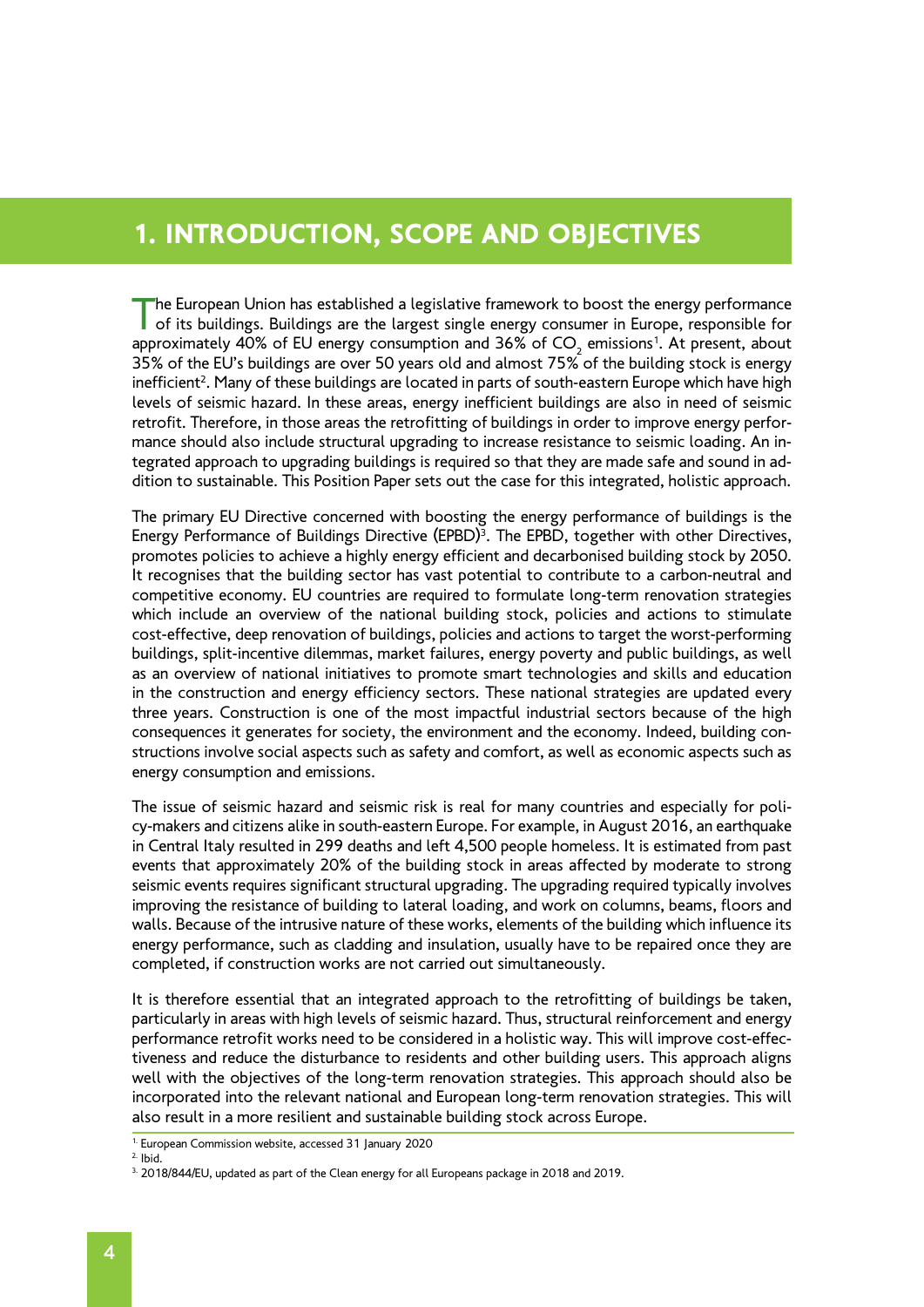# 1. INTRODUCTION, SCOPE AND OBJECTIVES

The European Union has established a legislative framework to boost the energy performance of its buildings. Buildings are the largest single energy consumer in Europe, responsible for approximately 40% of EU energy consumption and 36% of $CO_2$ emissions[1]. At present, about 35% of the EU's buildings are over 50 years old and almost 75% of the building stock is energy inefficient[2]. Many of these buildings are located in parts of south-eastern Europe which have high levels of seismic hazard. In these areas, energy inefficient buildings are also in need of seismic retrofit. Therefore, in those areas the retrofitting of buildings in order to improve energy performance should also include structural upgrading to increase resistance to seismic loading. An integrated approach to upgrading buildings is required so that they are made safe and sound in addition to sustainable. This Position Paper sets out the case for this integrated, holistic approach.

The primary EU Directive concerned with boosting the energy performance of buildings is the Energy Performance of Buildings Directive (EPBD)[3]. The EPBD, together with other Directives, promotes policies to achieve a highly energy efficient and decarbonised building stock by 2050. It recognises that the building sector has vast potential to contribute to a carbon-neutral and competitive economy. EU countries are required to formulate long-term renovation strategies which include an overview of the national building stock, policies and actions to stimulate cost-effective, deep renovation of buildings, policies and actions to target the worst-performing buildings, split-incentive dilemmas, market failures, energy poverty and public buildings, as well as an overview of national initiatives to promote smart technologies and skills and education in the construction and energy efficiency sectors. These national strategies are updated every three years. Construction is one of the most impactful industrial sectors because of the high consequences it generates for society, the environment and the economy. Indeed, building constructions involve social aspects such as safety and comfort, as well as economic aspects such as energy consumption and emissions.

The issue of seismic hazard and seismic risk is real for many countries and especially for policy-makers and citizens alike in south-eastern Europe. For example, in August 2016, an earthquake in Central Italy resulted in 299 deaths and left 4,500 people homeless. It is estimated from past events that approximately 20% of the building stock in areas affected by moderate to strong seismic events requires significant structural upgrading. The upgrading required typically involves improving the resistance of building to lateral loading, and work on columns, beams, floors and walls. Because of the intrusive nature of these works, elements of the building which influence its energy performance, such as cladding and insulation, usually have to be repaired once they are completed, if construction works are not carried out simultaneously.

It is therefore essential that an integrated approach to the retrofitting of buildings be taken, particularly in areas with high levels of seismic hazard. Thus, structural reinforcement and energy performance retrofit works need to be considered in a holistic way. This will improve cost-effectiveness and reduce the disturbance to residents and other building users. This approach aligns well with the objectives of the long-term renovation strategies. This approach should also be incorporated into the relevant national and European long-term renovation strategies. This will also result in a more resilient and sustainable building stock across Europe.

---

[1] European Commission website, accessed 31 January 2020

[2] Ibid.

[3] 2018/844/EU, updated as part of the Clean energy for all Europeans package in 2018 and 2019.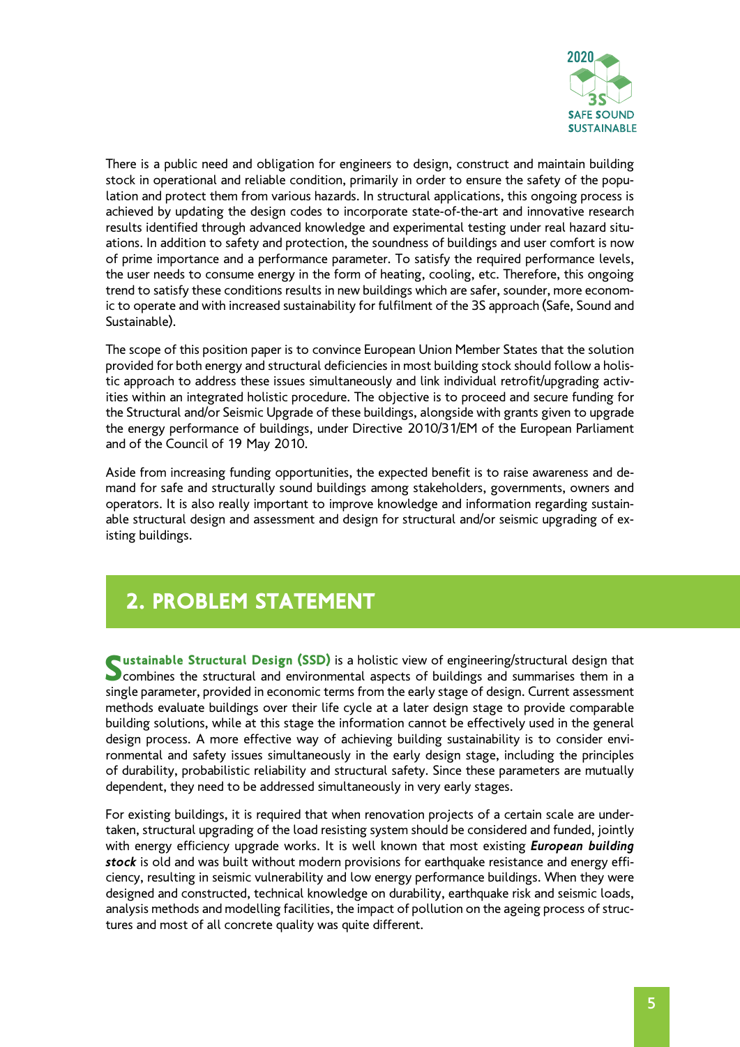There is a public need and obligation for engineers to design, construct and maintain building stock in operational and reliable condition, primarily in order to ensure the safety of the population and protect them from various hazards. In structural applications, this ongoing process is achieved by updating the design codes to incorporate state-of-the-art and innovative research results identified through advanced knowledge and experimental testing under real hazard situations. In addition to safety and protection, the soundness of buildings and user comfort is now of prime importance and a performance parameter. To satisfy the required performance levels, the user needs to consume energy in the form of heating, cooling, etc. Therefore, this ongoing trend to satisfy these conditions results in new buildings which are safer, sounder, more economic to operate and with increased sustainability for fulfilment of the 3S approach (Safe, Sound and Sustainable).

The scope of this position paper is to convince European Union Member States that the solution provided for both energy and structural deficiencies in most building stock should follow a holistic approach to address these issues simultaneously and link individual retrofit/upgrading activities within an integrated holistic procedure. The objective is to proceed and secure funding for the Structural and/or Seismic Upgrade of these buildings, alongside with grants given to upgrade the energy performance of buildings, under Directive 2010/31/EM of the European Parliament and of the Council of 19 May 2010.

Aside from increasing funding opportunities, the expected benefit is to raise awareness and demand for safe and structurally sound buildings among stakeholders, governments, owners and operators. It is also really important to improve knowledge and information regarding sustainable structural design and assessment and design for structural and/or seismic upgrading of existing buildings.

## 2. PROBLEM STATEMENT

**Sustainable Structural Design (SSD)** is a holistic view of engineering/structural design that combines the structural and environmental aspects of buildings and summarises them in a single parameter, provided in economic terms from the early stage of design. Current assessment methods evaluate buildings over their life cycle at a later design stage to provide comparable building solutions, while at this stage the information cannot be effectively used in the general design process. A more effective way of achieving building sustainability is to consider environmental and safety issues simultaneously in the early design stage, including the principles of durability, probabilistic reliability and structural safety. Since these parameters are mutually dependent, they need to be addressed simultaneously in very early stages.

For existing buildings, it is required that when renovation projects of a certain scale are undertaken, structural upgrading of the load resisting system should be considered and funded, jointly with energy efficiency upgrade works. It is well known that most existing ***European building stock*** is old and was built without modern provisions for earthquake resistance and energy efficiency, resulting in seismic vulnerability and low energy performance buildings. When they were designed and constructed, technical knowledge on durability, earthquake risk and seismic loads, analysis methods and modelling facilities, the impact of pollution on the ageing process of structures and most of all concrete quality was quite different.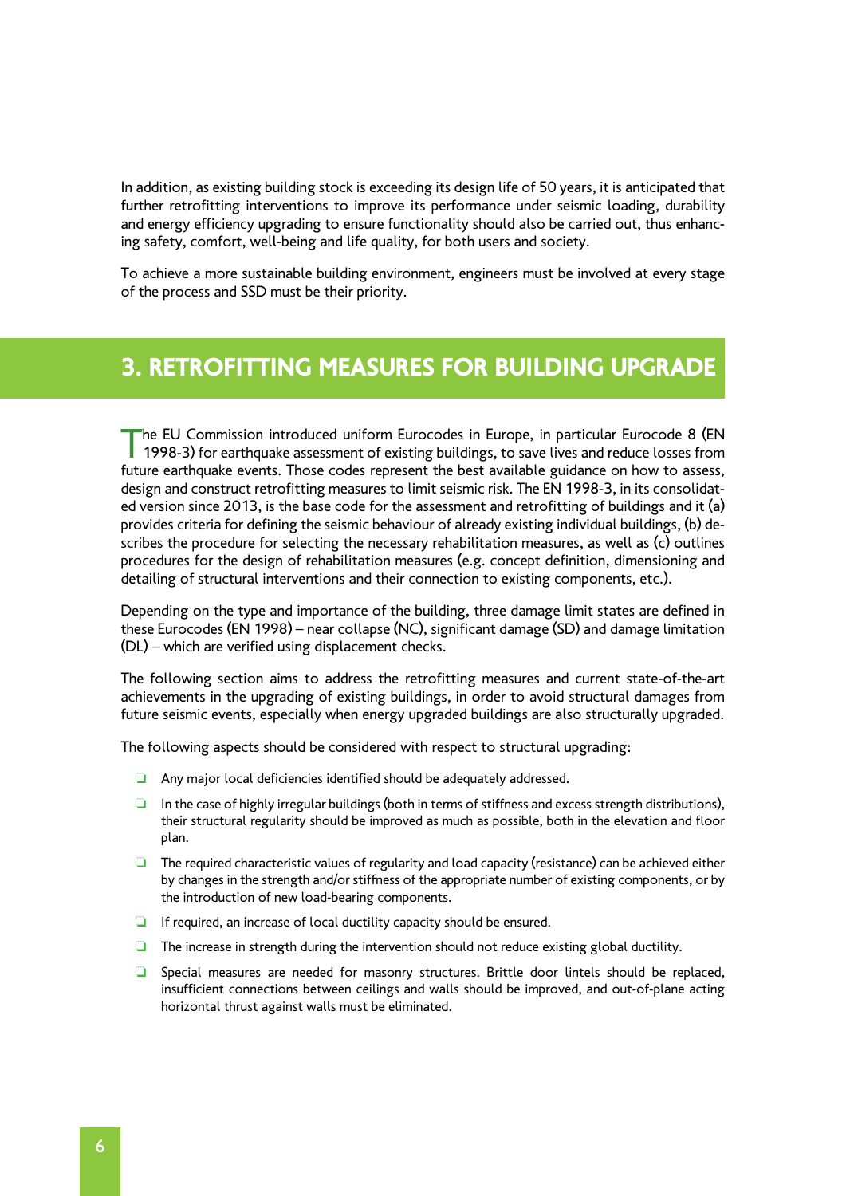In addition, as existing building stock is exceeding its design life of 50 years, it is anticipated that further retrofitting interventions to improve its performance under seismic loading, durability and energy efficiency upgrading to ensure functionality should also be carried out, thus enhancing safety, comfort, well-being and life quality, for both users and society.

To achieve a more sustainable building environment, engineers must be involved at every stage of the process and SSD must be their priority.

## 3. RETROFITTING MEASURES FOR BUILDING UPGRADE

The EU Commission introduced uniform Eurocodes in Europe, in particular Eurocode 8 (EN 1998-3) for earthquake assessment of existing buildings, to save lives and reduce losses from future earthquake events. Those codes represent the best available guidance on how to assess, design and construct retrofitting measures to limit seismic risk. The EN 1998-3, in its consolidated version since 2013, is the base code for the assessment and retrofitting of buildings and it (a) provides criteria for defining the seismic behaviour of already existing individual buildings, (b) describes the procedure for selecting the necessary rehabilitation measures, as well as (c) outlines procedures for the design of rehabilitation measures (e.g. concept definition, dimensioning and detailing of structural interventions and their connection to existing components, etc.).

Depending on the type and importance of the building, three damage limit states are defined in these Eurocodes (EN 1998) – near collapse (NC), significant damage (SD) and damage limitation (DL) – which are verified using displacement checks.

The following section aims to address the retrofitting measures and current state-of-the-art achievements in the upgrading of existing buildings, in order to avoid structural damages from future seismic events, especially when energy upgraded buildings are also structurally upgraded.

The following aspects should be considered with respect to structural upgrading:

- Any major local deficiencies identified should be adequately addressed.
- In the case of highly irregular buildings (both in terms of stiffness and excess strength distributions), their structural regularity should be improved as much as possible, both in the elevation and floor plan.
- The required characteristic values of regularity and load capacity (resistance) can be achieved either by changes in the strength and/or stiffness of the appropriate number of existing components, or by the introduction of new load-bearing components.
- If required, an increase of local ductility capacity should be ensured.
- The increase in strength during the intervention should not reduce existing global ductility.
- Special measures are needed for masonry structures. Brittle door lintels should be replaced, insufficient connections between ceilings and walls should be improved, and out-of-plane acting horizontal thrust against walls must be eliminated.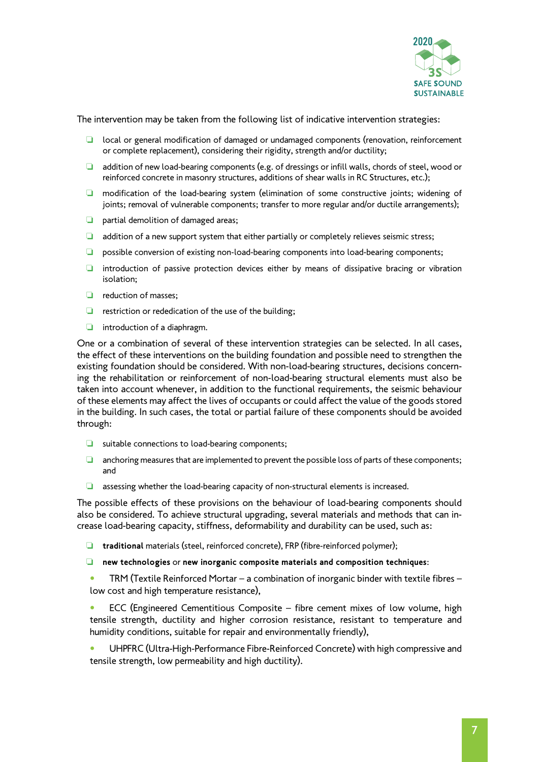The intervention may be taken from the following list of indicative intervention strategies:

- local or general modification of damaged or undamaged components (renovation, reinforcement or complete replacement), considering their rigidity, strength and/or ductility;
- addition of new load-bearing components (e.g. of dressings or infill walls, chords of steel, wood or reinforced concrete in masonry structures, additions of shear walls in RC Structures, etc.);
- modification of the load-bearing system (elimination of some constructive joints; widening of joints; removal of vulnerable components; transfer to more regular and/or ductile arrangements);
- partial demolition of damaged areas;
- addition of a new support system that either partially or completely relieves seismic stress;
- possible conversion of existing non-load-bearing components into load-bearing components;
- introduction of passive protection devices either by means of dissipative bracing or vibration isolation;
- reduction of masses;
- restriction or rededication of the use of the building;
- introduction of a diaphragm.

One or a combination of several of these intervention strategies can be selected. In all cases, the effect of these interventions on the building foundation and possible need to strengthen the existing foundation should be considered. With non-load-bearing structures, decisions concerning the rehabilitation or reinforcement of non-load-bearing structural elements must also be taken into account whenever, in addition to the functional requirements, the seismic behaviour of these elements may affect the lives of occupants or could affect the value of the goods stored in the building. In such cases, the total or partial failure of these components should be avoided through:

- suitable connections to load-bearing components;
- anchoring measures that are implemented to prevent the possible loss of parts of these components; and
- assessing whether the load-bearing capacity of non-structural elements is increased.

The possible effects of these provisions on the behaviour of load-bearing components should also be considered. To achieve structural upgrading, several materials and methods that can increase load-bearing capacity, stiffness, deformability and durability can be used, such as:

- **traditional** materials (steel, reinforced concrete), FRP (fibre-reinforced polymer);
- **new technologies** or **new inorganic composite materials and composition techniques**:
  - TRM (Textile Reinforced Mortar – a combination of inorganic binder with textile fibres – low cost and high temperature resistance),
  - ECC (Engineered Cementitious Composite – fibre cement mixes of low volume, high tensile strength, ductility and higher corrosion resistance, resistant to temperature and humidity conditions, suitable for repair and environmentally friendly),
  - UHPFRC (Ultra-High-Performance Fibre-Reinforced Concrete) with high compressive and tensile strength, low permeability and high ductility).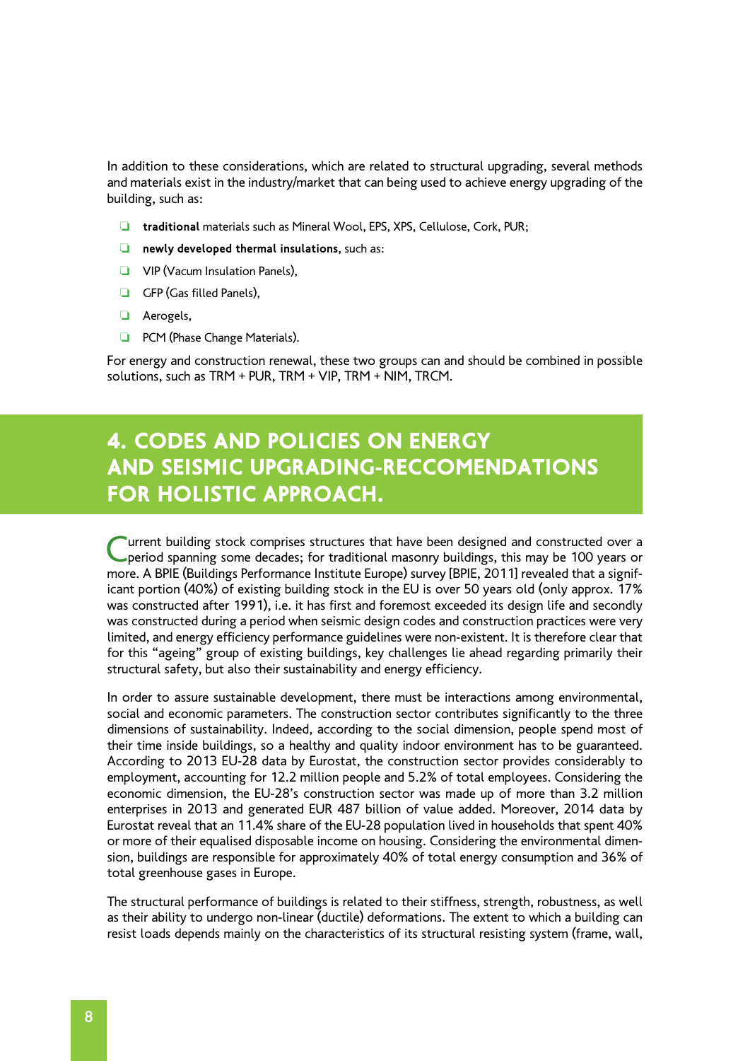In addition to these considerations, which are related to structural upgrading, several methods and materials exist in the industry/market that can being used to achieve energy upgrading of the building, such as:

- **traditional** materials such as Mineral Wool, EPS, XPS, Cellulose, Cork, PUR;
- **newly developed thermal insulations**, such as:
- VIP (Vacum Insulation Panels),
- GFP (Gas filled Panels),
- Aerogels,
- PCM (Phase Change Materials).

For energy and construction renewal, these two groups can and should be combined in possible solutions, such as TRM + PUR, TRM + VIP, TRM + NIM, TRCM.

# 4. CODES AND POLICIES ON ENERGY AND SEISMIC UPGRADING-RECCOMENDATIONS FOR HOLISTIC APPROACH.

Current building stock comprises structures that have been designed and constructed over a period spanning some decades; for traditional masonry buildings, this may be 100 years or more. A BPIE (Buildings Performance Institute Europe) survey [BPIE, 2011] revealed that a significant portion (40%) of existing building stock in the EU is over 50 years old (only approx. 17% was constructed after 1991), i.e. it has first and foremost exceeded its design life and secondly was constructed during a period when seismic design codes and construction practices were very limited, and energy efficiency performance guidelines were non-existent. It is therefore clear that for this "ageing" group of existing buildings, key challenges lie ahead regarding primarily their structural safety, but also their sustainability and energy efficiency.

In order to assure sustainable development, there must be interactions among environmental, social and economic parameters. The construction sector contributes significantly to the three dimensions of sustainability. Indeed, according to the social dimension, people spend most of their time inside buildings, so a healthy and quality indoor environment has to be guaranteed. According to 2013 EU-28 data by Eurostat, the construction sector provides considerably to employment, accounting for 12.2 million people and 5.2% of total employees. Considering the economic dimension, the EU-28's construction sector was made up of more than 3.2 million enterprises in 2013 and generated EUR 487 billion of value added. Moreover, 2014 data by Eurostat reveal that an 11.4% share of the EU-28 population lived in households that spent 40% or more of their equalised disposable income on housing. Considering the environmental dimension, buildings are responsible for approximately 40% of total energy consumption and 36% of total greenhouse gases in Europe.

The structural performance of buildings is related to their stiffness, strength, robustness, as well as their ability to undergo non-linear (ductile) deformations. The extent to which a building can resist loads depends mainly on the characteristics of its structural resisting system (frame, wall,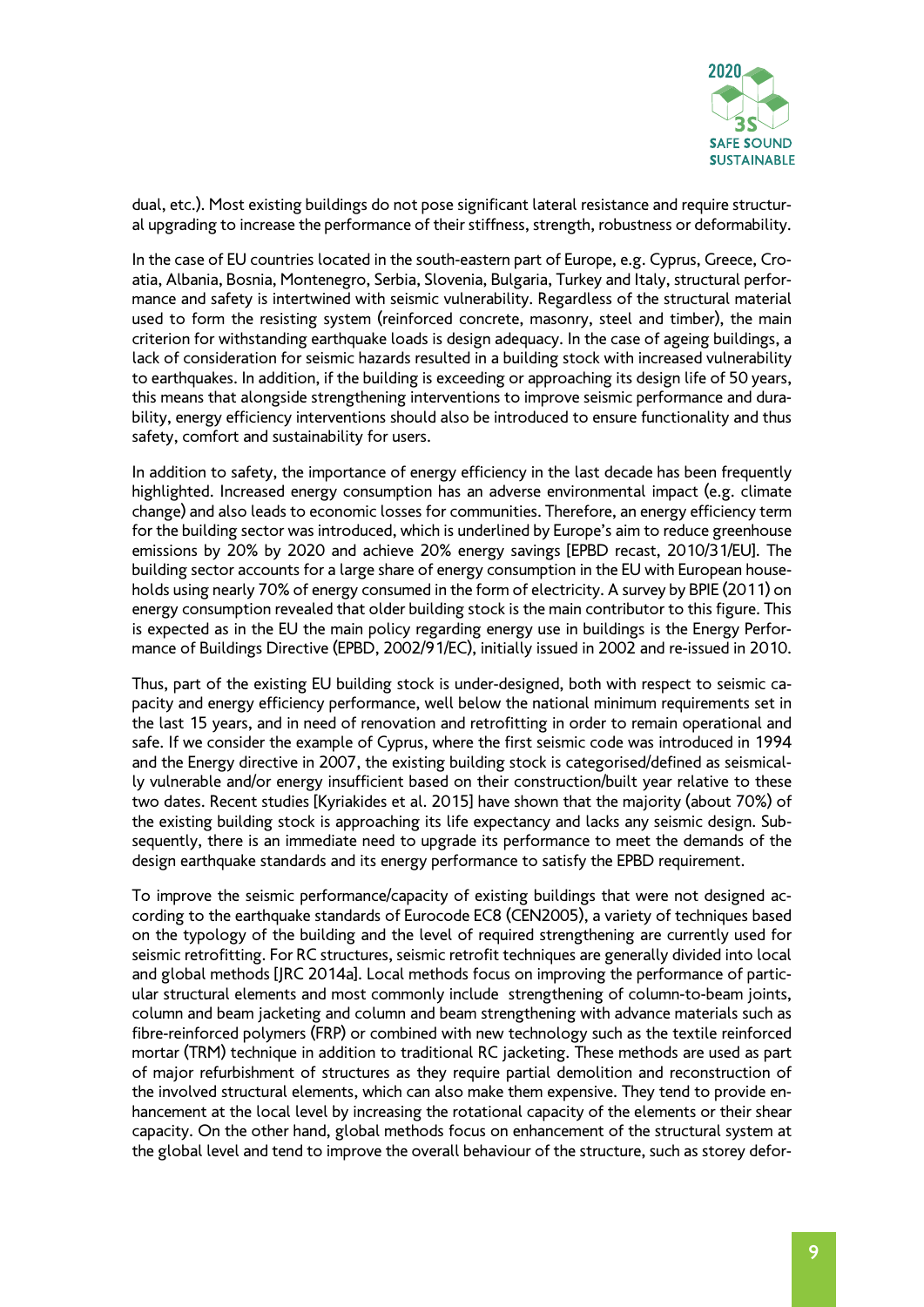dual, etc.). Most existing buildings do not pose significant lateral resistance and require structural upgrading to increase the performance of their stiffness, strength, robustness or deformability.

In the case of EU countries located in the south-eastern part of Europe, e.g. Cyprus, Greece, Croatia, Albania, Bosnia, Montenegro, Serbia, Slovenia, Bulgaria, Turkey and Italy, structural performance and safety is intertwined with seismic vulnerability. Regardless of the structural material used to form the resisting system (reinforced concrete, masonry, steel and timber), the main criterion for withstanding earthquake loads is design adequacy. In the case of ageing buildings, a lack of consideration for seismic hazards resulted in a building stock with increased vulnerability to earthquakes. In addition, if the building is exceeding or approaching its design life of 50 years, this means that alongside strengthening interventions to improve seismic performance and durability, energy efficiency interventions should also be introduced to ensure functionality and thus safety, comfort and sustainability for users.

In addition to safety, the importance of energy efficiency in the last decade has been frequently highlighted. Increased energy consumption has an adverse environmental impact (e.g. climate change) and also leads to economic losses for communities. Therefore, an energy efficiency term for the building sector was introduced, which is underlined by Europe's aim to reduce greenhouse emissions by 20% by 2020 and achieve 20% energy savings [EPBD recast, 2010/31/EU]. The building sector accounts for a large share of energy consumption in the EU with European households using nearly 70% of energy consumed in the form of electricity. A survey by BPIE (2011) on energy consumption revealed that older building stock is the main contributor to this figure. This is expected as in the EU the main policy regarding energy use in buildings is the Energy Performance of Buildings Directive (EPBD, 2002/91/EC), initially issued in 2002 and re-issued in 2010.

Thus, part of the existing EU building stock is under-designed, both with respect to seismic capacity and energy efficiency performance, well below the national minimum requirements set in the last 15 years, and in need of renovation and retrofitting in order to remain operational and safe. If we consider the example of Cyprus, where the first seismic code was introduced in 1994 and the Energy directive in 2007, the existing building stock is categorised/defined as seismically vulnerable and/or energy insufficient based on their construction/built year relative to these two dates. Recent studies [Kyriakides et al. 2015] have shown that the majority (about 70%) of the existing building stock is approaching its life expectancy and lacks any seismic design. Subsequently, there is an immediate need to upgrade its performance to meet the demands of the design earthquake standards and its energy performance to satisfy the EPBD requirement.

To improve the seismic performance/capacity of existing buildings that were not designed according to the earthquake standards of Eurocode EC8 (CEN2005), a variety of techniques based on the typology of the building and the level of required strengthening are currently used for seismic retrofitting. For RC structures, seismic retrofit techniques are generally divided into local and global methods [JRC 2014a]. Local methods focus on improving the performance of particular structural elements and most commonly include strengthening of column-to-beam joints, column and beam jacketing and column and beam strengthening with advance materials such as fibre-reinforced polymers (FRP) or combined with new technology such as the textile reinforced mortar (TRM) technique in addition to traditional RC jacketing. These methods are used as part of major refurbishment of structures as they require partial demolition and reconstruction of the involved structural elements, which can also make them expensive. They tend to provide enhancement at the local level by increasing the rotational capacity of the elements or their shear capacity. On the other hand, global methods focus on enhancement of the structural system at the global level and tend to improve the overall behaviour of the structure, such as storey defor-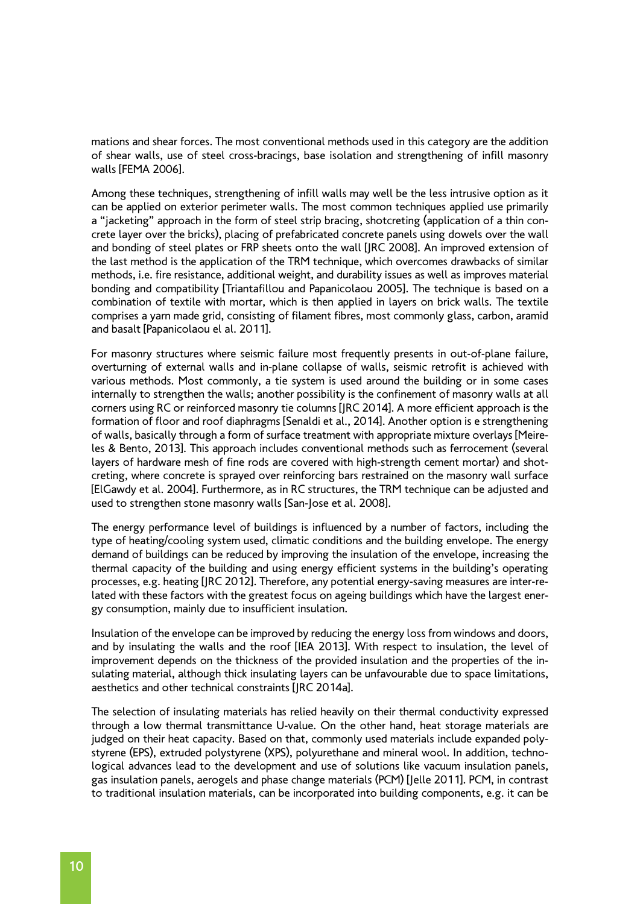mations and shear forces. The most conventional methods used in this category are the addition of shear walls, use of steel cross-bracings, base isolation and strengthening of infill masonry walls [FEMA 2006].

Among these techniques, strengthening of infill walls may well be the less intrusive option as it can be applied on exterior perimeter walls. The most common techniques applied use primarily a "jacketing" approach in the form of steel strip bracing, shotcreting (application of a thin concrete layer over the bricks), placing of prefabricated concrete panels using dowels over the wall and bonding of steel plates or FRP sheets onto the wall [JRC 2008]. An improved extension of the last method is the application of the TRM technique, which overcomes drawbacks of similar methods, i.e. fire resistance, additional weight, and durability issues as well as improves material bonding and compatibility [Triantafillou and Papanicolaou 2005]. The technique is based on a combination of textile with mortar, which is then applied in layers on brick walls. The textile comprises a yarn made grid, consisting of filament fibres, most commonly glass, carbon, aramid and basalt [Papanicolaou el al. 2011].

For masonry structures where seismic failure most frequently presents in out-of-plane failure, overturning of external walls and in-plane collapse of walls, seismic retrofit is achieved with various methods. Most commonly, a tie system is used around the building or in some cases internally to strengthen the walls; another possibility is the confinement of masonry walls at all corners using RC or reinforced masonry tie columns [JRC 2014]. A more efficient approach is the formation of floor and roof diaphragms [Senaldi et al., 2014]. Another option is e strengthening of walls, basically through a form of surface treatment with appropriate mixture overlays [Meireles & Bento, 2013]. This approach includes conventional methods such as ferrocement (several layers of hardware mesh of fine rods are covered with high-strength cement mortar) and shotcreting, where concrete is sprayed over reinforcing bars restrained on the masonry wall surface [ElGawdy et al. 2004]. Furthermore, as in RC structures, the TRM technique can be adjusted and used to strengthen stone masonry walls [San-Jose et al. 2008].

The energy performance level of buildings is influenced by a number of factors, including the type of heating/cooling system used, climatic conditions and the building envelope. The energy demand of buildings can be reduced by improving the insulation of the envelope, increasing the thermal capacity of the building and using energy efficient systems in the building's operating processes, e.g. heating [JRC 2012]. Therefore, any potential energy-saving measures are inter-related with these factors with the greatest focus on ageing buildings which have the largest energy consumption, mainly due to insufficient insulation.

Insulation of the envelope can be improved by reducing the energy loss from windows and doors, and by insulating the walls and the roof [IEA 2013]. With respect to insulation, the level of improvement depends on the thickness of the provided insulation and the properties of the insulating material, although thick insulating layers can be unfavourable due to space limitations, aesthetics and other technical constraints [JRC 2014a].

The selection of insulating materials has relied heavily on their thermal conductivity expressed through a low thermal transmittance U-value. On the other hand, heat storage materials are judged on their heat capacity. Based on that, commonly used materials include expanded polystyrene (EPS), extruded polystyrene (XPS), polyurethane and mineral wool. In addition, technological advances lead to the development and use of solutions like vacuum insulation panels, gas insulation panels, aerogels and phase change materials (PCM) [Jelle 2011]. PCM, in contrast to traditional insulation materials, can be incorporated into building components, e.g. it can be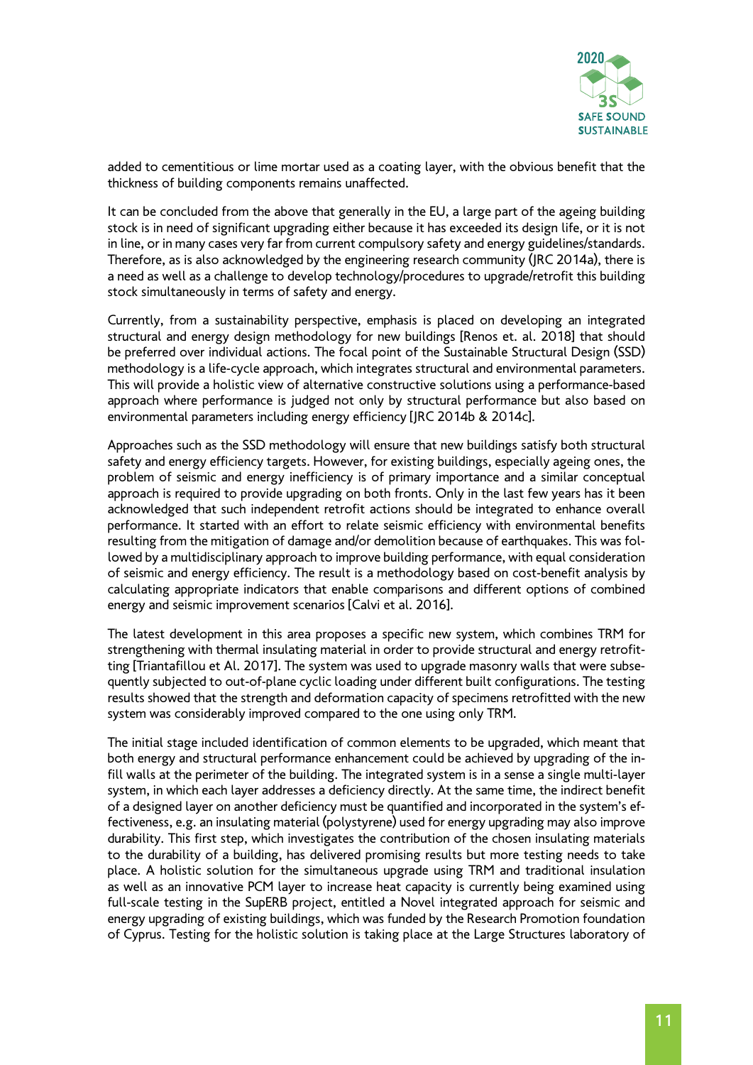added to cementitious or lime mortar used as a coating layer, with the obvious benefit that the thickness of building components remains unaffected.

It can be concluded from the above that generally in the EU, a large part of the ageing building stock is in need of significant upgrading either because it has exceeded its design life, or it is not in line, or in many cases very far from current compulsory safety and energy guidelines/standards. Therefore, as is also acknowledged by the engineering research community (JRC 2014a), there is a need as well as a challenge to develop technology/procedures to upgrade/retrofit this building stock simultaneously in terms of safety and energy.

Currently, from a sustainability perspective, emphasis is placed on developing an integrated structural and energy design methodology for new buildings [Renos et. al. 2018] that should be preferred over individual actions. The focal point of the Sustainable Structural Design (SSD) methodology is a life-cycle approach, which integrates structural and environmental parameters. This will provide a holistic view of alternative constructive solutions using a performance-based approach where performance is judged not only by structural performance but also based on environmental parameters including energy efficiency [JRC 2014b & 2014c].

Approaches such as the SSD methodology will ensure that new buildings satisfy both structural safety and energy efficiency targets. However, for existing buildings, especially ageing ones, the problem of seismic and energy inefficiency is of primary importance and a similar conceptual approach is required to provide upgrading on both fronts. Only in the last few years has it been acknowledged that such independent retrofit actions should be integrated to enhance overall performance. It started with an effort to relate seismic efficiency with environmental benefits resulting from the mitigation of damage and/or demolition because of earthquakes. This was followed by a multidisciplinary approach to improve building performance, with equal consideration of seismic and energy efficiency. The result is a methodology based on cost-benefit analysis by calculating appropriate indicators that enable comparisons and different options of combined energy and seismic improvement scenarios [Calvi et al. 2016].

The latest development in this area proposes a specific new system, which combines TRM for strengthening with thermal insulating material in order to provide structural and energy retrofitting [Triantafillou et Al. 2017]. The system was used to upgrade masonry walls that were subsequently subjected to out-of-plane cyclic loading under different built configurations. The testing results showed that the strength and deformation capacity of specimens retrofitted with the new system was considerably improved compared to the one using only TRM.

The initial stage included identification of common elements to be upgraded, which meant that both energy and structural performance enhancement could be achieved by upgrading of the infill walls at the perimeter of the building. The integrated system is in a sense a single multi-layer system, in which each layer addresses a deficiency directly. At the same time, the indirect benefit of a designed layer on another deficiency must be quantified and incorporated in the system's effectiveness, e.g. an insulating material (polystyrene) used for energy upgrading may also improve durability. This first step, which investigates the contribution of the chosen insulating materials to the durability of a building, has delivered promising results but more testing needs to take place. A holistic solution for the simultaneous upgrade using TRM and traditional insulation as well as an innovative PCM layer to increase heat capacity is currently being examined using full-scale testing in the SupERB project, entitled a Novel integrated approach for seismic and energy upgrading of existing buildings, which was funded by the Research Promotion foundation of Cyprus. Testing for the holistic solution is taking place at the Large Structures laboratory of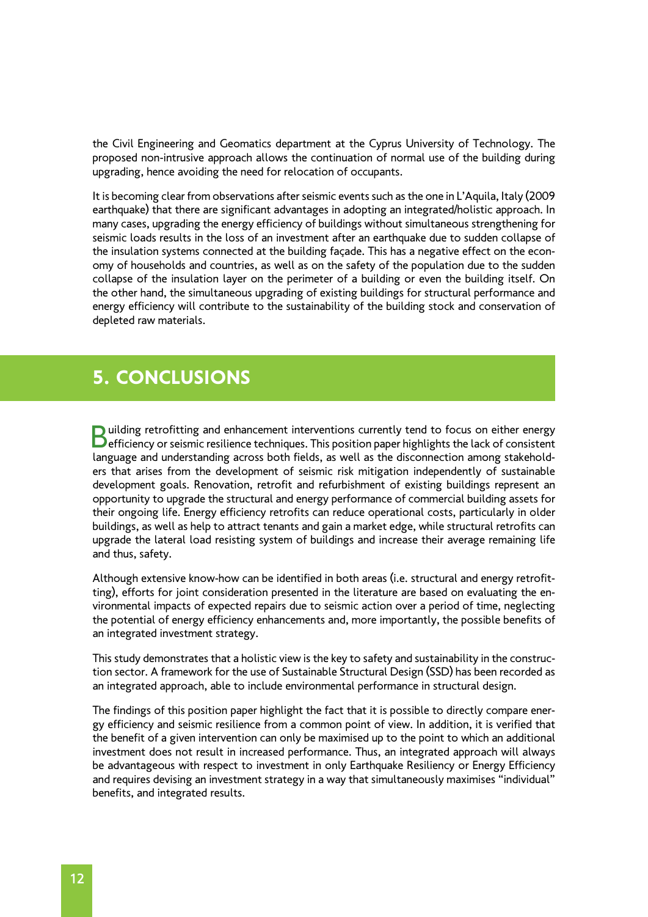the Civil Engineering and Geomatics department at the Cyprus University of Technology. The proposed non-intrusive approach allows the continuation of normal use of the building during upgrading, hence avoiding the need for relocation of occupants.

It is becoming clear from observations after seismic events such as the one in L'Aquila, Italy (2009 earthquake) that there are significant advantages in adopting an integrated/holistic approach. In many cases, upgrading the energy efficiency of buildings without simultaneous strengthening for seismic loads results in the loss of an investment after an earthquake due to sudden collapse of the insulation systems connected at the building façade. This has a negative effect on the economy of households and countries, as well as on the safety of the population due to the sudden collapse of the insulation layer on the perimeter of a building or even the building itself. On the other hand, the simultaneous upgrading of existing buildings for structural performance and energy efficiency will contribute to the sustainability of the building stock and conservation of depleted raw materials.

## 5. CONCLUSIONS

Building retrofitting and enhancement interventions currently tend to focus on either energy efficiency or seismic resilience techniques. This position paper highlights the lack of consistent language and understanding across both fields, as well as the disconnection among stakeholders that arises from the development of seismic risk mitigation independently of sustainable development goals. Renovation, retrofit and refurbishment of existing buildings represent an opportunity to upgrade the structural and energy performance of commercial building assets for their ongoing life. Energy efficiency retrofits can reduce operational costs, particularly in older buildings, as well as help to attract tenants and gain a market edge, while structural retrofits can upgrade the lateral load resisting system of buildings and increase their average remaining life and thus, safety.

Although extensive know-how can be identified in both areas (i.e. structural and energy retrofitting), efforts for joint consideration presented in the literature are based on evaluating the environmental impacts of expected repairs due to seismic action over a period of time, neglecting the potential of energy efficiency enhancements and, more importantly, the possible benefits of an integrated investment strategy.

This study demonstrates that a holistic view is the key to safety and sustainability in the construction sector. A framework for the use of Sustainable Structural Design (SSD) has been recorded as an integrated approach, able to include environmental performance in structural design.

The findings of this position paper highlight the fact that it is possible to directly compare energy efficiency and seismic resilience from a common point of view. In addition, it is verified that the benefit of a given intervention can only be maximised up to the point to which an additional investment does not result in increased performance. Thus, an integrated approach will always be advantageous with respect to investment in only Earthquake Resiliency or Energy Efficiency and requires devising an investment strategy in a way that simultaneously maximises "individual" benefits, and integrated results.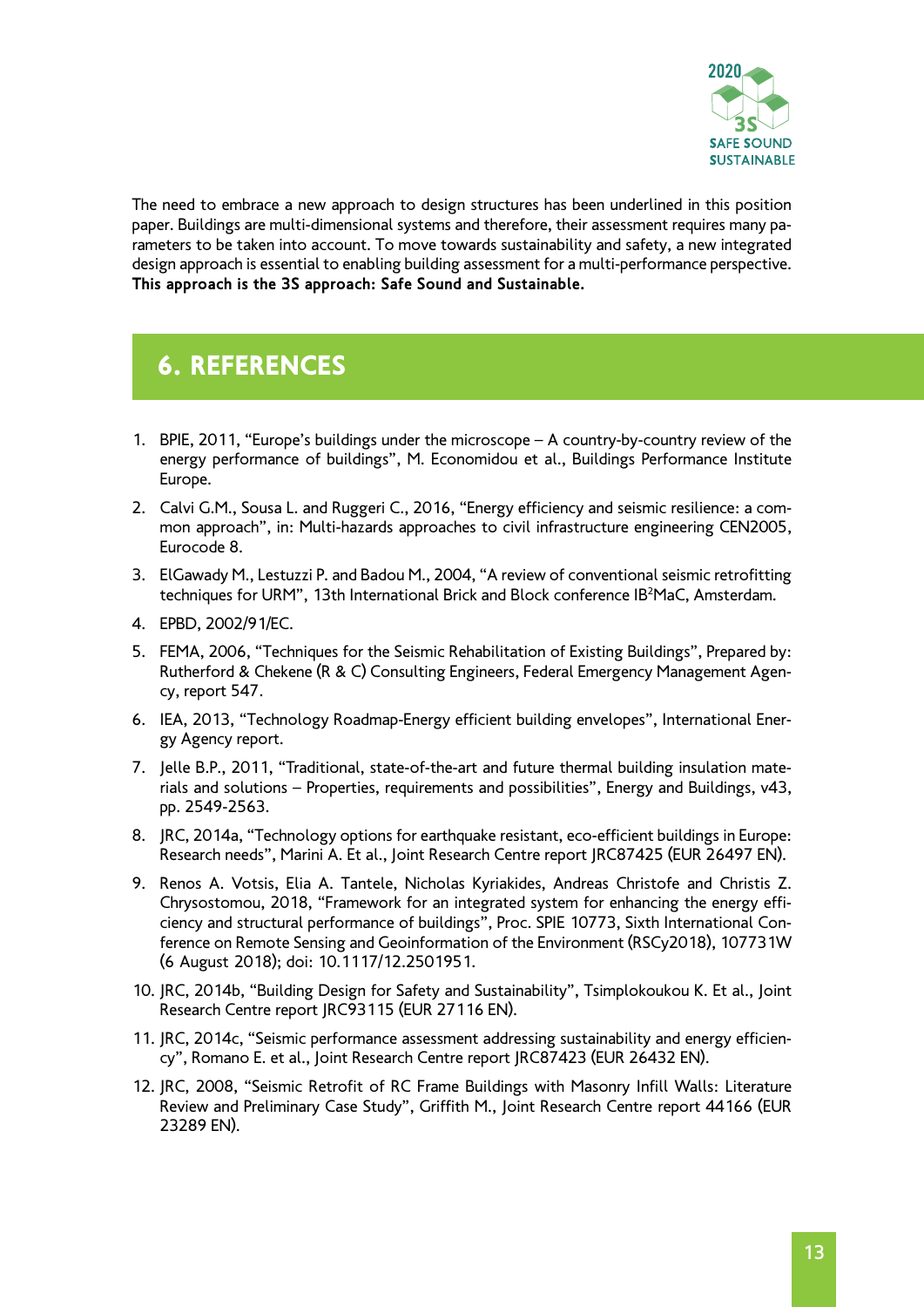The need to embrace a new approach to design structures has been underlined in this position paper. Buildings are multi-dimensional systems and therefore, their assessment requires many parameters to be taken into account. To move towards sustainability and safety, a new integrated design approach is essential to enabling building assessment for a multi-performance perspective. **This approach is the 3S approach: Safe Sound and Sustainable.**

## 6. REFERENCES

1. BPIE, 2011, "Europe's buildings under the microscope – A country-by-country review of the energy performance of buildings", M. Economidou et al., Buildings Performance Institute Europe.
2. Calvi G.M., Sousa L. and Ruggeri C., 2016, "Energy efficiency and seismic resilience: a common approach", in: Multi-hazards approaches to civil infrastructure engineering CEN2005, Eurocode 8.
3. ElGawady M., Lestuzzi P. and Badou M., 2004, "A review of conventional seismic retrofitting techniques for URM", 13th International Brick and Block conference IB$^2$MaC, Amsterdam.
4. EPBD, 2002/91/EC.
5. FEMA, 2006, "Techniques for the Seismic Rehabilitation of Existing Buildings", Prepared by: Rutherford & Chekene (R & C) Consulting Engineers, Federal Emergency Management Agency, report 547.
6. IEA, 2013, "Technology Roadmap-Energy efficient building envelopes", International Energy Agency report.
7. Jelle B.P., 2011, "Traditional, state-of-the-art and future thermal building insulation materials and solutions – Properties, requirements and possibilities", Energy and Buildings, v43, pp. 2549-2563.
8. JRC, 2014a, "Technology options for earthquake resistant, eco-efficient buildings in Europe: Research needs", Marini A. Et al., Joint Research Centre report JRC87425 (EUR 26497 EN).
9. Renos A. Votsis, Elia A. Tantele, Nicholas Kyriakides, Andreas Christofe and Christis Z. Chrysostomou, 2018, "Framework for an integrated system for enhancing the energy efficiency and structural performance of buildings", Proc. SPIE 10773, Sixth International Conference on Remote Sensing and Geoinformation of the Environment (RSCy2018), 107731W (6 August 2018); doi: 10.1117/12.2501951.
10. JRC, 2014b, "Building Design for Safety and Sustainability", Tsimplokoukou K. Et al., Joint Research Centre report JRC93115 (EUR 27116 EN).
11. JRC, 2014c, "Seismic performance assessment addressing sustainability and energy efficiency", Romano E. et al., Joint Research Centre report JRC87423 (EUR 26432 EN).
12. JRC, 2008, "Seismic Retrofit of RC Frame Buildings with Masonry Infill Walls: Literature Review and Preliminary Case Study", Griffith M., Joint Research Centre report 44166 (EUR 23289 EN).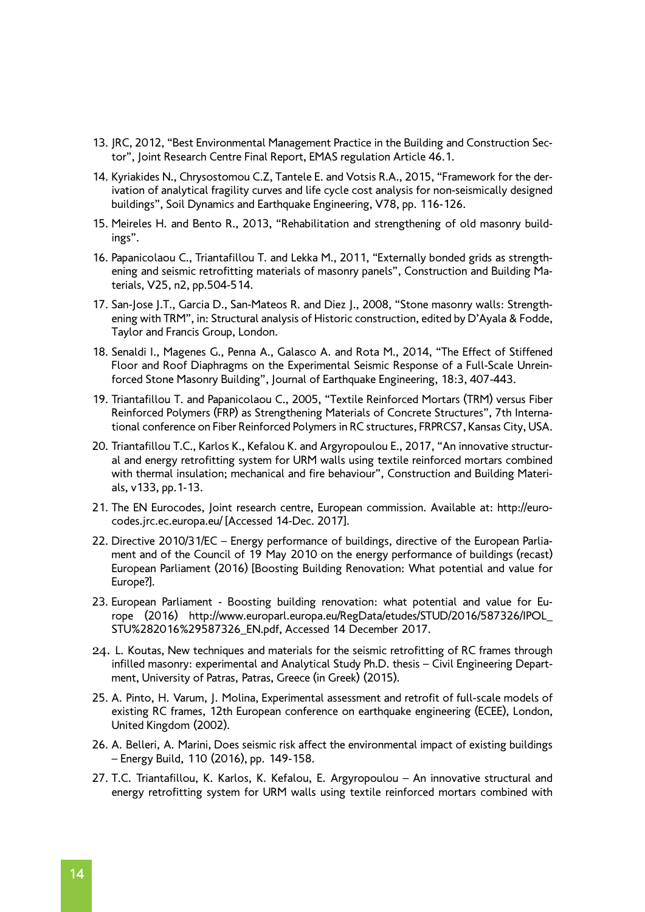13. JRC, 2012, "Best Environmental Management Practice in the Building and Construction Sector", Joint Research Centre Final Report, EMAS regulation Article 46.1.
14. Kyriakides N., Chrysostomou C.Z, Tantele E. and Votsis R.A., 2015, "Framework for the derivation of analytical fragility curves and life cycle cost analysis for non-seismically designed buildings", Soil Dynamics and Earthquake Engineering, V78, pp. 116-126.
15. Meireles H. and Bento R., 2013, "Rehabilitation and strengthening of old masonry buildings".
16. Papanicolaou C., Triantafillou T. and Lekka M., 2011, "Externally bonded grids as strengthening and seismic retrofitting materials of masonry panels", Construction and Building Materials, V25, n2, pp.504-514.
17. San-Jose J.T., Garcia D., San-Mateos R. and Diez J., 2008, "Stone masonry walls: Strengthening with TRM", in: Structural analysis of Historic construction, edited by D'Ayala & Fodde, Taylor and Francis Group, London.
18. Senaldi I., Magenes G., Penna A., Galasco A. and Rota M., 2014, "The Effect of Stiffened Floor and Roof Diaphragms on the Experimental Seismic Response of a Full-Scale Unreinforced Stone Masonry Building", Journal of Earthquake Engineering, 18:3, 407-443.
19. Triantafillou T. and Papanicolaou C., 2005, "Textile Reinforced Mortars (TRM) versus Fiber Reinforced Polymers (FRP) as Strengthening Materials of Concrete Structures", 7th International conference on Fiber Reinforced Polymers in RC structures, FRPRCS7, Kansas City, USA.
20. Triantafillou T.C., Karlos K., Kefalou K. and Argyropoulou E., 2017, "An innovative structural and energy retrofitting system for URM walls using textile reinforced mortars combined with thermal insulation; mechanical and fire behaviour", Construction and Building Materials, v133, pp.1-13.
21. The EN Eurocodes, Joint research centre, European commission. Available at: http://eurocodes.jrc.ec.europa.eu/ [Accessed 14-Dec. 2017].
22. Directive 2010/31/EC – Energy performance of buildings, directive of the European Parliament and of the Council of 19 May 2010 on the energy performance of buildings (recast) European Parliament (2016) [Boosting Building Renovation: What potential and value for Europe?].
23. European Parliament - Boosting building renovation: what potential and value for Europe (2016) http://www.europarl.europa.eu/RegData/etudes/STUD/2016/587326/IPOL_STU%282016%29587326_EN.pdf, Accessed 14 December 2017.
24. L. Koutas, New techniques and materials for the seismic retrofitting of RC frames through infilled masonry: experimental and Analytical Study Ph.D. thesis – Civil Engineering Department, University of Patras, Patras, Greece (in Greek) (2015).
25. A. Pinto, H. Varum, J. Molina, Experimental assessment and retrofit of full-scale models of existing RC frames, 12th European conference on earthquake engineering (ECEE), London, United Kingdom (2002).
26. A. Belleri, A. Marini, Does seismic risk affect the environmental impact of existing buildings – Energy Build, 110 (2016), pp. 149-158.
27. T.C. Triantafillou, K. Karlos, K. Kefalou, E. Argyropoulou – An innovative structural and energy retrofitting system for URM walls using textile reinforced mortars combined with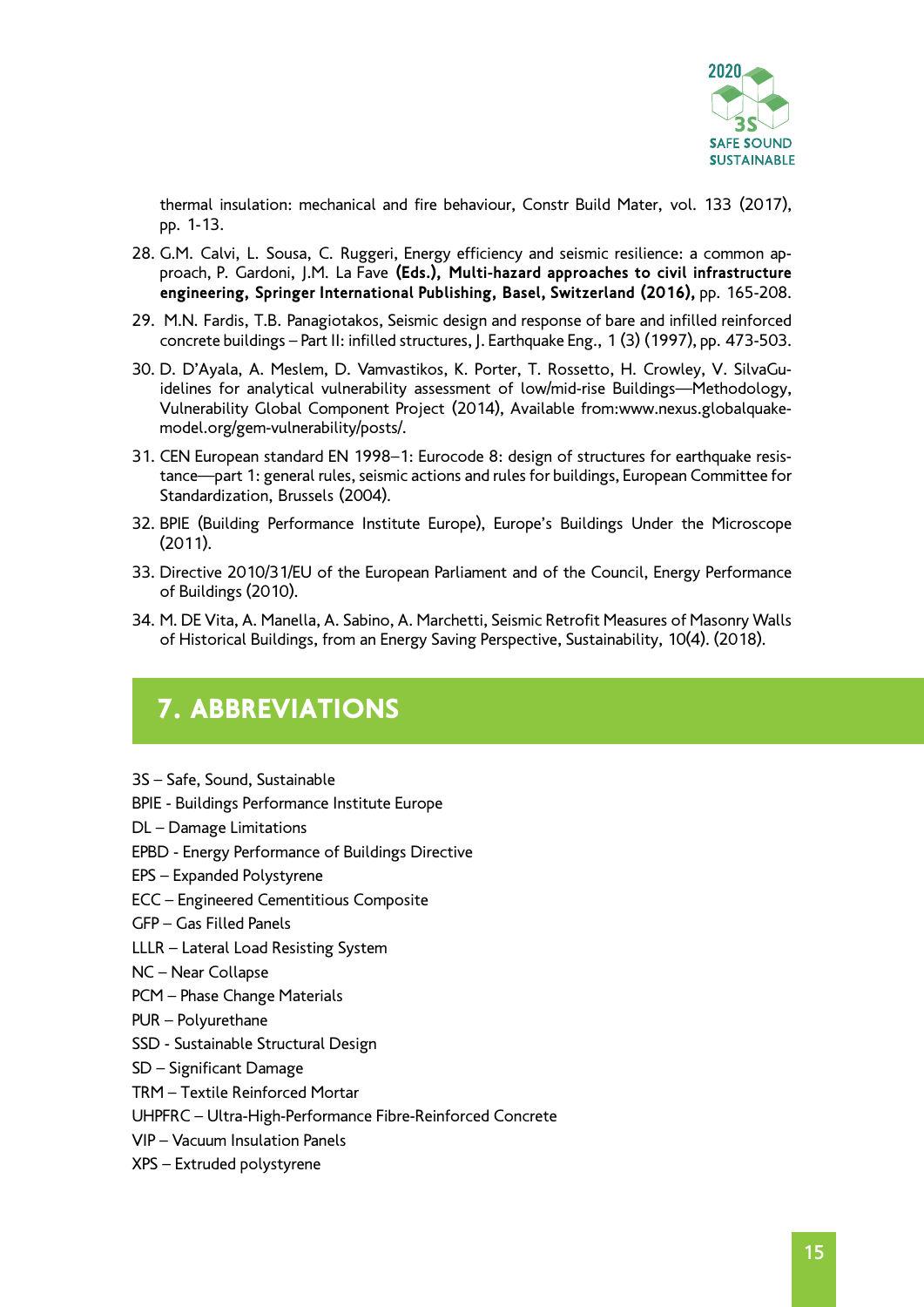thermal insulation: mechanical and fire behaviour, Constr Build Mater, vol. 133 (2017), pp. 1-13.

28. G.M. Calvi, L. Sousa, C. Ruggeri, Energy efficiency and seismic resilience: a common approach, P. Gardoni, J.M. La Fave **(Eds.), Multi-hazard approaches to civil infrastructure engineering, Springer International Publishing, Basel, Switzerland (2016),** pp. 165-208.
29. M.N. Fardis, T.B. Panagiotakos, Seismic design and response of bare and infilled reinforced concrete buildings – Part II: infilled structures, J. Earthquake Eng., 1 (3) (1997), pp. 473-503.
30. D. D'Ayala, A. Meslem, D. Vamvastikos, K. Porter, T. Rossetto, H. Crowley, V. SilvaGuidelines for analytical vulnerability assessment of low/mid-rise Buildings—Methodology, Vulnerability Global Component Project (2014), Available from:www.nexus.globalquakemodel.org/gem-vulnerability/posts/.
31. CEN European standard EN 1998–1: Eurocode 8: design of structures for earthquake resistance—part 1: general rules, seismic actions and rules for buildings, European Committee for Standardization, Brussels (2004).
32. BPIE (Building Performance Institute Europe), Europe's Buildings Under the Microscope (2011).
33. Directive 2010/31/EU of the European Parliament and of the Council, Energy Performance of Buildings (2010).
34. M. DE Vita, A. Manella, A. Sabino, A. Marchetti, Seismic Retrofit Measures of Masonry Walls of Historical Buildings, from an Energy Saving Perspective, Sustainability, 10(4). (2018).

# 7. ABBREVIATIONS

3S – Safe, Sound, Sustainable
BPIE - Buildings Performance Institute Europe
DL – Damage Limitations
EPBD - Energy Performance of Buildings Directive
EPS – Expanded Polystyrene
ECC – Engineered Cementitious Composite
GFP – Gas Filled Panels
LLLR – Lateral Load Resisting System
NC – Near Collapse
PCM – Phase Change Materials
PUR – Polyurethane
SSD - Sustainable Structural Design
SD – Significant Damage
TRM – Textile Reinforced Mortar
UHPFRC – Ultra-High-Performance Fibre-Reinforced Concrete
VIP – Vacuum Insulation Panels
XPS – Extruded polystyrene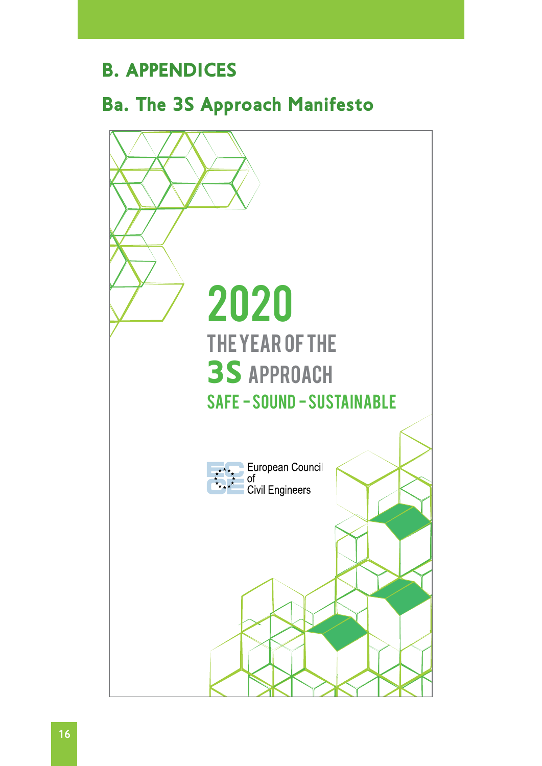# B. APPENDICES

## Ba. The 3S Approach Manifesto

2020

THE YEAR OF THE

3S APPROACH

SAFE - SOUND - SUSTAINABLE

European Council of Civil Engineers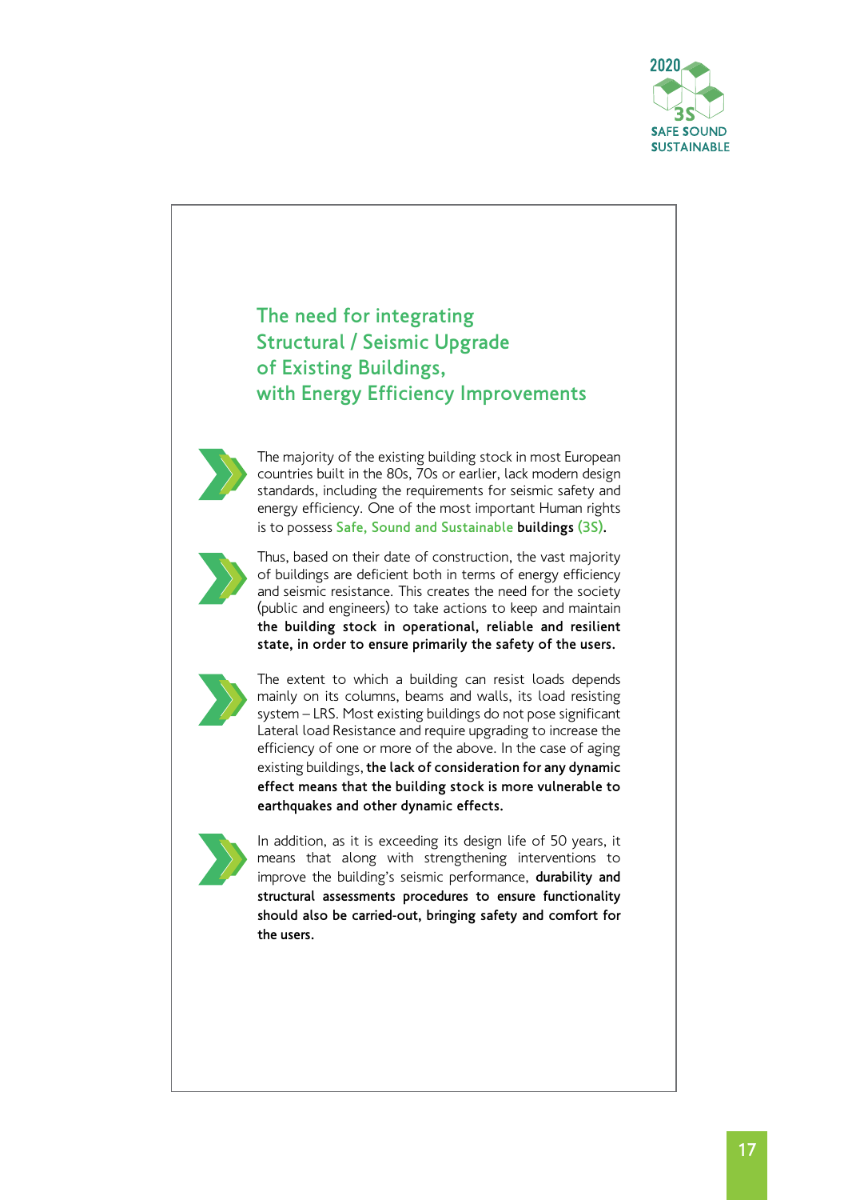## The need for integrating Structural / Seismic Upgrade of Existing Buildings, with Energy Efficiency Improvements

The majority of the existing building stock in most European countries built in the 80s, 70s or earlier, lack modern design standards, including the requirements for seismic safety and energy efficiency. One of the most important Human rights is to possess Safe, Sound and Sustainable **buildings** (3S).

Thus, based on their date of construction, the vast majority of buildings are deficient both in terms of energy efficiency and seismic resistance. This creates the need for the society (public and engineers) to take actions to keep and maintain **the building stock in operational, reliable and resilient state, in order to ensure primarily the safety of the users.**

The extent to which a building can resist loads depends mainly on its columns, beams and walls, its load resisting system – LRS. Most existing buildings do not pose significant Lateral load Resistance and require upgrading to increase the efficiency of one or more of the above. In the case of aging existing buildings, **the lack of consideration for any dynamic effect means that the building stock is more vulnerable to earthquakes and other dynamic effects.**

In addition, as it is exceeding its design life of 50 years, it means that along with strengthening interventions to improve the building's seismic performance, **durability and structural assessments procedures to ensure functionality should also be carried-out, bringing safety and comfort for the users.**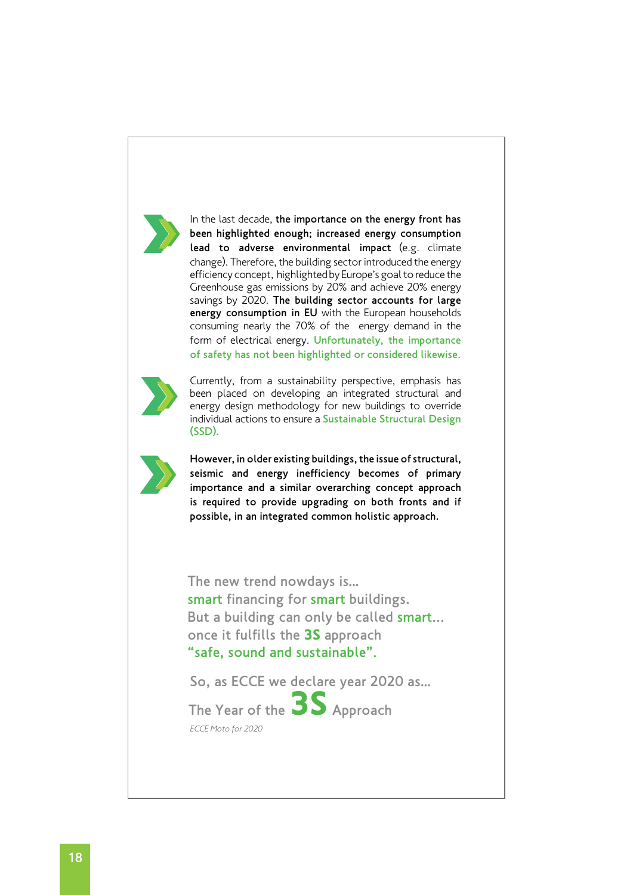In the last decade, **the importance on the energy front has been highlighted enough; increased energy consumption lead to adverse environmental impact** (e.g. climate change). Therefore, the building sector introduced the energy efficiency concept, highlighted by Europe's goal to reduce the Greenhouse gas emissions by 20% and achieve 20% energy savings by 2020. **The building sector accounts for large energy consumption in EU** with the European households consuming nearly the 70% of the energy demand in the form of electrical energy. **Unfortunately, the importance of safety has not been highlighted or considered likewise.**

Currently, from a sustainability perspective, emphasis has been placed on developing an integrated structural and energy design methodology for new buildings to override individual actions to ensure a Sustainable Structural Design (SSD).

**However, in older existing buildings, the issue of structural, seismic and energy inefficiency becomes of primary importance and a similar overarching concept approach is required to provide upgrading on both fronts and if possible, in an integrated common holistic approach.**

The new trend nowdays is...
smart financing for smart buildings.
But a building can only be called smart...
once it fulfills the **3S** approach
"safe, sound and sustainable".

So, as ECCE we declare year 2020 as...
The Year of the **3S** Approach

*ECCE Moto for 2020*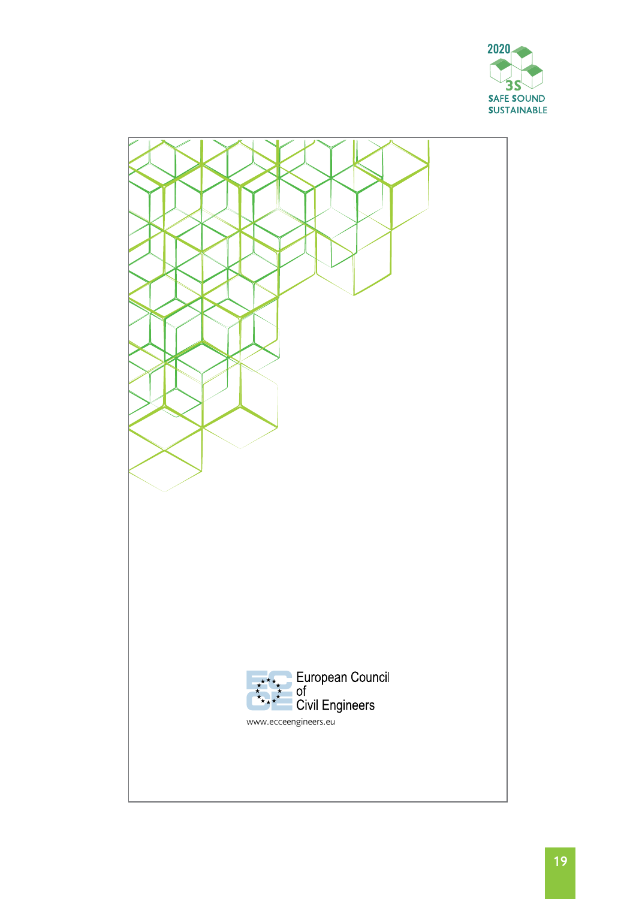European Council of Civil Engineers

www.ecceengineers.eu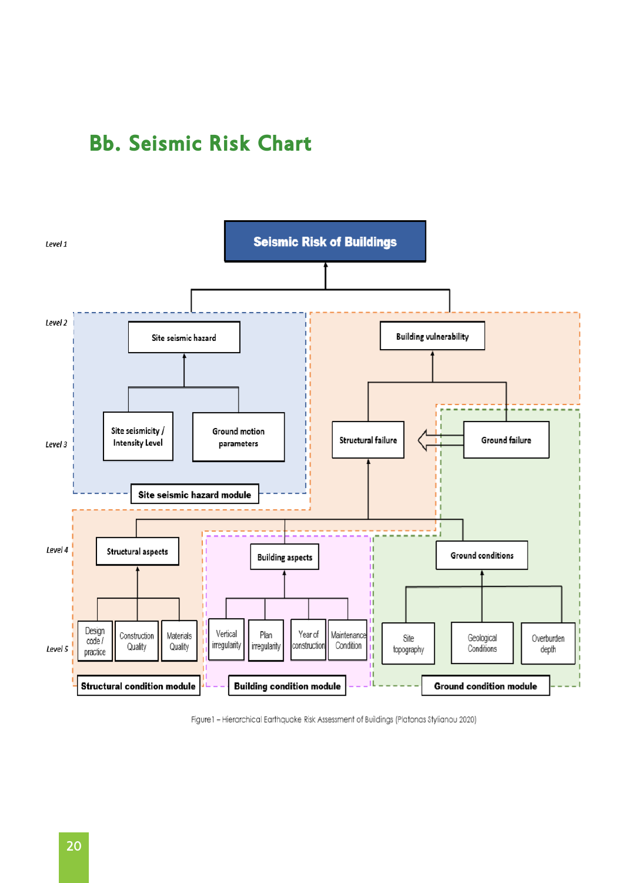## Bb. Seismic Risk Chart

Level 1

**Seismic Risk of Buildings**

Level 2

Site seismic hazard

Building vulnerability

Level 3

Site seismicity / Intensity Level

Ground motion parameters

Structural failure

Ground failure

**Site seismic hazard module**

Level 4

Structural aspects

Building aspects

Ground conditions

Level 5

Design code / practice

Construction Quality

Materials Quality

Vertical irregularity

Plan irregularity

Year of construction

Maintenance Condition

Site topography

Geological Conditions

Overburden depth

**Structural condition module**

**Building condition module**

**Ground condition module**

Figure1 – Hierarchical Earthquake Risk Assessment of Buildings (Platonas Stylianou 2020)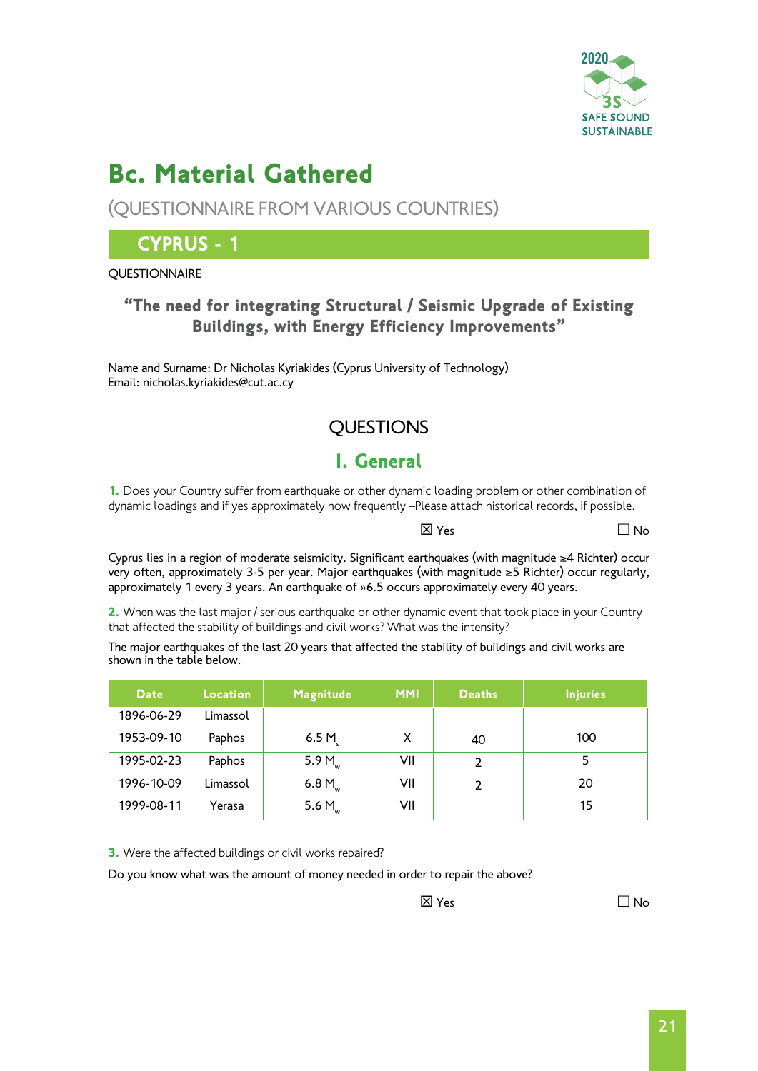# Bc. Material Gathered

(QUESTIONNAIRE FROM VARIOUS COUNTRIES)

## CYPRUS - 1

QUESTIONNAIRE

### "The need for integrating Structural / Seismic Upgrade of Existing Buildings, with Energy Efficiency Improvements"

Name and Surname: Dr Nicholas Kyriakides (Cyprus University of Technology)
Email: nicholas.kyriakides@cut.ac.cy

## QUESTIONS

## I. General

**1.** Does your Country suffer from earthquake or other dynamic loading problem or other combination of dynamic loadings and if yes approximately how frequently –Please attach historical records, if possible.

☒ Yes ☐ No

Cyprus lies in a region of moderate seismicity. Significant earthquakes (with magnitude ≥4 Richter) occur very often, approximately 3-5 per year. Major earthquakes (with magnitude ≥5 Richter) occur regularly, approximately 1 every 3 years. An earthquake of »6.5 occurs approximately every 40 years.

**2.** When was the last major / serious earthquake or other dynamic event that took place in your Country that affected the stability of buildings and civil works? What was the intensity?

The major earthquakes of the last 20 years that affected the stability of buildings and civil works are shown in the table below.

| Date | Location | Magnitude | MMI | Deaths | Injuries |
|---|---|---|---|---|---|
| 1896-06-29 | Limassol | | | | |
| 1953-09-10 | Paphos | 6.5 $M_s$ | X | 40 | 100 |
| 1995-02-23 | Paphos | 5.9 $M_w$ | VII | 2 | 5 |
| 1996-10-09 | Limassol | 6.8 $M_w$ | VII | 2 | 20 |
| 1999-08-11 | Yerasa | 5.6 $M_w$ | VII | | 15 |

**3.** Were the affected buildings or civil works repaired?

Do you know what was the amount of money needed in order to repair the above?

☒ Yes ☐ No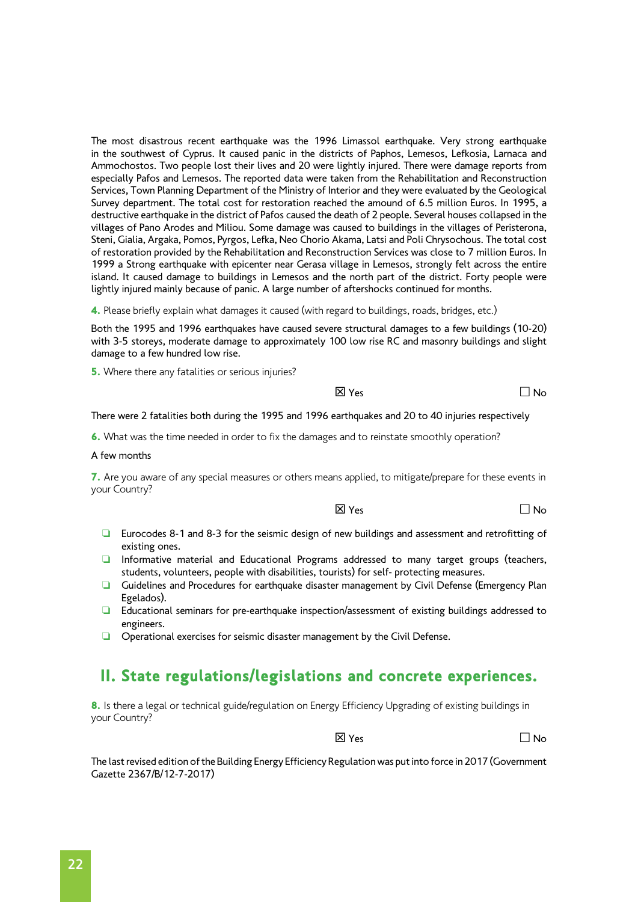The most disastrous recent earthquake was the 1996 Limassol earthquake. Very strong earthquake in the southwest of Cyprus. It caused panic in the districts of Paphos, Lemesos, Lefkosia, Larnaca and Ammochostos. Two people lost their lives and 20 were lightly injured. There were damage reports from especially Pafos and Lemesos. The reported data were taken from the Rehabilitation and Reconstruction Services, Town Planning Department of the Ministry of Interior and they were evaluated by the Geological Survey department. The total cost for restoration reached the amound of 6.5 million Euros. In 1995, a destructive earthquake in the district of Pafos caused the death of 2 people. Several houses collapsed in the villages of Pano Arodes and Miliou. Some damage was caused to buildings in the villages of Peristerona, Steni, Gialia, Argaka, Pomos, Pyrgos, Lefka, Neo Chorio Akama, Latsi and Poli Chrysochous. The total cost of restoration provided by the Rehabilitation and Reconstruction Services was close to 7 million Euros. In 1999 a Strong earthquake with epicenter near Gerasa village in Lemesos, strongly felt across the entire island. It caused damage to buildings in Lemesos and the north part of the district. Forty people were lightly injured mainly because of panic. A large number of aftershocks continued for months.

**4.** Please briefly explain what damages it caused (with regard to buildings, roads, bridges, etc.)

Both the 1995 and 1996 earthquakes have caused severe structural damages to a few buildings (10-20) with 3-5 storeys, moderate damage to approximately 100 low rise RC and masonry buildings and slight damage to a few hundred low rise.

**5.** Where there any fatalities or serious injuries?

☒ Yes ☐ No

There were 2 fatalities both during the 1995 and 1996 earthquakes and 20 to 40 injuries respectively

**6.** What was the time needed in order to fix the damages and to reinstate smoothly operation?

A few months

**7.** Are you aware of any special measures or others means applied, to mitigate/prepare for these events in your Country?

☒ Yes ☐ No

- Eurocodes 8-1 and 8-3 for the seismic design of new buildings and assessment and retrofitting of existing ones.
- Informative material and Educational Programs addressed to many target groups (teachers, students, volunteers, people with disabilities, tourists) for self- protecting measures.
- Guidelines and Procedures for earthquake disaster management by Civil Defense (Emergency Plan Egelados).
- Educational seminars for pre-earthquake inspection/assessment of existing buildings addressed to engineers.
- Operational exercises for seismic disaster management by the Civil Defense.

## II. State regulations/legislations and concrete experiences.

**8.** Is there a legal or technical guide/regulation on Energy Efficiency Upgrading of existing buildings in your Country?

☒ Yes ☐ No

The last revised edition of the Building Energy Efficiency Regulation was put into force in 2017 (Government Gazette 2367/B/12-7-2017)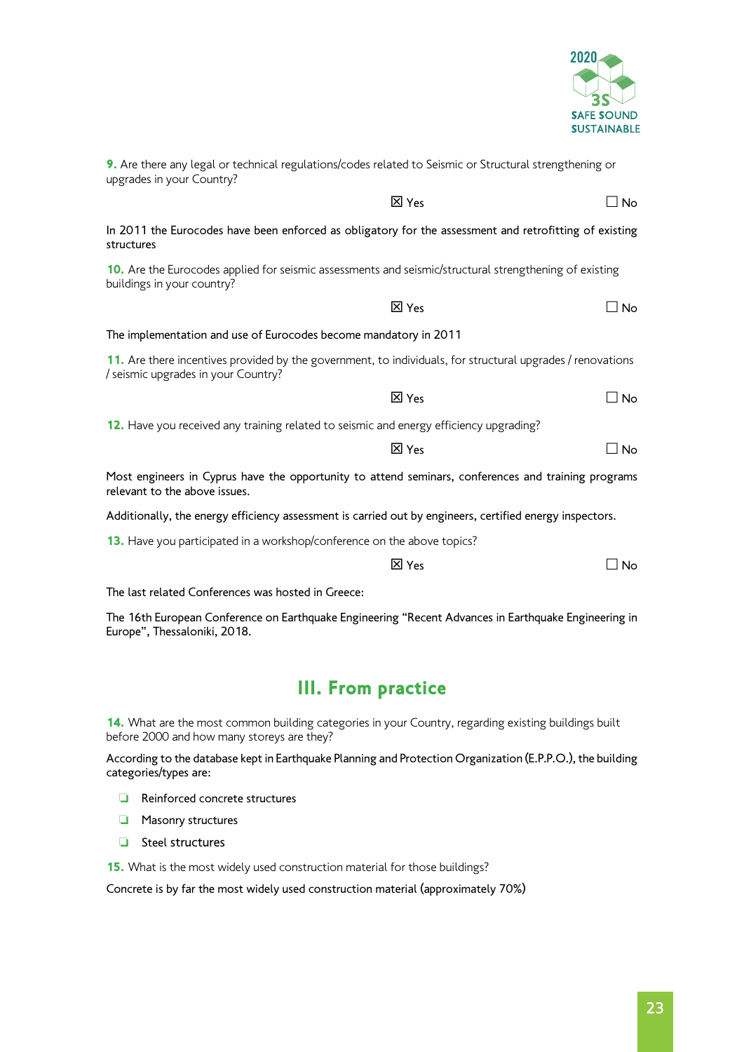**9.** Are there any legal or technical regulations/codes related to Seismic or Structural strengthening or upgrades in your Country?

☒ Yes ☐ No

In 2011 the Eurocodes have been enforced as obligatory for the assessment and retrofitting of existing structures

**10.** Are the Eurocodes applied for seismic assessments and seismic/structural strengthening of existing buildings in your country?

☒ Yes ☐ No

The implementation and use of Eurocodes become mandatory in 2011

**11.** Are there incentives provided by the government, to individuals, for structural upgrades / renovations / seismic upgrades in your Country?

☒ Yes ☐ No

**12.** Have you received any training related to seismic and energy efficiency upgrading?

☒ Yes ☐ No

Most engineers in Cyprus have the opportunity to attend seminars, conferences and training programs relevant to the above issues.

Additionally, the energy efficiency assessment is carried out by engineers, certified energy inspectors.

**13.** Have you participated in a workshop/conference on the above topics?

☒ Yes ☐ No

The last related Conferences was hosted in Greece:

The 16th European Conference on Earthquake Engineering "Recent Advances in Earthquake Engineering in Europe", Thessaloniki, 2018.

## III. From practice

**14.** What are the most common building categories in your Country, regarding existing buildings built before 2000 and how many storeys are they?

According to the database kept in Earthquake Planning and Protection Organization (E.P.P.O.), the building categories/types are:

- Reinforced concrete structures
- Masonry structures
- Steel structures

**15.** What is the most widely used construction material for those buildings?

Concrete is by far the most widely used construction material (approximately 70%)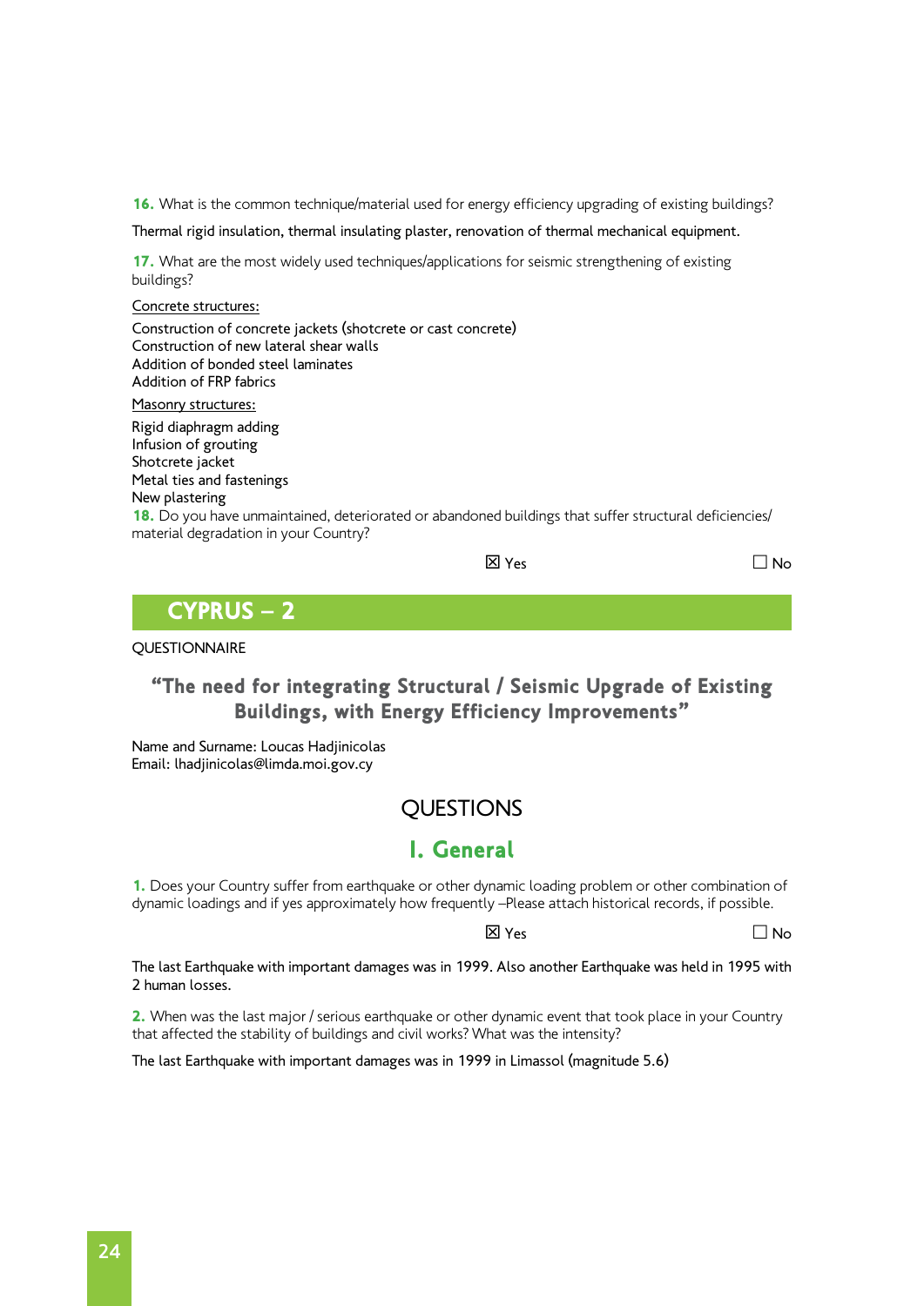**16.** What is the common technique/material used for energy efficiency upgrading of existing buildings?

Thermal rigid insulation, thermal insulating plaster, renovation of thermal mechanical equipment.

**17.** What are the most widely used techniques/applications for seismic strengthening of existing buildings?

Concrete structures:

Construction of concrete jackets (shotcrete or cast concrete)
Construction of new lateral shear walls
Addition of bonded steel laminates
Addition of FRP fabrics

Masonry structures:

Rigid diaphragm adding
Infusion of grouting
Shotcrete jacket
Metal ties and fastenings
New plastering

**18.** Do you have unmaintained, deteriorated or abandoned buildings that suffer structural deficiencies/ material degradation in your Country?

☒ Yes ☐ No

## CYPRUS – 2

QUESTIONNAIRE

### "The need for integrating Structural / Seismic Upgrade of Existing Buildings, with Energy Efficiency Improvements"

Name and Surname: Loucas Hadjinicolas
Email: lhadjinicolas@limda.moi.gov.cy

## QUESTIONS

## I. General

**1.** Does your Country suffer from earthquake or other dynamic loading problem or other combination of dynamic loadings and if yes approximately how frequently –Please attach historical records, if possible.

☒ Yes ☐ No

The last Earthquake with important damages was in 1999. Also another Earthquake was held in 1995 with 2 human losses.

**2.** When was the last major / serious earthquake or other dynamic event that took place in your Country that affected the stability of buildings and civil works? What was the intensity?

The last Earthquake with important damages was in 1999 in Limassol (magnitude 5.6)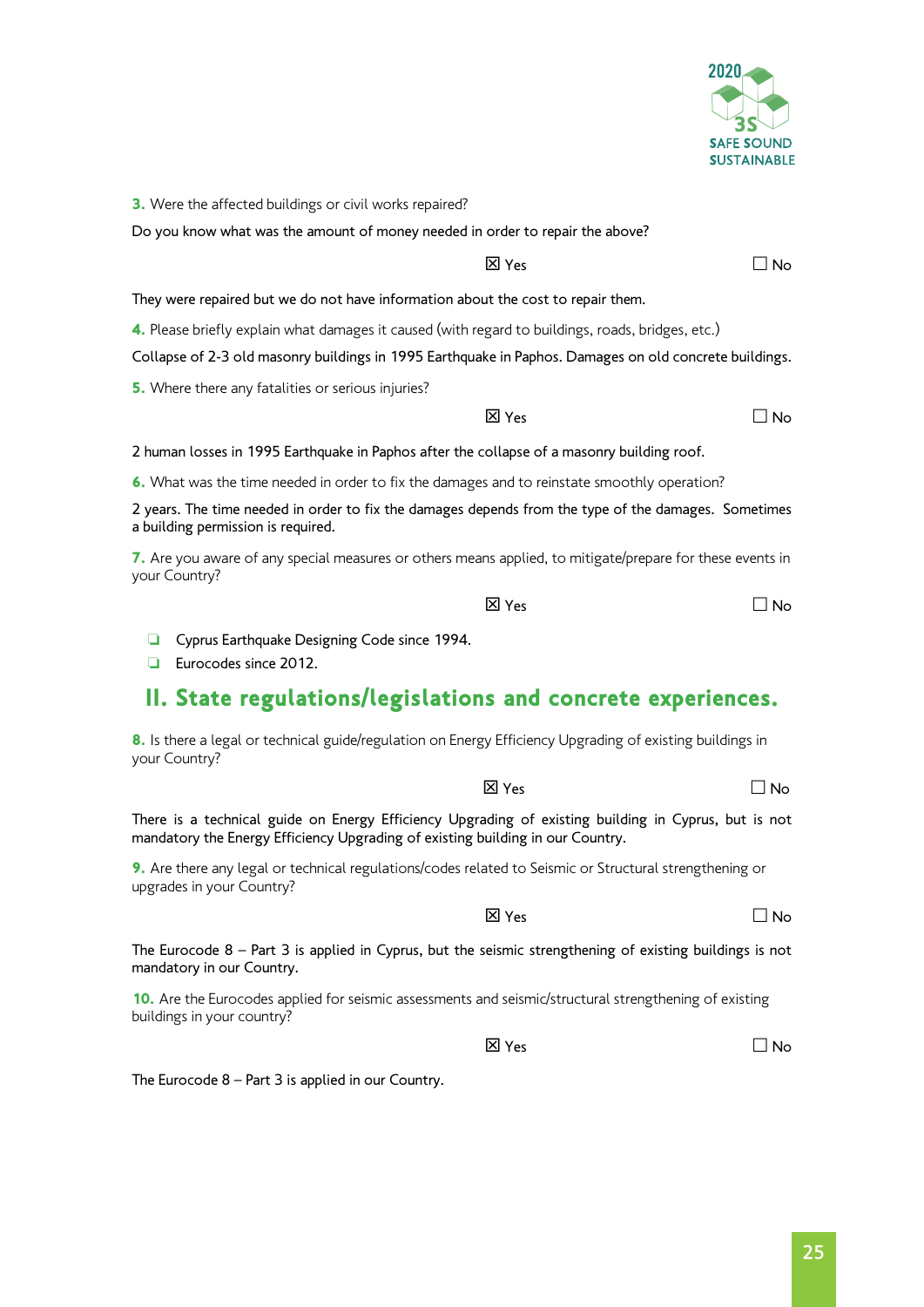**3.** Were the affected buildings or civil works repaired?

Do you know what was the amount of money needed in order to repair the above?

☒ Yes ☐ No

They were repaired but we do not have information about the cost to repair them.

**4.** Please briefly explain what damages it caused (with regard to buildings, roads, bridges, etc.)

Collapse of 2-3 old masonry buildings in 1995 Earthquake in Paphos. Damages on old concrete buildings.

**5.** Where there any fatalities or serious injuries?

☒ Yes ☐ No

2 human losses in 1995 Earthquake in Paphos after the collapse of a masonry building roof.

**6.** What was the time needed in order to fix the damages and to reinstate smoothly operation?

2 years. The time needed in order to fix the damages depends from the type of the damages. Sometimes a building permission is required.

**7.** Are you aware of any special measures or others means applied, to mitigate/prepare for these events in your Country?

☒ Yes ☐ No

- Cyprus Earthquake Designing Code since 1994.
- Eurocodes since 2012.

## II. State regulations/legislations and concrete experiences.

**8.** Is there a legal or technical guide/regulation on Energy Efficiency Upgrading of existing buildings in your Country?

☒ Yes ☐ No

There is a technical guide on Energy Efficiency Upgrading of existing building in Cyprus, but is not mandatory the Energy Efficiency Upgrading of existing building in our Country.

**9.** Are there any legal or technical regulations/codes related to Seismic or Structural strengthening or upgrades in your Country?

☒ Yes ☐ No

The Eurocode 8 – Part 3 is applied in Cyprus, but the seismic strengthening of existing buildings is not mandatory in our Country.

**10.** Are the Eurocodes applied for seismic assessments and seismic/structural strengthening of existing buildings in your country?

☒ Yes ☐ No

The Eurocode 8 – Part 3 is applied in our Country.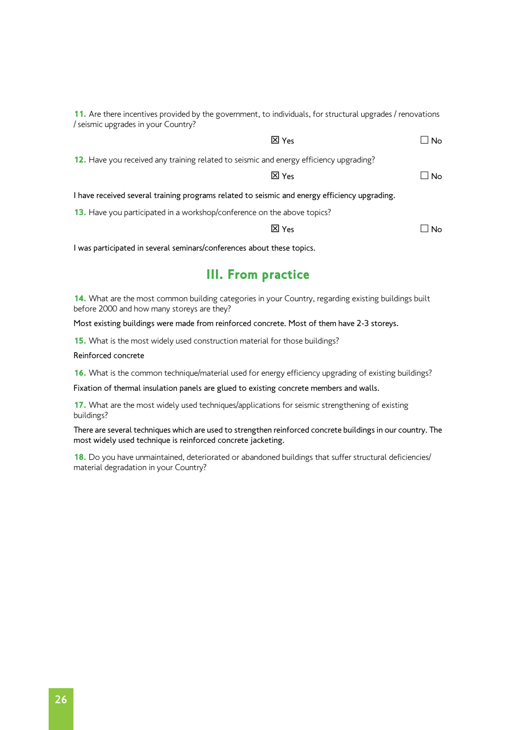**11.** Are there incentives provided by the government, to individuals, for structural upgrades / renovations / seismic upgrades in your Country?

☒ Yes ☐ No

**12.** Have you received any training related to seismic and energy efficiency upgrading?

☒ Yes ☐ No

I have received several training programs related to seismic and energy efficiency upgrading.

**13.** Have you participated in a workshop/conference on the above topics?

☒ Yes ☐ No

I was participated in several seminars/conferences about these topics.

## III. From practice

**14.** What are the most common building categories in your Country, regarding existing buildings built before 2000 and how many storeys are they?

Most existing buildings were made from reinforced concrete. Most of them have 2-3 storeys.

**15.** What is the most widely used construction material for those buildings?

Reinforced concrete

**16.** What is the common technique/material used for energy efficiency upgrading of existing buildings?

Fixation of thermal insulation panels are glued to existing concrete members and walls.

**17.** What are the most widely used techniques/applications for seismic strengthening of existing buildings?

There are several techniques which are used to strengthen reinforced concrete buildings in our country. The most widely used technique is reinforced concrete jacketing.

**18.** Do you have unmaintained, deteriorated or abandoned buildings that suffer structural deficiencies/ material degradation in your Country?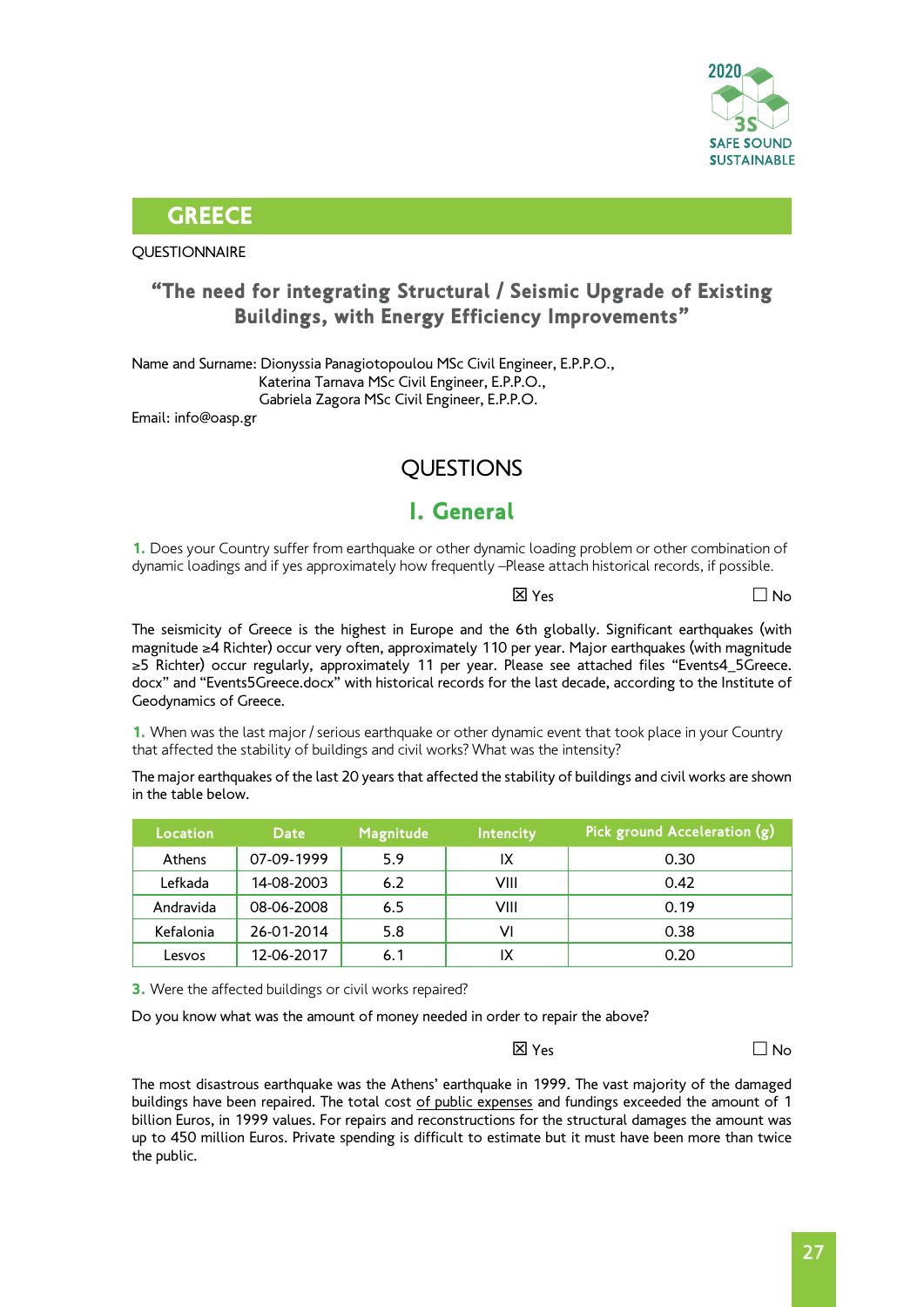## GREECE

QUESTIONNAIRE

### "The need for integrating Structural / Seismic Upgrade of Existing Buildings, with Energy Efficiency Improvements"

Name and Surname: Dionyssia Panagiotopoulou MSc Civil Engineer, E.P.P.O.,
Katerina Tarnava MSc Civil Engineer, E.P.P.O.,
Gabriela Zagora MSc Civil Engineer, E.P.P.O.

Email: info@oasp.gr

## QUESTIONS

## I. General

**1.** Does your Country suffer from earthquake or other dynamic loading problem or other combination of dynamic loadings and if yes approximately how frequently –Please attach historical records, if possible.

☒ Yes ☐ No

The seismicity of Greece is the highest in Europe and the 6th globally. Significant earthquakes (with magnitude ≥4 Richter) occur very often, approximately 110 per year. Major earthquakes (with magnitude ≥5 Richter) occur regularly, approximately 11 per year. Please see attached files "Events4_5Greece.docx" and "Events5Greece.docx" with historical records for the last decade, according to the Institute of Geodynamics of Greece.

**1.** When was the last major / serious earthquake or other dynamic event that took place in your Country that affected the stability of buildings and civil works? What was the intensity?

The major earthquakes of the last 20 years that affected the stability of buildings and civil works are shown in the table below.

| Location | Date | Magnitude | Intencity | Pick ground Acceleration (g) |
|---|---|---|---|---|
| Athens | 07-09-1999 | 5.9 | IX | 0.30 |
| Lefkada | 14-08-2003 | 6.2 | VIII | 0.42 |
| Andravida | 08-06-2008 | 6.5 | VIII | 0.19 |
| Kefalonia | 26-01-2014 | 5.8 | VI | 0.38 |
| Lesvos | 12-06-2017 | 6.1 | IX | 0.20 |

**3.** Were the affected buildings or civil works repaired?

Do you know what was the amount of money needed in order to repair the above?

☒ Yes ☐ No

The most disastrous earthquake was the Athens' earthquake in 1999. The vast majority of the damaged buildings have been repaired. The total cost of public expenses and fundings exceeded the amount of 1 billion Euros, in 1999 values. For repairs and reconstructions for the structural damages the amount was up to 450 million Euros. Private spending is difficult to estimate but it must have been more than twice the public.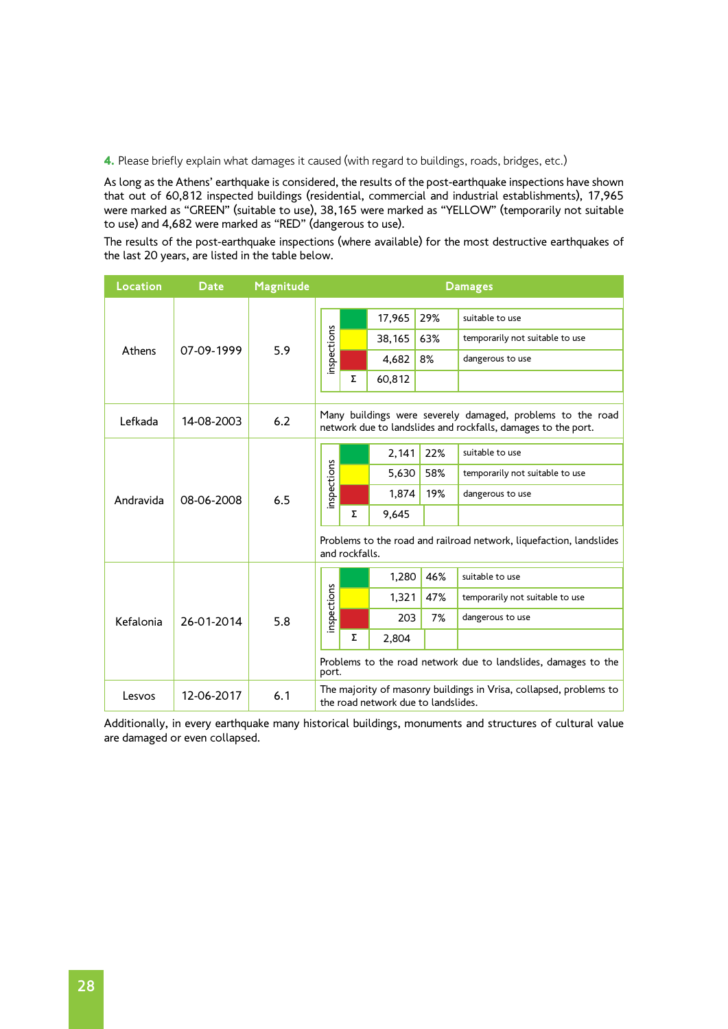**4.** Please briefly explain what damages it caused (with regard to buildings, roads, bridges, etc.)

As long as the Athens' earthquake is considered, the results of the post-earthquake inspections have shown that out of 60,812 inspected buildings (residential, commercial and industrial establishments), 17,965 were marked as "GREEN" (suitable to use), 38,165 were marked as "YELLOW" (temporarily not suitable to use) and 4,682 were marked as "RED" (dangerous to use).

The results of the post-earthquake inspections (where available) for the most destructive earthquakes of the last 20 years, are listed in the table below.

| Location | Date | Magnitude | Damages |
|---|---|---|---|
| Athens | 07-09-1999 | 5.9 | Inspections: GREEN 17,965 (29%) suitable to use; YELLOW 38,165 (63%) temporarily not suitable to use; RED 4,682 (8%) dangerous to use; Σ 60,812 |
| Lefkada | 14-08-2003 | 6.2 | Many buildings were severely damaged, problems to the road network due to landslides and rockfalls, damages to the port. |
| Andravida | 08-06-2008 | 6.5 | Inspections: GREEN 2,141 (22%) suitable to use; YELLOW 5,630 (58%) temporarily not suitable to use; RED 1,874 (19%) dangerous to use; Σ 9,645. Problems to the road and railroad network, liquefaction, landslides and rockfalls. |
| Kefalonia | 26-01-2014 | 5.8 | Inspections: GREEN 1,280 (46%) suitable to use; YELLOW 1,321 (47%) temporarily not suitable to use; RED 203 (7%) dangerous to use; Σ 2,804. Problems to the road network due to landslides, damages to the port. |
| Lesvos | 12-06-2017 | 6.1 | The majority of masonry buildings in Vrisa, collapsed, problems to the road network due to landslides. |

Additionally, in every earthquake many historical buildings, monuments and structures of cultural value are damaged or even collapsed.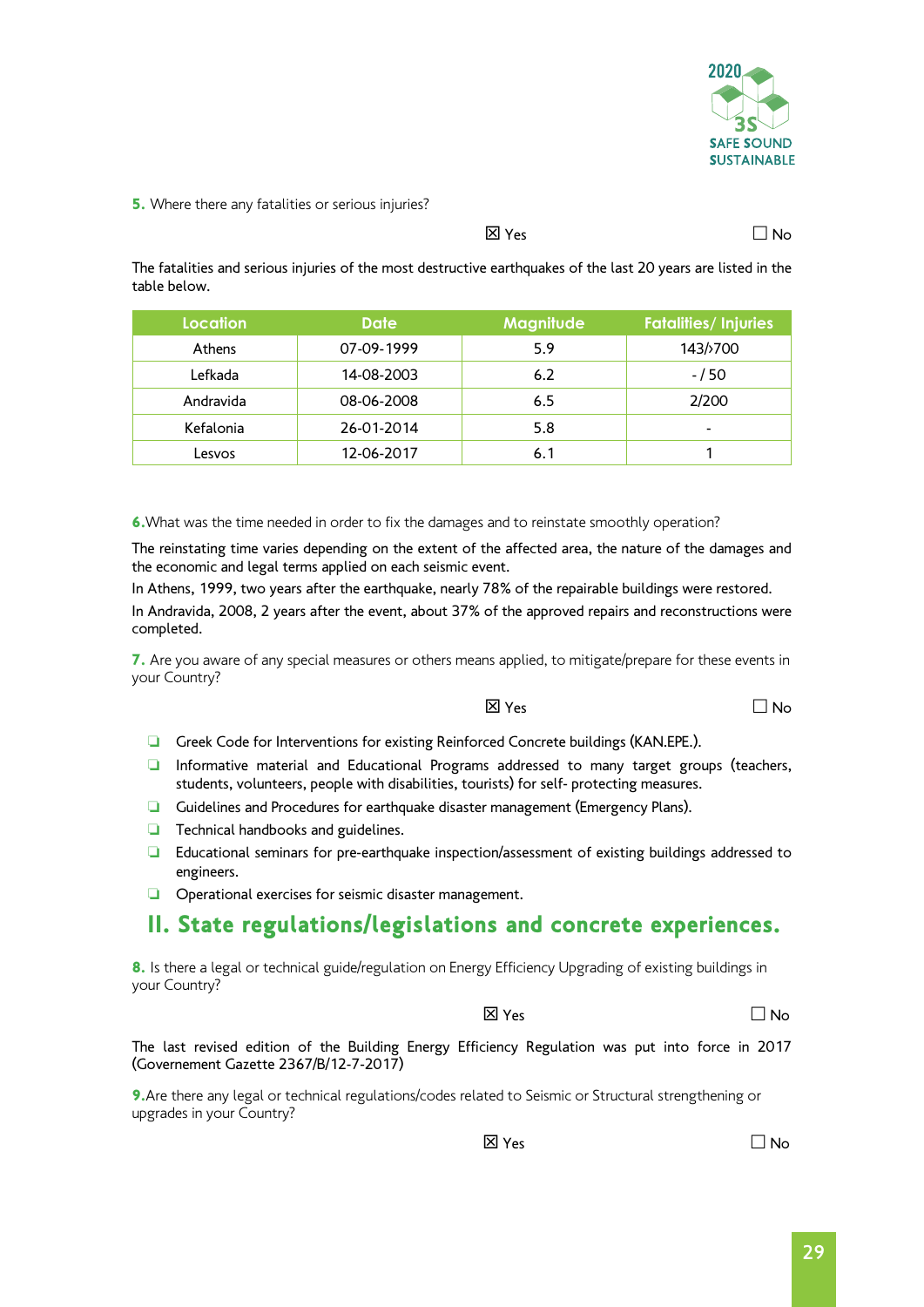**5.** Where there any fatalities or serious injuries?

☒ Yes ☐ No

The fatalities and serious injuries of the most destructive earthquakes of the last 20 years are listed in the table below.

| Location | Date | Magnitude | Fatalities/ Injuries |
|---|---|---|---|
| Athens | 07-09-1999 | 5.9 | 143/>700 |
| Lefkada | 14-08-2003 | 6.2 | - / 50 |
| Andravida | 08-06-2008 | 6.5 | 2/200 |
| Kefalonia | 26-01-2014 | 5.8 | - |
| Lesvos | 12-06-2017 | 6.1 | 1 |

**6.** What was the time needed in order to fix the damages and to reinstate smoothly operation?

The reinstating time varies depending on the extent of the affected area, the nature of the damages and the economic and legal terms applied on each seismic event.

In Athens, 1999, two years after the earthquake, nearly 78% of the repairable buildings were restored.

In Andravida, 2008, 2 years after the event, about 37% of the approved repairs and reconstructions were completed.

**7.** Are you aware of any special measures or others means applied, to mitigate/prepare for these events in your Country?

☒ Yes ☐ No

- Greek Code for Interventions for existing Reinforced Concrete buildings (KAN.EPE.).
- Informative material and Educational Programs addressed to many target groups (teachers, students, volunteers, people with disabilities, tourists) for self- protecting measures.
- Guidelines and Procedures for earthquake disaster management (Emergency Plans).
- Technical handbooks and guidelines.
- Educational seminars for pre-earthquake inspection/assessment of existing buildings addressed to engineers.
- Operational exercises for seismic disaster management.

## II. State regulations/legislations and concrete experiences.

**8.** Is there a legal or technical guide/regulation on Energy Efficiency Upgrading of existing buildings in your Country?

☒ Yes ☐ No

The last revised edition of the Building Energy Efficiency Regulation was put into force in 2017 (Governement Gazette 2367/B/12-7-2017)

**9.** Are there any legal or technical regulations/codes related to Seismic or Structural strengthening or upgrades in your Country?

☒ Yes ☐ No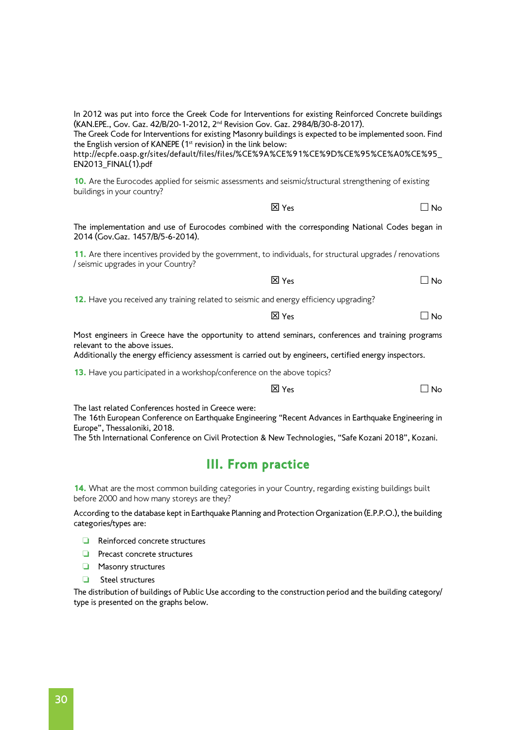In 2012 was put into force the Greek Code for Interventions for existing Reinforced Concrete buildings (KAN.EPE., Gov. Gaz. 42/B/20-1-2012, 2nd Revision Gov. Gaz. 2984/B/30-8-2017).
The Greek Code for Interventions for existing Masonry buildings is expected to be implemented soon. Find the English version of KANEPE (1st revision) in the link below:
http://ecpfe.oasp.gr/sites/default/files/files/%CE%9A%CE%91%CE%9D%CE%95%CE%A0%CE%95_EN2013_FINAL(1).pdf

**10.** Are the Eurocodes applied for seismic assessments and seismic/structural strengthening of existing buildings in your country?

☒ Yes ☐ No

The implementation and use of Eurocodes combined with the corresponding National Codes began in 2014 (Gov.Gaz. 1457/B/5-6-2014).

**11.** Are there incentives provided by the government, to individuals, for structural upgrades / renovations / seismic upgrades in your Country?

☒ Yes ☐ No

**12.** Have you received any training related to seismic and energy efficiency upgrading?

☒ Yes ☐ No

Most engineers in Greece have the opportunity to attend seminars, conferences and training programs relevant to the above issues.
Additionally the energy efficiency assessment is carried out by engineers, certified energy inspectors.

**13.** Have you participated in a workshop/conference on the above topics?

☒ Yes ☐ No

The last related Conferences hosted in Greece were:
The 16th European Conference on Earthquake Engineering "Recent Advances in Earthquake Engineering in Europe", Thessaloniki, 2018.
The 5th International Conference on Civil Protection & New Technologies, "Safe Kozani 2018", Kozani.

## III. From practice

**14.** What are the most common building categories in your Country, regarding existing buildings built before 2000 and how many storeys are they?

According to the database kept in Earthquake Planning and Protection Organization (E.P.P.O.), the building categories/types are:

- Reinforced concrete structures
- Precast concrete structures
- Masonry structures
- Steel structures

The distribution of buildings of Public Use according to the construction period and the building category/type is presented on the graphs below.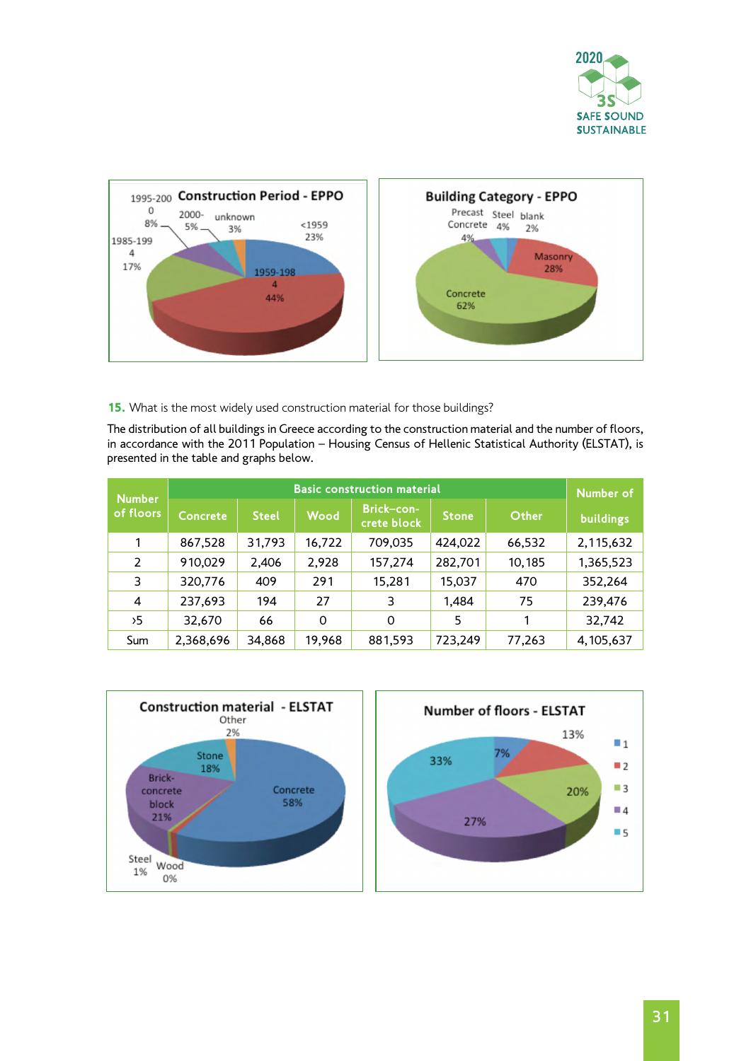**15.** What is the most widely used construction material for those buildings?

The distribution of all buildings in Greece according to the construction material and the number of floors, in accordance with the 2011 Population – Housing Census of Hellenic Statistical Authority (ELSTAT), is presented in the table and graphs below.

| Number of floors | Basic construction material | | | | | | Number of buildings |
|---|---|---|---|---|---|---|---|
| | Concrete | Steel | Wood | Brick–concrete block | Stone | Other | |
| 1 | 867,528 | 31,793 | 16,722 | 709,035 | 424,022 | 66,532 | 2,115,632 |
| 2 | 910,029 | 2,406 | 2,928 | 157,274 | 282,701 | 10,185 | 1,365,523 |
| 3 | 320,776 | 409 | 291 | 15,281 | 15,037 | 470 | 352,264 |
| 4 | 237,693 | 194 | 27 | 3 | 1,484 | 75 | 239,476 |
| ›5 | 32,670 | 66 | 0 | 0 | 5 | 1 | 32,742 |
| Sum | 2,368,696 | 34,868 | 19,968 | 881,593 | 723,249 | 77,263 | 4,105,637 |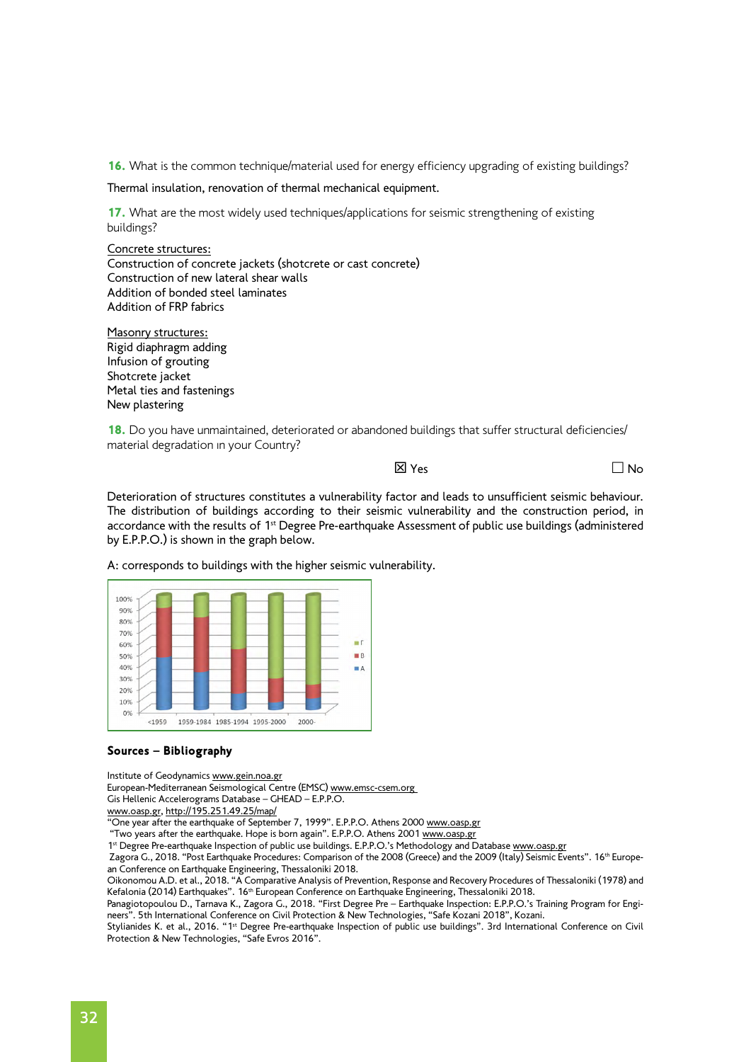**16.** What is the common technique/material used for energy efficiency upgrading of existing buildings?

Thermal insulation, renovation of thermal mechanical equipment.

**17.** What are the most widely used techniques/applications for seismic strengthening of existing buildings?

Concrete structures:
Construction of concrete jackets (shotcrete or cast concrete)
Construction of new lateral shear walls
Addition of bonded steel laminates
Addition of FRP fabrics

Masonry structures:
Rigid diaphragm adding
Infusion of grouting
Shotcrete jacket
Metal ties and fastenings
New plastering

**18.** Do you have unmaintained, deteriorated or abandoned buildings that suffer structural deficiencies/ material degradation in your Country?

☒ Yes ☐ No

Deterioration of structures constitutes a vulnerability factor and leads to unsufficient seismic behaviour. The distribution of buildings according to their seismic vulnerability and the construction period, in accordance with the results of 1st Degree Pre-earthquake Assessment of public use buildings (administered by E.P.P.O.) is shown in the graph below.

A: corresponds to buildings with the higher seismic vulnerability.

**Sources – Bibliography**

Institute of Geodynamics www.gein.noa.gr
European-Mediterranean Seismological Centre (EMSC) www.emsc-csem.org
Gis Hellenic Accelerograms Database – GHEAD – E.P.P.O.
www.oasp.gr, http://195.251.49.25/map/
"One year after the earthquake of September 7, 1999". E.P.P.O. Athens 2000 www.oasp.gr
"Two years after the earthquake. Hope is born again". E.P.P.O. Athens 2001 www.oasp.gr
1st Degree Pre-earthquake Inspection of public use buildings. E.P.P.O.'s Methodology and Database www.oasp.gr
Zagora G., 2018. "Post Earthquake Procedures: Comparison of the 2008 (Greece) and the 2009 (Italy) Seismic Events". 16th European Conference on Earthquake Engineering, Thessaloniki 2018.
Oikonomou A.D. et al., 2018. "A Comparative Analysis of Prevention, Response and Recovery Procedures of Thessaloniki (1978) and Kefalonia (2014) Earthquakes". 16th European Conference on Earthquake Engineering, Thessaloniki 2018.
Panagiotopoulou D., Tarnava K., Zagora G., 2018. "First Degree Pre – Earthquake Inspection: E.P.P.O.'s Training Program for Engineers". 5th International Conference on Civil Protection & New Technologies, "Safe Kozani 2018", Kozani.
Stylianides K. et al., 2016. "1st Degree Pre-earthquake Inspection of public use buildings". 3rd International Conference on Civil Protection & New Technologies, "Safe Evros 2016".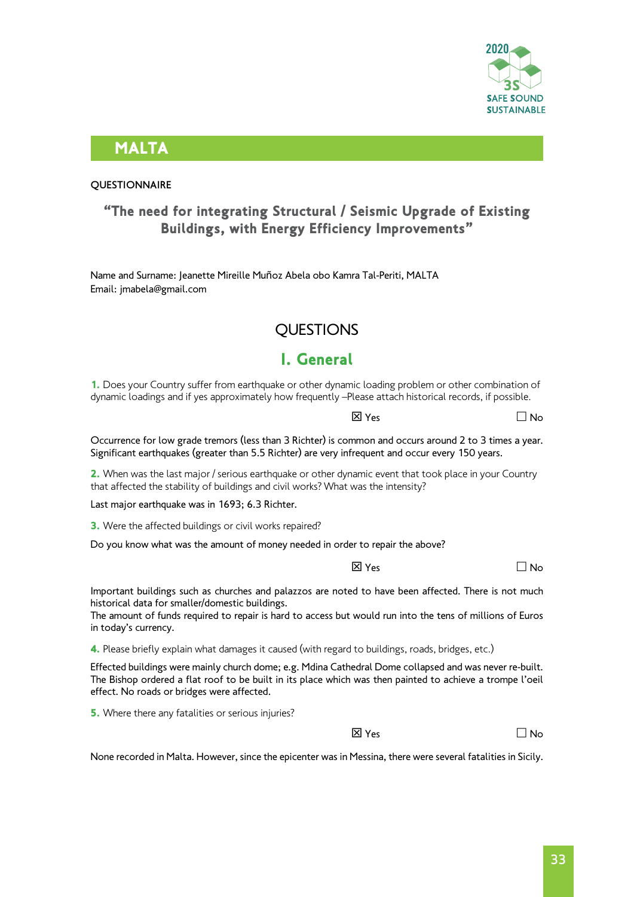# MALTA

QUESTIONNAIRE

## "The need for integrating Structural / Seismic Upgrade of Existing Buildings, with Energy Efficiency Improvements"

Name and Surname: Jeanette Mireille Muñoz Abela obo Kamra Tal-Periti, MALTA
Email: jmabela@gmail.com

## QUESTIONS

## I. General

**1.** Does your Country suffer from earthquake or other dynamic loading problem or other combination of dynamic loadings and if yes approximately how frequently –Please attach historical records, if possible.

☒ Yes ☐ No

Occurrence for low grade tremors (less than 3 Richter) is common and occurs around 2 to 3 times a year. Significant earthquakes (greater than 5.5 Richter) are very infrequent and occur every 150 years.

**2.** When was the last major / serious earthquake or other dynamic event that took place in your Country that affected the stability of buildings and civil works? What was the intensity?

Last major earthquake was in 1693; 6.3 Richter.

**3.** Were the affected buildings or civil works repaired?

Do you know what was the amount of money needed in order to repair the above?

☒ Yes ☐ No

Important buildings such as churches and palazzos are noted to have been affected. There is not much historical data for smaller/domestic buildings.
The amount of funds required to repair is hard to access but would run into the tens of millions of Euros in today's currency.

**4.** Please briefly explain what damages it caused (with regard to buildings, roads, bridges, etc.)

Effected buildings were mainly church dome; e.g. Mdina Cathedral Dome collapsed and was never re-built. The Bishop ordered a flat roof to be built in its place which was then painted to achieve a trompe l'oeil effect. No roads or bridges were affected.

**5.** Where there any fatalities or serious injuries?

☒ Yes ☐ No

None recorded in Malta. However, since the epicenter was in Messina, there were several fatalities in Sicily.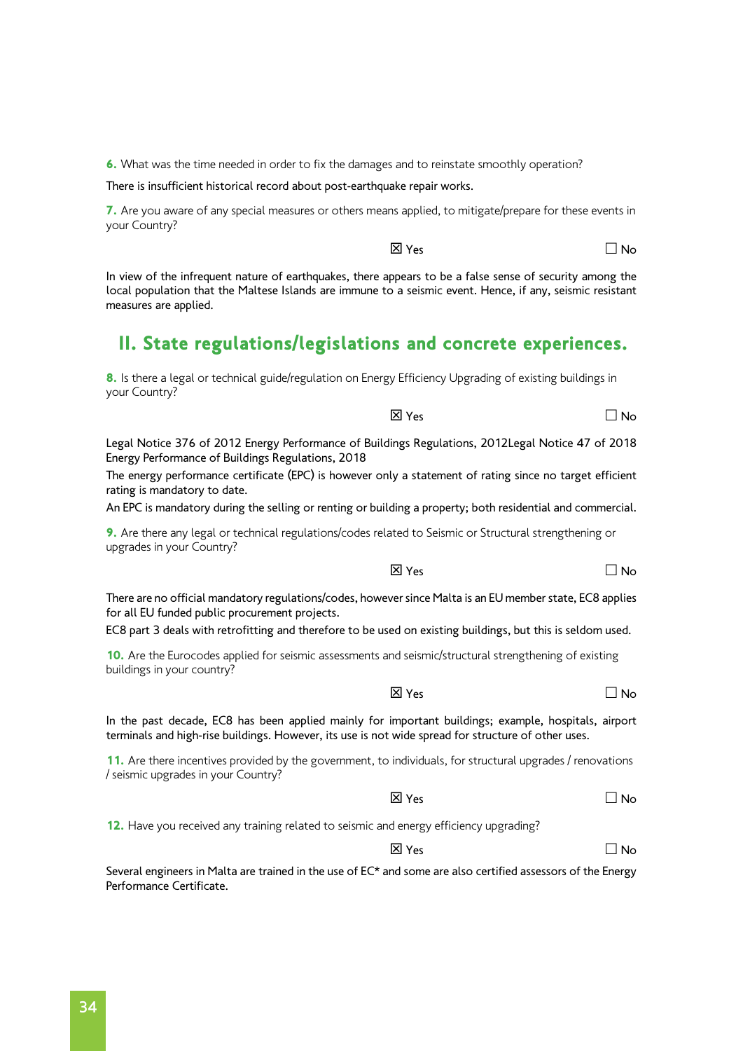**6.** What was the time needed in order to fix the damages and to reinstate smoothly operation?

There is insufficient historical record about post-earthquake repair works.

**7.** Are you aware of any special measures or others means applied, to mitigate/prepare for these events in your Country?

☒ Yes ☐ No

In view of the infrequent nature of earthquakes, there appears to be a false sense of security among the local population that the Maltese Islands are immune to a seismic event. Hence, if any, seismic resistant measures are applied.

## II. State regulations/legislations and concrete experiences.

**8.** Is there a legal or technical guide/regulation on Energy Efficiency Upgrading of existing buildings in your Country?

☒ Yes ☐ No

Legal Notice 376 of 2012 Energy Performance of Buildings Regulations, 2012Legal Notice 47 of 2018 Energy Performance of Buildings Regulations, 2018

The energy performance certificate (EPC) is however only a statement of rating since no target efficient rating is mandatory to date.

An EPC is mandatory during the selling or renting or building a property; both residential and commercial.

**9.** Are there any legal or technical regulations/codes related to Seismic or Structural strengthening or upgrades in your Country?

☒ Yes ☐ No

There are no official mandatory regulations/codes, however since Malta is an EU member state, EC8 applies for all EU funded public procurement projects.

EC8 part 3 deals with retrofitting and therefore to be used on existing buildings, but this is seldom used.

**10.** Are the Eurocodes applied for seismic assessments and seismic/structural strengthening of existing buildings in your country?

☒ Yes ☐ No

In the past decade, EC8 has been applied mainly for important buildings; example, hospitals, airport terminals and high-rise buildings. However, its use is not wide spread for structure of other uses.

**11.** Are there incentives provided by the government, to individuals, for structural upgrades / renovations / seismic upgrades in your Country?

☒ Yes ☐ No

**12.** Have you received any training related to seismic and energy efficiency upgrading?

☒ Yes ☐ No

Several engineers in Malta are trained in the use of EC* and some are also certified assessors of the Energy Performance Certificate.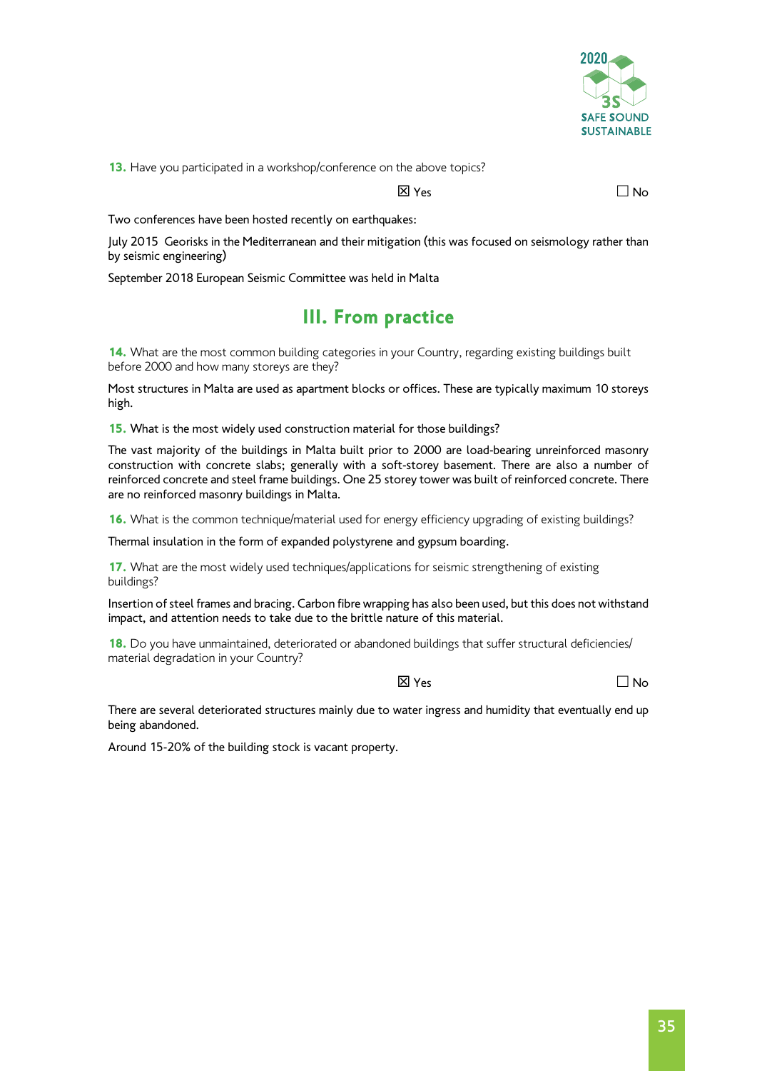**13.** Have you participated in a workshop/conference on the above topics?

☒ Yes ☐ No

Two conferences have been hosted recently on earthquakes:

July 2015 Georisks in the Mediterranean and their mitigation (this was focused on seismology rather than by seismic engineering)

September 2018 European Seismic Committee was held in Malta

## III. From practice

**14.** What are the most common building categories in your Country, regarding existing buildings built before 2000 and how many storeys are they?

Most structures in Malta are used as apartment blocks or offices. These are typically maximum 10 storeys high.

**15.** What is the most widely used construction material for those buildings?

The vast majority of the buildings in Malta built prior to 2000 are load-bearing unreinforced masonry construction with concrete slabs; generally with a soft-storey basement. There are also a number of reinforced concrete and steel frame buildings. One 25 storey tower was built of reinforced concrete. There are no reinforced masonry buildings in Malta.

**16.** What is the common technique/material used for energy efficiency upgrading of existing buildings?

Thermal insulation in the form of expanded polystyrene and gypsum boarding.

**17.** What are the most widely used techniques/applications for seismic strengthening of existing buildings?

Insertion of steel frames and bracing. Carbon fibre wrapping has also been used, but this does not withstand impact, and attention needs to take due to the brittle nature of this material.

**18.** Do you have unmaintained, deteriorated or abandoned buildings that suffer structural deficiencies/ material degradation in your Country?

☒ Yes ☐ No

There are several deteriorated structures mainly due to water ingress and humidity that eventually end up being abandoned.

Around 15-20% of the building stock is vacant property.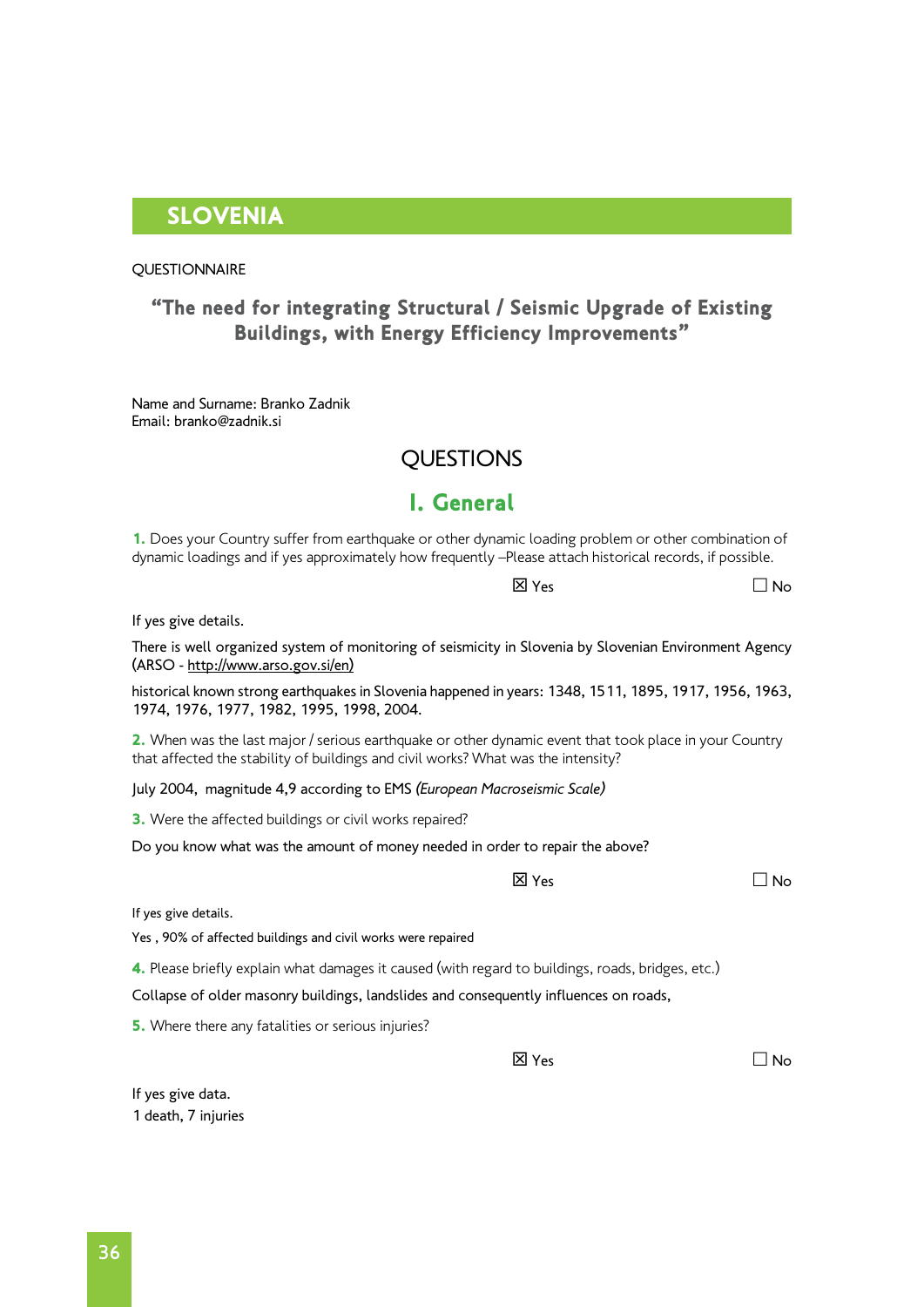# SLOVENIA

QUESTIONNAIRE

## "The need for integrating Structural / Seismic Upgrade of Existing Buildings, with Energy Efficiency Improvements"

Name and Surname: Branko Zadnik
Email: branko@zadnik.si

## QUESTIONS

## I. General

**1.** Does your Country suffer from earthquake or other dynamic loading problem or other combination of dynamic loadings and if yes approximately how frequently –Please attach historical records, if possible.

☒ Yes ☐ No

If yes give details.

There is well organized system of monitoring of seismicity in Slovenia by Slovenian Environment Agency (ARSO - http://www.arso.gov.si/en)

historical known strong earthquakes in Slovenia happened in years: 1348, 1511, 1895, 1917, 1956, 1963, 1974, 1976, 1977, 1982, 1995, 1998, 2004.

**2.** When was the last major / serious earthquake or other dynamic event that took place in your Country that affected the stability of buildings and civil works? What was the intensity?

July 2004, magnitude 4,9 according to EMS *(European Macroseismic Scale)*

**3.** Were the affected buildings or civil works repaired?

Do you know what was the amount of money needed in order to repair the above?

☒ Yes ☐ No

If yes give details.

Yes , 90% of affected buildings and civil works were repaired

**4.** Please briefly explain what damages it caused (with regard to buildings, roads, bridges, etc.)

Collapse of older masonry buildings, landslides and consequently influences on roads,

**5.** Where there any fatalities or serious injuries?

☒ Yes ☐ No

If yes give data.
1 death, 7 injuries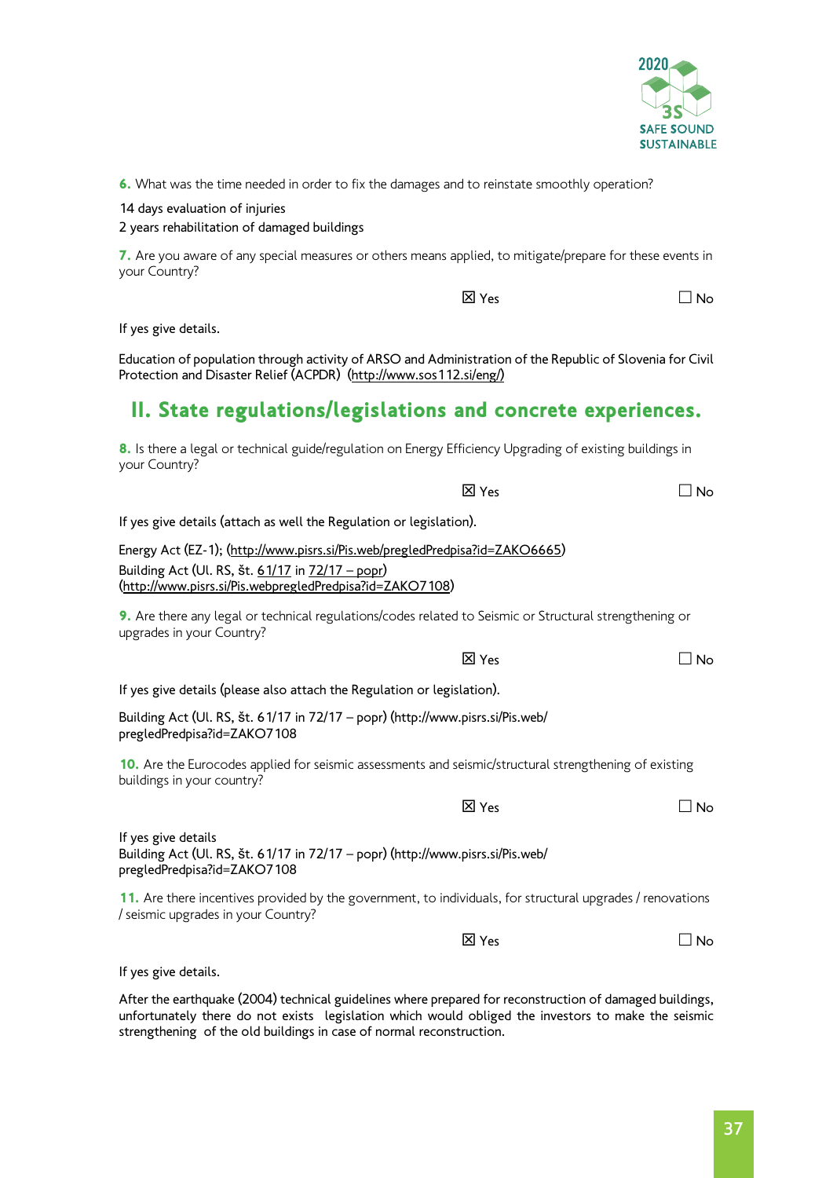**6.** What was the time needed in order to fix the damages and to reinstate smoothly operation?

14 days evaluation of injuries
2 years rehabilitation of damaged buildings

**7.** Are you aware of any special measures or others means applied, to mitigate/prepare for these events in your Country?

☒ Yes ☐ No

If yes give details.

Education of population through activity of ARSO and Administration of the Republic of Slovenia for Civil Protection and Disaster Relief (ACPDR) (http://www.sos112.si/eng/)

## II. State regulations/legislations and concrete experiences.

**8.** Is there a legal or technical guide/regulation on Energy Efficiency Upgrading of existing buildings in your Country?

☒ Yes ☐ No

If yes give details (attach as well the Regulation or legislation).

Energy Act (EZ-1); (http://www.pisrs.si/Pis.web/pregledPredpisa?id=ZAKO6665)
Building Act (Ul. RS, št. 61/17 in 72/17 – popr)
(http://www.pisrs.si/Pis.webpregledPredpisa?id=ZAKO7108)

**9.** Are there any legal or technical regulations/codes related to Seismic or Structural strengthening or upgrades in your Country?

☒ Yes ☐ No

If yes give details (please also attach the Regulation or legislation).

Building Act (Ul. RS, št. 61/17 in 72/17 – popr) (http://www.pisrs.si/Pis.web/pregledPredpisa?id=ZAKO7108

**10.** Are the Eurocodes applied for seismic assessments and seismic/structural strengthening of existing buildings in your country?

☒ Yes ☐ No

If yes give details
Building Act (Ul. RS, št. 61/17 in 72/17 – popr) (http://www.pisrs.si/Pis.web/pregledPredpisa?id=ZAKO7108

**11.** Are there incentives provided by the government, to individuals, for structural upgrades / renovations / seismic upgrades in your Country?

☒ Yes ☐ No

If yes give details.

After the earthquake (2004) technical guidelines where prepared for reconstruction of damaged buildings, unfortunately there do not exists legislation which would obliged the investors to make the seismic strengthening of the old buildings in case of normal reconstruction.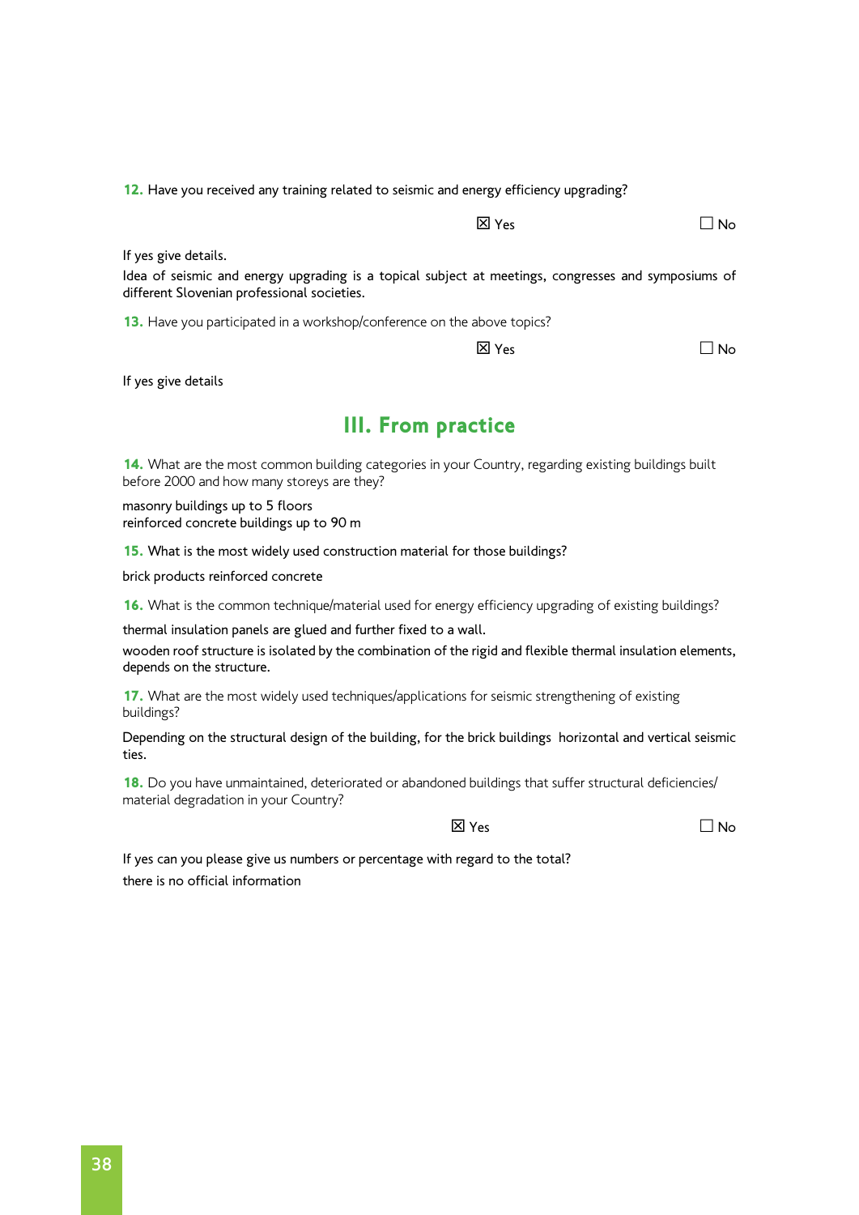**12.** Have you received any training related to seismic and energy efficiency upgrading?

☒ Yes ☐ No

If yes give details.

Idea of seismic and energy upgrading is a topical subject at meetings, congresses and symposiums of different Slovenian professional societies.

**13.** Have you participated in a workshop/conference on the above topics?

☒ Yes ☐ No

If yes give details

## III. From practice

**14.** What are the most common building categories in your Country, regarding existing buildings built before 2000 and how many storeys are they?

masonry buildings up to 5 floors
reinforced concrete buildings up to 90 m

**15.** What is the most widely used construction material for those buildings?

brick products reinforced concrete

**16.** What is the common technique/material used for energy efficiency upgrading of existing buildings?

thermal insulation panels are glued and further fixed to a wall.

wooden roof structure is isolated by the combination of the rigid and flexible thermal insulation elements, depends on the structure.

**17.** What are the most widely used techniques/applications for seismic strengthening of existing buildings?

Depending on the structural design of the building, for the brick buildings horizontal and vertical seismic ties.

**18.** Do you have unmaintained, deteriorated or abandoned buildings that suffer structural deficiencies/ material degradation in your Country?

☒ Yes ☐ No

If yes can you please give us numbers or percentage with regard to the total?

there is no official information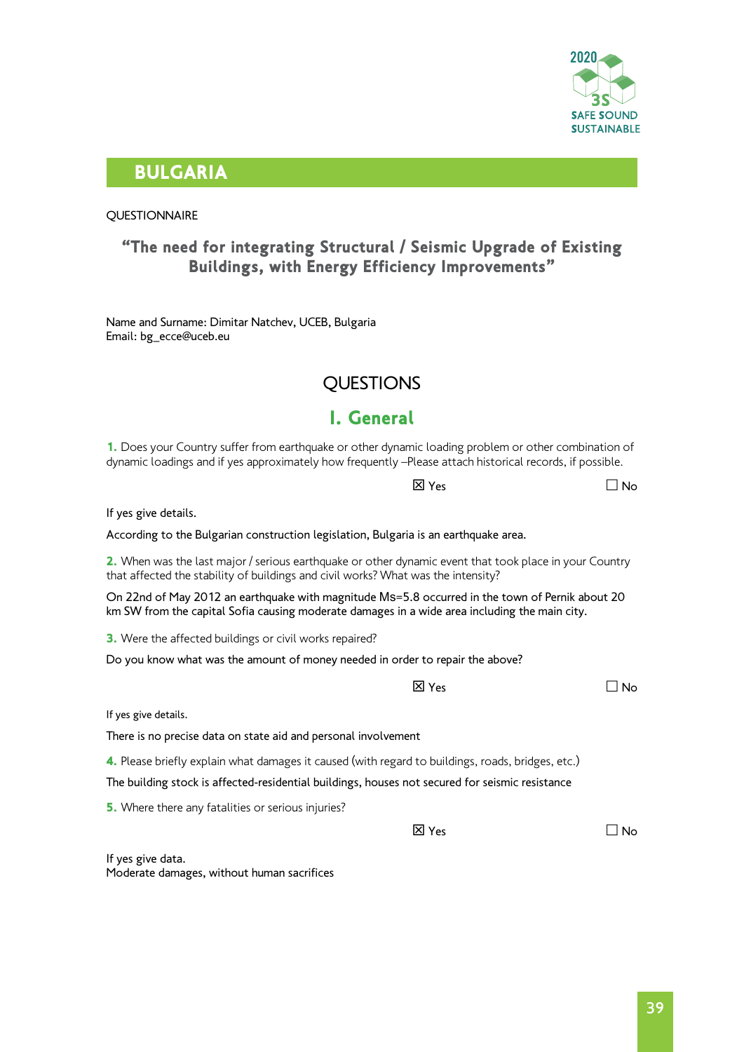# BULGARIA

QUESTIONNAIRE

## "The need for integrating Structural / Seismic Upgrade of Existing Buildings, with Energy Efficiency Improvements"

Name and Surname: Dimitar Natchev, UCEB, Bulgaria
Email: bg_ecce@uceb.eu

## QUESTIONS

## I. General

**1.** Does your Country suffer from earthquake or other dynamic loading problem or other combination of dynamic loadings and if yes approximately how frequently –Please attach historical records, if possible.

☒ Yes ☐ No

If yes give details.

According to the Bulgarian construction legislation, Bulgaria is an earthquake area.

**2.** When was the last major / serious earthquake or other dynamic event that took place in your Country that affected the stability of buildings and civil works? What was the intensity?

On 22nd of May 2012 an earthquake with magnitude Ms=5.8 occurred in the town of Pernik about 20 km SW from the capital Sofia causing moderate damages in a wide area including the main city.

**3.** Were the affected buildings or civil works repaired?

Do you know what was the amount of money needed in order to repair the above?

☒ Yes ☐ No

If yes give details.

There is no precise data on state aid and personal involvement

**4.** Please briefly explain what damages it caused (with regard to buildings, roads, bridges, etc.)

The building stock is affected-residential buildings, houses not secured for seismic resistance

**5.** Where there any fatalities or serious injuries?

☒ Yes ☐ No

If yes give data.
Moderate damages, without human sacrifices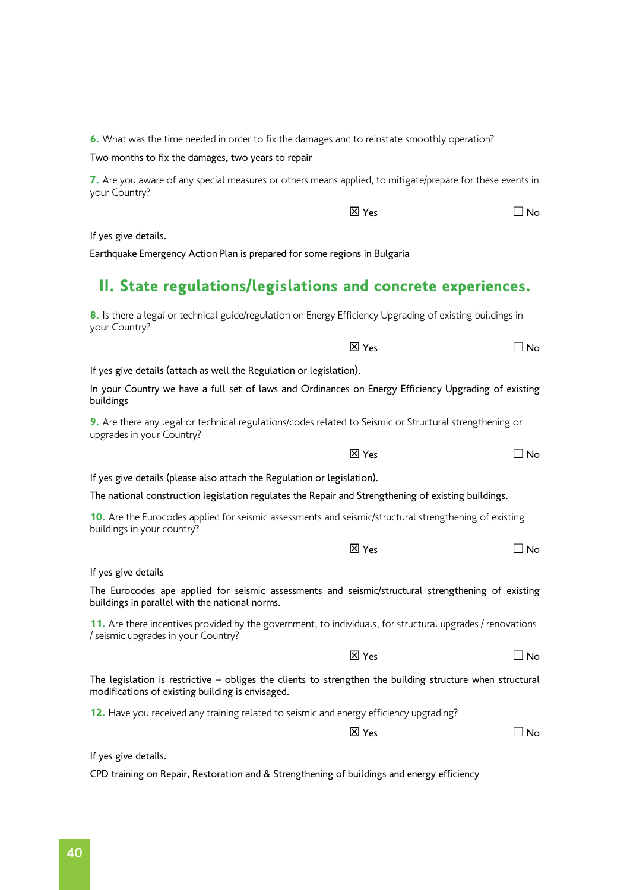**6.** What was the time needed in order to fix the damages and to reinstate smoothly operation?

Two months to fix the damages, two years to repair

**7.** Are you aware of any special measures or others means applied, to mitigate/prepare for these events in your Country?

☒ Yes ☐ No

If yes give details.

Earthquake Emergency Action Plan is prepared for some regions in Bulgaria

## II. State regulations/legislations and concrete experiences.

**8.** Is there a legal or technical guide/regulation on Energy Efficiency Upgrading of existing buildings in your Country?

☒ Yes ☐ No

If yes give details (attach as well the Regulation or legislation).

In your Country we have a full set of laws and Ordinances on Energy Efficiency Upgrading of existing buildings

**9.** Are there any legal or technical regulations/codes related to Seismic or Structural strengthening or upgrades in your Country?

☒ Yes ☐ No

If yes give details (please also attach the Regulation or legislation).

The national construction legislation regulates the Repair and Strengthening of existing buildings.

**10.** Are the Eurocodes applied for seismic assessments and seismic/structural strengthening of existing buildings in your country?

☒ Yes ☐ No

If yes give details

The Eurocodes ape applied for seismic assessments and seismic/structural strengthening of existing buildings in parallel with the national norms.

**11.** Are there incentives provided by the government, to individuals, for structural upgrades / renovations / seismic upgrades in your Country?

☒ Yes ☐ No

The legislation is restrictive – obliges the clients to strengthen the building structure when structural modifications of existing building is envisaged.

**12.** Have you received any training related to seismic and energy efficiency upgrading?

☒ Yes ☐ No

If yes give details.

CPD training on Repair, Restoration and & Strengthening of buildings and energy efficiency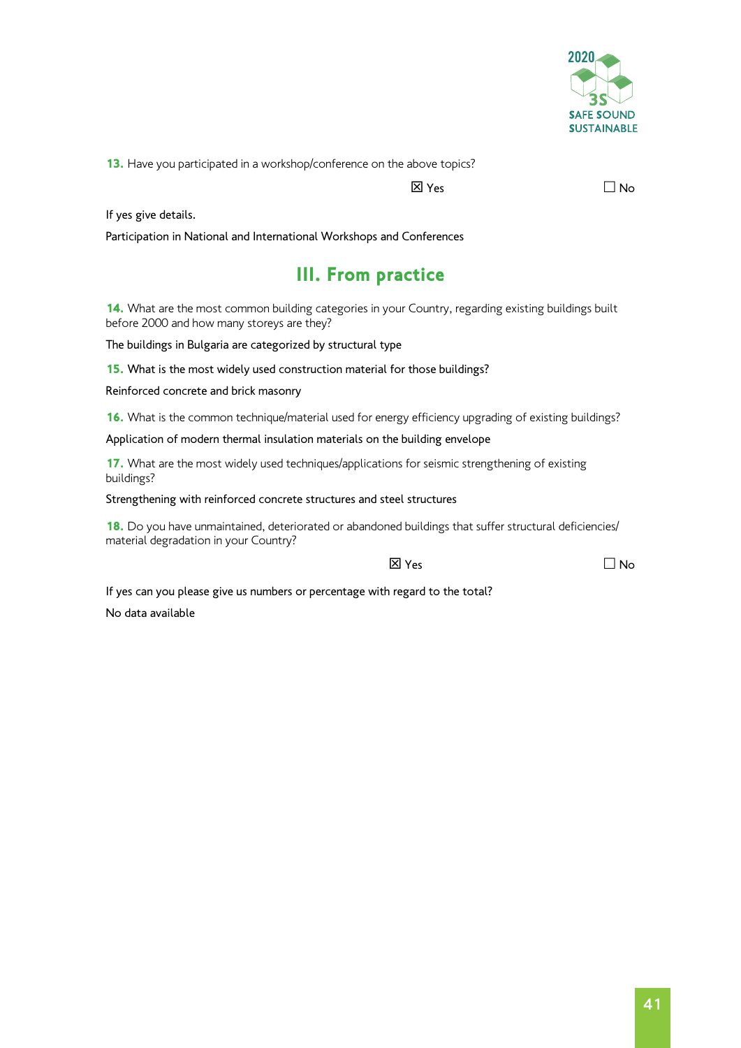**13.** Have you participated in a workshop/conference on the above topics?

☒ Yes ☐ No

If yes give details.

Participation in National and International Workshops and Conferences

## III. From practice

**14.** What are the most common building categories in your Country, regarding existing buildings built before 2000 and how many storeys are they?

The buildings in Bulgaria are categorized by structural type

**15.** What is the most widely used construction material for those buildings?

Reinforced concrete and brick masonry

**16.** What is the common technique/material used for energy efficiency upgrading of existing buildings?

Application of modern thermal insulation materials on the building envelope

**17.** What are the most widely used techniques/applications for seismic strengthening of existing buildings?

Strengthening with reinforced concrete structures and steel structures

**18.** Do you have unmaintained, deteriorated or abandoned buildings that suffer structural deficiencies/ material degradation in your Country?

☒ Yes ☐ No

If yes can you please give us numbers or percentage with regard to the total?

No data available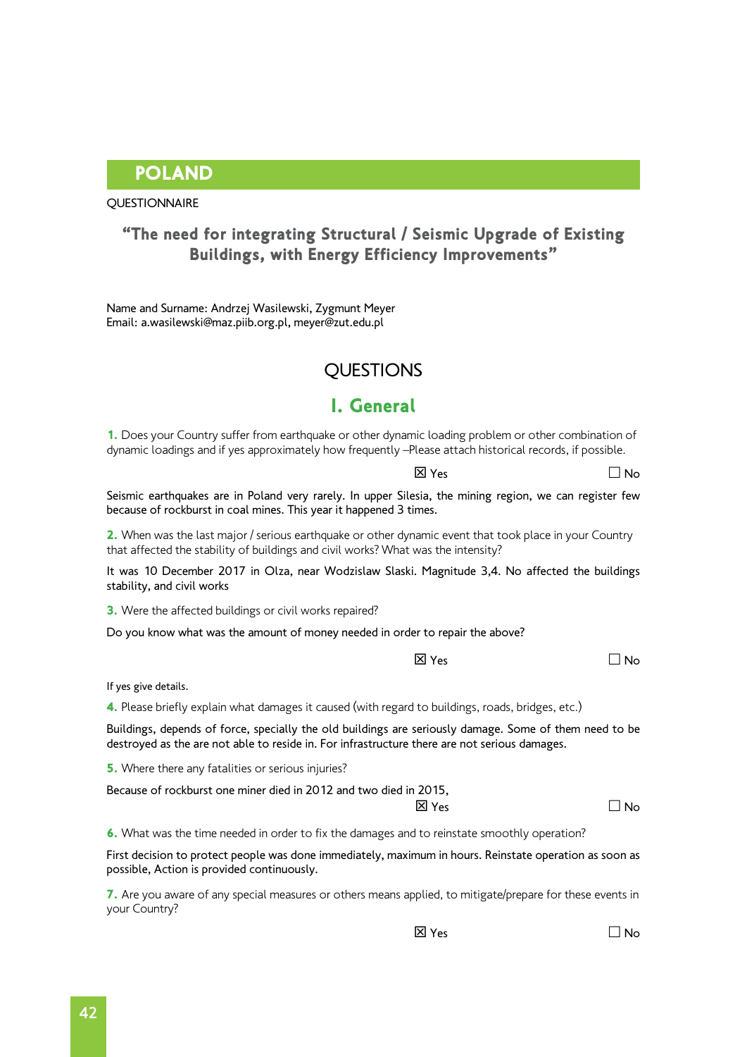# POLAND

QUESTIONNAIRE

### "The need for integrating Structural / Seismic Upgrade of Existing Buildings, with Energy Efficiency Improvements"

Name and Surname: Andrzej Wasilewski, Zygmunt Meyer
Email: a.wasilewski@maz.piib.org.pl, meyer@zut.edu.pl

## QUESTIONS

## I. General

**1.** Does your Country suffer from earthquake or other dynamic loading problem or other combination of dynamic loadings and if yes approximately how frequently –Please attach historical records, if possible.

☒ Yes ☐ No

Seismic earthquakes are in Poland very rarely. In upper Silesia, the mining region, we can register few because of rockburst in coal mines. This year it happened 3 times.

**2.** When was the last major / serious earthquake or other dynamic event that took place in your Country that affected the stability of buildings and civil works? What was the intensity?

It was 10 December 2017 in Olza, near Wodzislaw Slaski. Magnitude 3,4. No affected the buildings stability, and civil works

**3.** Were the affected buildings or civil works repaired?

Do you know what was the amount of money needed in order to repair the above?

☒ Yes ☐ No

If yes give details.

**4.** Please briefly explain what damages it caused (with regard to buildings, roads, bridges, etc.)

Buildings, depends of force, specially the old buildings are seriously damage. Some of them need to be destroyed as the are not able to reside in. For infrastructure there are not serious damages.

**5.** Where there any fatalities or serious injuries?

Because of rockburst one miner died in 2012 and two died in 2015,

☒ Yes ☐ No

**6.** What was the time needed in order to fix the damages and to reinstate smoothly operation?

First decision to protect people was done immediately, maximum in hours. Reinstate operation as soon as possible, Action is provided continuously.

**7.** Are you aware of any special measures or others means applied, to mitigate/prepare for these events in your Country?

☒ Yes ☐ No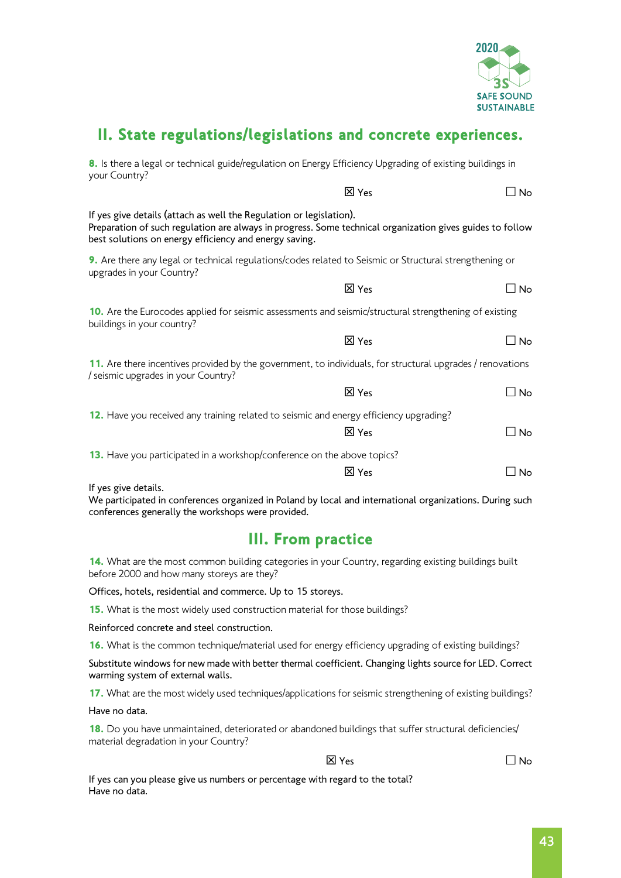## II. State regulations/legislations and concrete experiences.

**8.** Is there a legal or technical guide/regulation on Energy Efficiency Upgrading of existing buildings in your Country?

☒ Yes ☐ No

If yes give details (attach as well the Regulation or legislation).
Preparation of such regulation are always in progress. Some technical organization gives guides to follow best solutions on energy efficiency and energy saving.

**9.** Are there any legal or technical regulations/codes related to Seismic or Structural strengthening or upgrades in your Country?

☒ Yes ☐ No

**10.** Are the Eurocodes applied for seismic assessments and seismic/structural strengthening of existing buildings in your country?

☒ Yes ☐ No

**11.** Are there incentives provided by the government, to individuals, for structural upgrades / renovations / seismic upgrades in your Country?

☒ Yes ☐ No

**12.** Have you received any training related to seismic and energy efficiency upgrading?

☒ Yes ☐ No

**13.** Have you participated in a workshop/conference on the above topics?

☒ Yes ☐ No

If yes give details.
We participated in conferences organized in Poland by local and international organizations. During such conferences generally the workshops were provided.

## III. From practice

**14.** What are the most common building categories in your Country, regarding existing buildings built before 2000 and how many storeys are they?

Offices, hotels, residential and commerce. Up to 15 storeys.

**15.** What is the most widely used construction material for those buildings?

Reinforced concrete and steel construction.

**16.** What is the common technique/material used for energy efficiency upgrading of existing buildings?

Substitute windows for new made with better thermal coefficient. Changing lights source for LED. Correct warming system of external walls.

**17.** What are the most widely used techniques/applications for seismic strengthening of existing buildings?

Have no data.

**18.** Do you have unmaintained, deteriorated or abandoned buildings that suffer structural deficiencies/ material degradation in your Country?

☒ Yes ☐ No

If yes can you please give us numbers or percentage with regard to the total?
Have no data.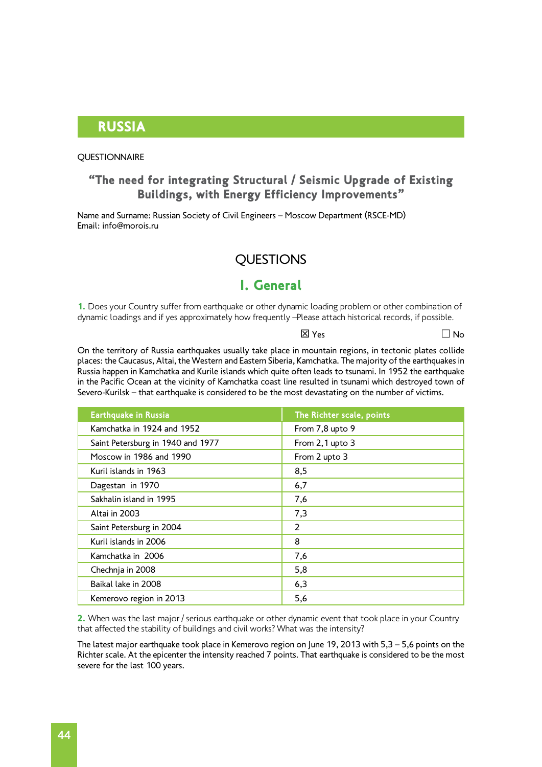# RUSSIA

QUESTIONNAIRE

## "The need for integrating Structural / Seismic Upgrade of Existing Buildings, with Energy Efficiency Improvements"

Name and Surname: Russian Society of Civil Engineers – Moscow Department (RSCE-MD)
Email: info@morois.ru

## QUESTIONS

## I. General

**1.** Does your Country suffer from earthquake or other dynamic loading problem or other combination of dynamic loadings and if yes approximately how frequently –Please attach historical records, if possible.

☒ Yes ☐ No

On the territory of Russia earthquakes usually take place in mountain regions, in tectonic plates collide places: the Caucasus, Altai, the Western and Eastern Siberia, Kamchatka. The majority of the earthquakes in Russia happen in Kamchatka and Kurile islands which quite often leads to tsunami. In 1952 the earthquake in the Pacific Ocean at the vicinity of Kamchatka coast line resulted in tsunami which destroyed town of Severo-Kurilsk – that earthquake is considered to be the most devastating on the number of victims.

| Earthquake in Russia | The Richter scale, points |
|---|---|
| Kamchatka in 1924 and 1952 | From 7,8 upto 9 |
| Saint Petersburg in 1940 and 1977 | From 2,1 upto 3 |
| Moscow in 1986 and 1990 | From 2 upto 3 |
| Kuril islands in 1963 | 8,5 |
| Dagestan in 1970 | 6,7 |
| Sakhalin island in 1995 | 7,6 |
| Altai in 2003 | 7,3 |
| Saint Petersburg in 2004 | 2 |
| Kuril islands in 2006 | 8 |
| Kamchatka in 2006 | 7,6 |
| Chechnja in 2008 | 5,8 |
| Baikal lake in 2008 | 6,3 |
| Kemerovo region in 2013 | 5,6 |

**2.** When was the last major / serious earthquake or other dynamic event that took place in your Country that affected the stability of buildings and civil works? What was the intensity?

The latest major earthquake took place in Kemerovo region on June 19, 2013 with 5,3 – 5,6 points on the Richter scale. At the epicenter the intensity reached 7 points. That earthquake is considered to be the most severe for the last 100 years.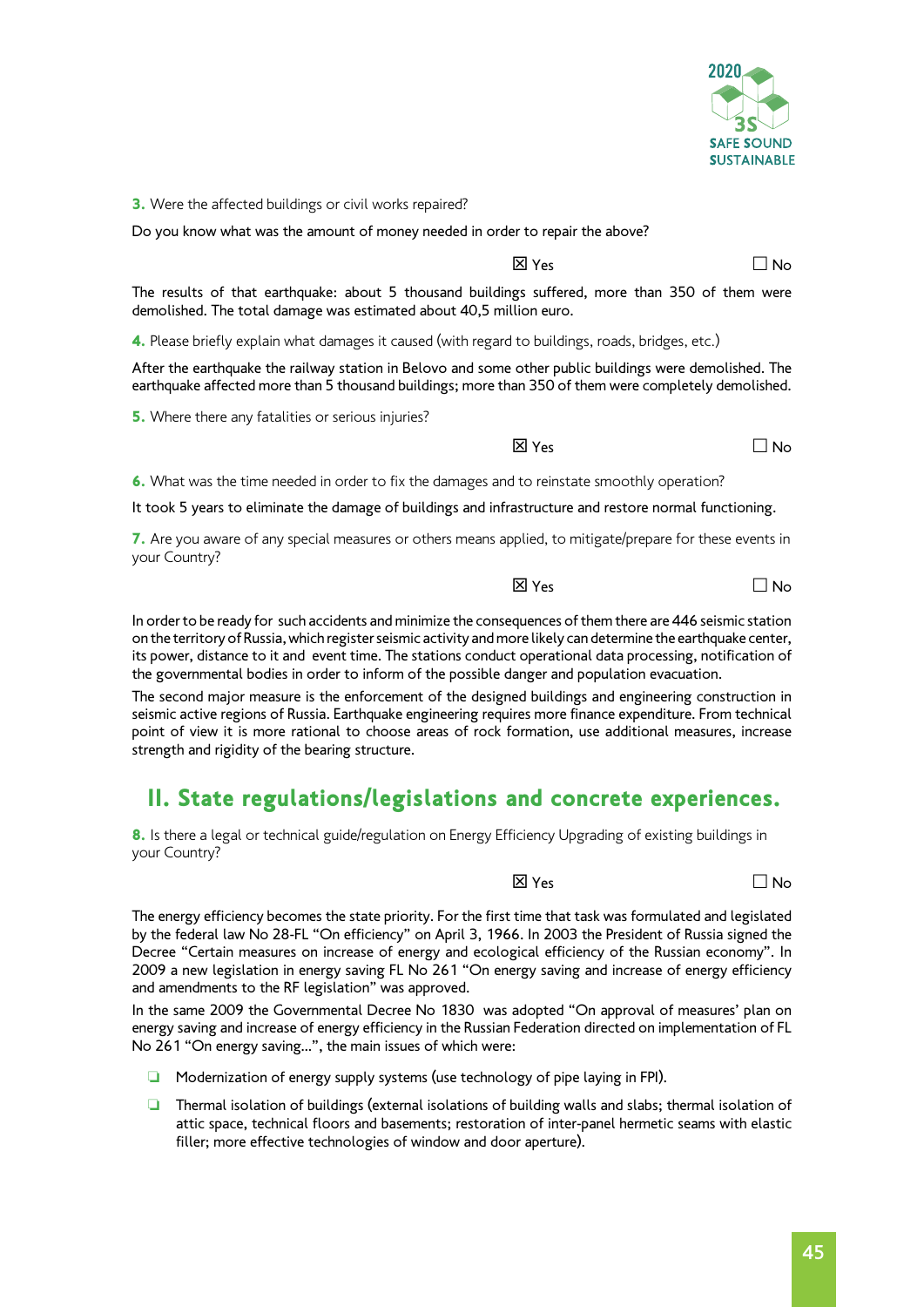**3.** Were the affected buildings or civil works repaired?

Do you know what was the amount of money needed in order to repair the above?

☒ Yes ☐ No

The results of that earthquake: about 5 thousand buildings suffered, more than 350 of them were demolished. The total damage was estimated about 40,5 million euro.

**4.** Please briefly explain what damages it caused (with regard to buildings, roads, bridges, etc.)

After the earthquake the railway station in Belovo and some other public buildings were demolished. The earthquake affected more than 5 thousand buildings; more than 350 of them were completely demolished.

**5.** Where there any fatalities or serious injuries?

☒ Yes ☐ No

**6.** What was the time needed in order to fix the damages and to reinstate smoothly operation?

It took 5 years to eliminate the damage of buildings and infrastructure and restore normal functioning.

**7.** Are you aware of any special measures or others means applied, to mitigate/prepare for these events in your Country?

☒ Yes ☐ No

In order to be ready for such accidents and minimize the consequences of them there are 446 seismic station on the territory of Russia, which register seismic activity and more likely can determine the earthquake center, its power, distance to it and event time. The stations conduct operational data processing, notification of the governmental bodies in order to inform of the possible danger and population evacuation.

The second major measure is the enforcement of the designed buildings and engineering construction in seismic active regions of Russia. Earthquake engineering requires more finance expenditure. From technical point of view it is more rational to choose areas of rock formation, use additional measures, increase strength and rigidity of the bearing structure.

## II. State regulations/legislations and concrete experiences.

**8.** Is there a legal or technical guide/regulation on Energy Efficiency Upgrading of existing buildings in your Country?

☒ Yes ☐ No

The energy efficiency becomes the state priority. For the first time that task was formulated and legislated by the federal law No 28-FL "On efficiency" on April 3, 1966. In 2003 the President of Russia signed the Decree "Certain measures on increase of energy and ecological efficiency of the Russian economy". In 2009 a new legislation in energy saving FL No 261 "On energy saving and increase of energy efficiency and amendments to the RF legislation" was approved.

In the same 2009 the Governmental Decree No 1830 was adopted "On approval of measures' plan on energy saving and increase of energy efficiency in the Russian Federation directed on implementation of FL No 261 "On energy saving...", the main issues of which were:

- Modernization of energy supply systems (use technology of pipe laying in FPI).
- Thermal isolation of buildings (external isolations of building walls and slabs; thermal isolation of attic space, technical floors and basements; restoration of inter-panel hermetic seams with elastic filler; more effective technologies of window and door aperture).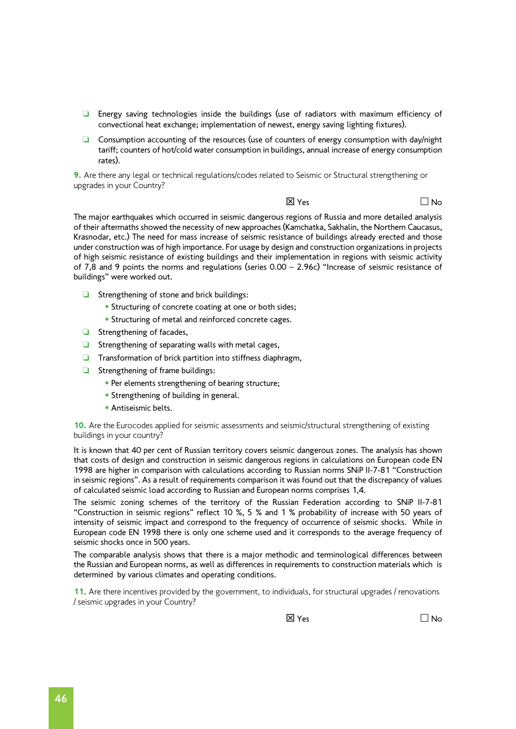- Energy saving technologies inside the buildings (use of radiators with maximum efficiency of convectional heat exchange; implementation of newest, energy saving lighting fixtures).
- Consumption accounting of the resources (use of counters of energy consumption with day/night tariff; counters of hot/cold water consumption in buildings, annual increase of energy consumption rates).

**9.** Are there any legal or technical regulations/codes related to Seismic or Structural strengthening or upgrades in your Country?

☒ Yes ☐ No

The major earthquakes which occurred in seismic dangerous regions of Russia and more detailed analysis of their aftermaths showed the necessity of new approaches (Kamchatka, Sakhalin, the Northern Caucasus, Krasnodar, etc.) The need for mass increase of seismic resistance of buildings already erected and those under construction was of high importance. For usage by design and construction organizations in projects of high seismic resistance of existing buildings and their implementation in regions with seismic activity of 7,8 and 9 points the norms and regulations (series 0.00 – 2.96c) "Increase of seismic resistance of buildings" were worked out.

- Strengthening of stone and brick buildings:
  - Structuring of concrete coating at one or both sides;
  - Structuring of metal and reinforced concrete cages.
- Strengthening of facades,
- Strengthening of separating walls with metal cages,
- Transformation of brick partition into stiffness diaphragm,
- Strengthening of frame buildings:
  - Per elements strengthening of bearing structure;
  - Strengthening of building in general.
  - Antiseismic belts.

**10.** Are the Eurocodes applied for seismic assessments and seismic/structural strengthening of existing buildings in your country?

It is known that 40 per cent of Russian territory covers seismic dangerous zones. The analysis has shown that costs of design and construction in seismic dangerous regions in calculations on European code EN 1998 are higher in comparison with calculations according to Russian norms SNiP II-7-81 "Construction in seismic regions". As a result of requirements comparison it was found out that the discrepancy of values of calculated seismic load according to Russian and European norms comprises 1,4.

The seismic zoning schemes of the territory of the Russian Federation according to SNiP II-7-81 "Construction in seismic regions" reflect 10 %, 5 % and 1 % probability of increase with 50 years of intensity of seismic impact and correspond to the frequency of occurrence of seismic shocks. While in European code EN 1998 there is only one scheme used and it corresponds to the average frequency of seismic shocks once in 500 years.

The comparable analysis shows that there is a major methodic and terminological differences between the Russian and European norms, as well as differences in requirements to construction materials which is determined by various climates and operating conditions.

**11.** Are there incentives provided by the government, to individuals, for structural upgrades / renovations / seismic upgrades in your Country?

☒ Yes ☐ No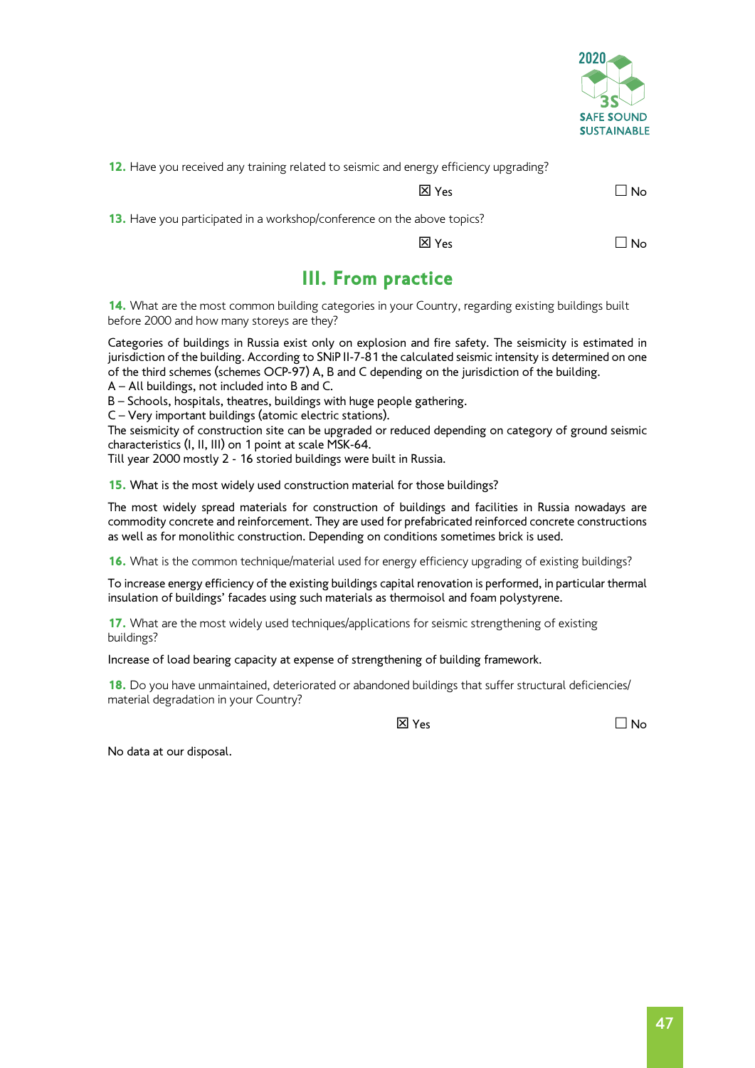**12.** Have you received any training related to seismic and energy efficiency upgrading?

☒ Yes ☐ No

**13.** Have you participated in a workshop/conference on the above topics?

☒ Yes ☐ No

## III. From practice

**14.** What are the most common building categories in your Country, regarding existing buildings built before 2000 and how many storeys are they?

Categories of buildings in Russia exist only on explosion and fire safety. The seismicity is estimated in jurisdiction of the building. According to SNiP II-7-81 the calculated seismic intensity is determined on one of the third schemes (schemes OCP-97) A, B and C depending on the jurisdiction of the building.
A – All buildings, not included into B and C.
B – Schools, hospitals, theatres, buildings with huge people gathering.
C – Very important buildings (atomic electric stations).
The seismicity of construction site can be upgraded or reduced depending on category of ground seismic characteristics (I, II, III) on 1 point at scale MSK-64.
Till year 2000 mostly 2 - 16 storied buildings were built in Russia.

**15.** What is the most widely used construction material for those buildings?

The most widely spread materials for construction of buildings and facilities in Russia nowadays are commodity concrete and reinforcement. They are used for prefabricated reinforced concrete constructions as well as for monolithic construction. Depending on conditions sometimes brick is used.

**16.** What is the common technique/material used for energy efficiency upgrading of existing buildings?

To increase energy efficiency of the existing buildings capital renovation is performed, in particular thermal insulation of buildings' facades using such materials as thermoisol and foam polystyrene.

**17.** What are the most widely used techniques/applications for seismic strengthening of existing buildings?

Increase of load bearing capacity at expense of strengthening of building framework.

**18.** Do you have unmaintained, deteriorated or abandoned buildings that suffer structural deficiencies/ material degradation in your Country?

☒ Yes ☐ No

No data at our disposal.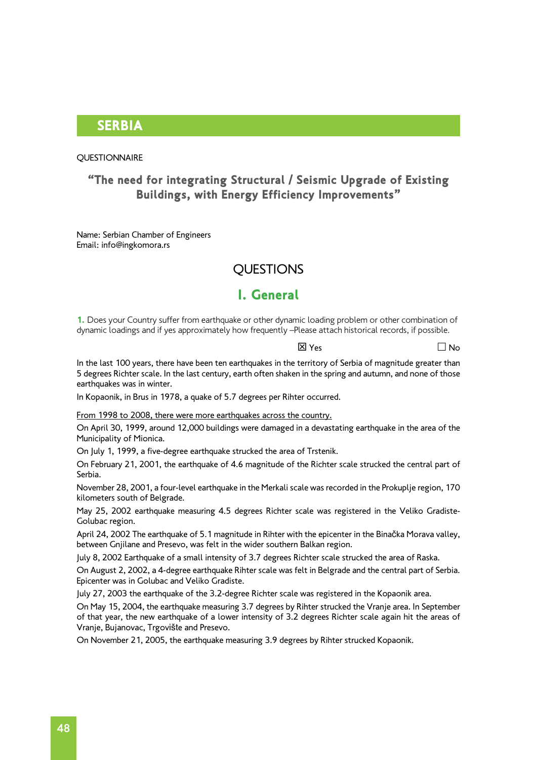# SERBIA

QUESTIONNAIRE

## "The need for integrating Structural / Seismic Upgrade of Existing Buildings, with Energy Efficiency Improvements"

Name: Serbian Chamber of Engineers
Email: info@ingkomora.rs

## QUESTIONS

## I. General

**1.** Does your Country suffer from earthquake or other dynamic loading problem or other combination of dynamic loadings and if yes approximately how frequently –Please attach historical records, if possible.

☒ Yes ☐ No

In the last 100 years, there have been ten earthquakes in the territory of Serbia of magnitude greater than 5 degrees Richter scale. In the last century, earth often shaken in the spring and autumn, and none of those earthquakes was in winter.

In Kopaonik, in Brus in 1978, a quake of 5.7 degrees per Rihter occurred.

<u>From 1998 to 2008, there were more earthquakes across the country.</u>

On April 30, 1999, around 12,000 buildings were damaged in a devastating earthquake in the area of the Municipality of Mionica.

On July 1, 1999, a five-degree earthquake strucked the area of Trstenik.

On February 21, 2001, the earthquake of 4.6 magnitude of the Richter scale strucked the central part of Serbia.

November 28, 2001, a four-level earthquake in the Merkali scale was recorded in the Prokuplje region, 170 kilometers south of Belgrade.

May 25, 2002 earthquake measuring 4.5 degrees Richter scale was registered in the Veliko Gradiste-Golubac region.

April 24, 2002 The earthquake of 5.1 magnitude in Rihter with the epicenter in the Binačka Morava valley, between Gnjilane and Presevo, was felt in the wider southern Balkan region.

July 8, 2002 Earthquake of a small intensity of 3.7 degrees Richter scale strucked the area of Raska.

On August 2, 2002, a 4-degree earthquake Rihter scale was felt in Belgrade and the central part of Serbia. Epicenter was in Golubac and Veliko Gradiste.

July 27, 2003 the earthquake of the 3.2-degree Richter scale was registered in the Kopaonik area.

On May 15, 2004, the earthquake measuring 3.7 degrees by Rihter strucked the Vranje area. In September of that year, the new earthquake of a lower intensity of 3.2 degrees Richter scale again hit the areas of Vranje, Bujanovac, Trgovište and Presevo.

On November 21, 2005, the earthquake measuring 3.9 degrees by Rihter strucked Kopaonik.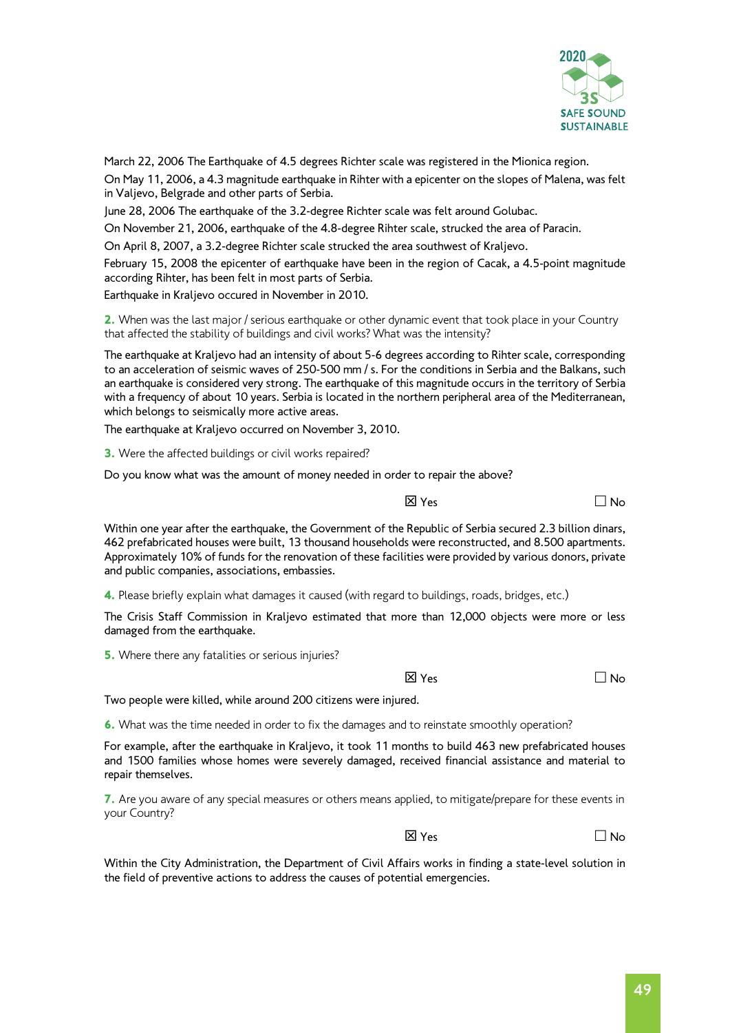March 22, 2006 The Earthquake of 4.5 degrees Richter scale was registered in the Mionica region.

On May 11, 2006, a 4.3 magnitude earthquake in Rihter with a epicenter on the slopes of Malena, was felt in Valjevo, Belgrade and other parts of Serbia.

June 28, 2006 The earthquake of the 3.2-degree Richter scale was felt around Golubac.

On November 21, 2006, earthquake of the 4.8-degree Rihter scale, strucked the area of Paracin.

On April 8, 2007, a 3.2-degree Richter scale strucked the area southwest of Kraljevo.

February 15, 2008 the epicenter of earthquake have been in the region of Cacak, a 4.5-point magnitude according Rihter, has been felt in most parts of Serbia.

Earthquake in Kraljevo occured in November in 2010.

**2.** When was the last major / serious earthquake or other dynamic event that took place in your Country that affected the stability of buildings and civil works? What was the intensity?

The earthquake at Kraljevo had an intensity of about 5-6 degrees according to Rihter scale, corresponding to an acceleration of seismic waves of 250-500 mm / s. For the conditions in Serbia and the Balkans, such an earthquake is considered very strong. The earthquake of this magnitude occurs in the territory of Serbia with a frequency of about 10 years. Serbia is located in the northern peripheral area of the Mediterranean, which belongs to seismically more active areas.

The earthquake at Kraljevo occurred on November 3, 2010.

**3.** Were the affected buildings or civil works repaired?

Do you know what was the amount of money needed in order to repair the above?

☒ Yes ☐ No

Within one year after the earthquake, the Government of the Republic of Serbia secured 2.3 billion dinars, 462 prefabricated houses were built, 13 thousand households were reconstructed, and 8.500 apartments. Approximately 10% of funds for the renovation of these facilities were provided by various donors, private and public companies, associations, embassies.

**4.** Please briefly explain what damages it caused (with regard to buildings, roads, bridges, etc.)

The Crisis Staff Commission in Kraljevo estimated that more than 12,000 objects were more or less damaged from the earthquake.

**5.** Where there any fatalities or serious injuries?

☒ Yes ☐ No

Two people were killed, while around 200 citizens were injured.

**6.** What was the time needed in order to fix the damages and to reinstate smoothly operation?

For example, after the earthquake in Kraljevo, it took 11 months to build 463 new prefabricated houses and 1500 families whose homes were severely damaged, received financial assistance and material to repair themselves.

**7.** Are you aware of any special measures or others means applied, to mitigate/prepare for these events in your Country?

☒ Yes ☐ No

Within the City Administration, the Department of Civil Affairs works in finding a state-level solution in the field of preventive actions to address the causes of potential emergencies.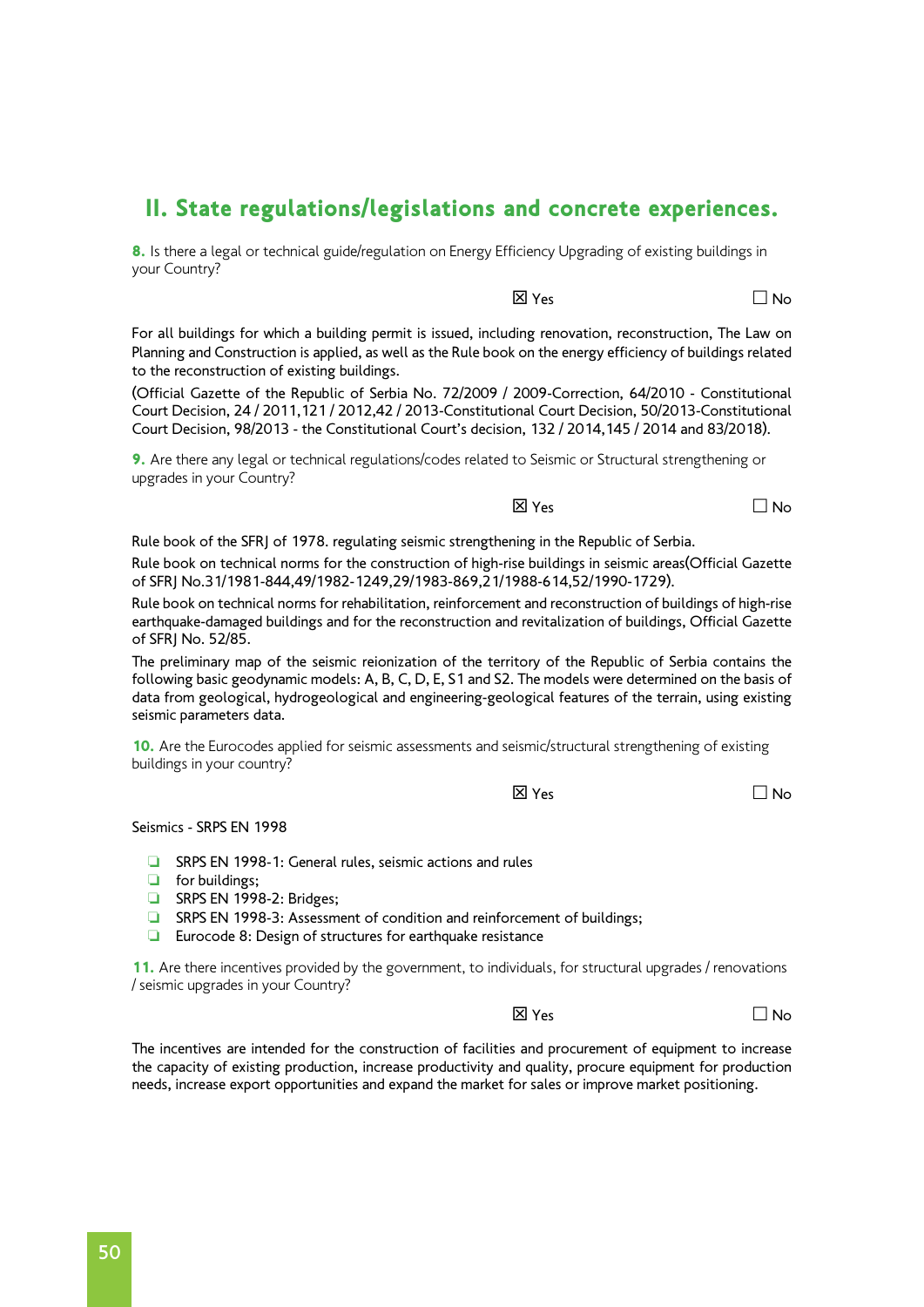## II. State regulations/legislations and concrete experiences.

**8.** Is there a legal or technical guide/regulation on Energy Efficiency Upgrading of existing buildings in your Country?

☒ Yes ☐ No

For all buildings for which a building permit is issued, including renovation, reconstruction, The Law on Planning and Construction is applied, as well as the Rule book on the energy efficiency of buildings related to the reconstruction of existing buildings.

(Official Gazette of the Republic of Serbia No. 72/2009 / 2009-Correction, 64/2010 - Constitutional Court Decision, 24 / 2011,121 / 2012,42 / 2013-Constitutional Court Decision, 50/2013-Constitutional Court Decision, 98/2013 - the Constitutional Court's decision, 132 / 2014,145 / 2014 and 83/2018).

**9.** Are there any legal or technical regulations/codes related to Seismic or Structural strengthening or upgrades in your Country?

☒ Yes ☐ No

Rule book of the SFRJ of 1978. regulating seismic strengthening in the Republic of Serbia.

Rule book on technical norms for the construction of high-rise buildings in seismic areas(Official Gazette of SFRJ No.31/1981-844,49/1982-1249,29/1983-869,21/1988-614,52/1990-1729).

Rule book on technical norms for rehabilitation, reinforcement and reconstruction of buildings of high-rise earthquake-damaged buildings and for the reconstruction and revitalization of buildings, Official Gazette of SFRJ No. 52/85.

The preliminary map of the seismic reionization of the territory of the Republic of Serbia contains the following basic geodynamic models: A, B, C, D, E, S1 and S2. The models were determined on the basis of data from geological, hydrogeological and engineering-geological features of the terrain, using existing seismic parameters data.

**10.** Are the Eurocodes applied for seismic assessments and seismic/structural strengthening of existing buildings in your country?

☒ Yes ☐ No

Seismics - SRPS EN 1998

- SRPS EN 1998-1: General rules, seismic actions and rules
- for buildings;
- SRPS EN 1998-2: Bridges;
- SRPS EN 1998-3: Assessment of condition and reinforcement of buildings;
- Eurocode 8: Design of structures for earthquake resistance

**11.** Are there incentives provided by the government, to individuals, for structural upgrades / renovations / seismic upgrades in your Country?

☒ Yes ☐ No

The incentives are intended for the construction of facilities and procurement of equipment to increase the capacity of existing production, increase productivity and quality, procure equipment for production needs, increase export opportunities and expand the market for sales or improve market positioning.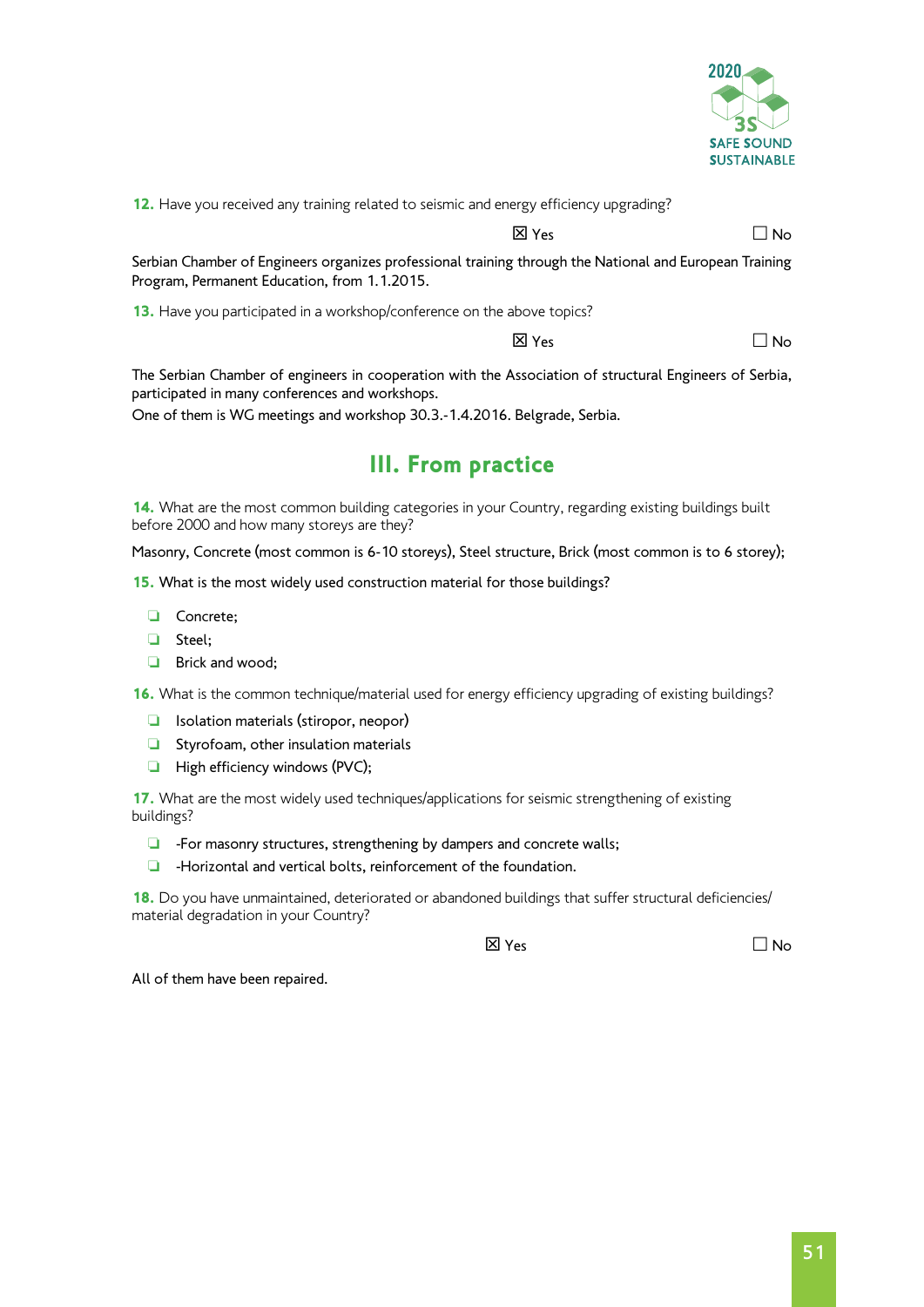**12.** Have you received any training related to seismic and energy efficiency upgrading?

☒ Yes ☐ No

Serbian Chamber of Engineers organizes professional training through the National and European Training Program, Permanent Education, from 1.1.2015.

**13.** Have you participated in a workshop/conference on the above topics?

☒ Yes ☐ No

The Serbian Chamber of engineers in cooperation with the Association of structural Engineers of Serbia, participated in many conferences and workshops.
One of them is WG meetings and workshop 30.3.-1.4.2016. Belgrade, Serbia.

## III. From practice

**14.** What are the most common building categories in your Country, regarding existing buildings built before 2000 and how many storeys are they?

Masonry, Concrete (most common is 6-10 storeys), Steel structure, Brick (most common is to 6 storey);

**15.** What is the most widely used construction material for those buildings?

- Concrete;
- Steel;
- Brick and wood;

**16.** What is the common technique/material used for energy efficiency upgrading of existing buildings?

- Isolation materials (stiropor, neopor)
- Styrofoam, other insulation materials
- High efficiency windows (PVC);

**17.** What are the most widely used techniques/applications for seismic strengthening of existing buildings?

- -For masonry structures, strengthening by dampers and concrete walls;
- -Horizontal and vertical bolts, reinforcement of the foundation.

**18.** Do you have unmaintained, deteriorated or abandoned buildings that suffer structural deficiencies/ material degradation in your Country?

☒ Yes ☐ No

All of them have been repaired.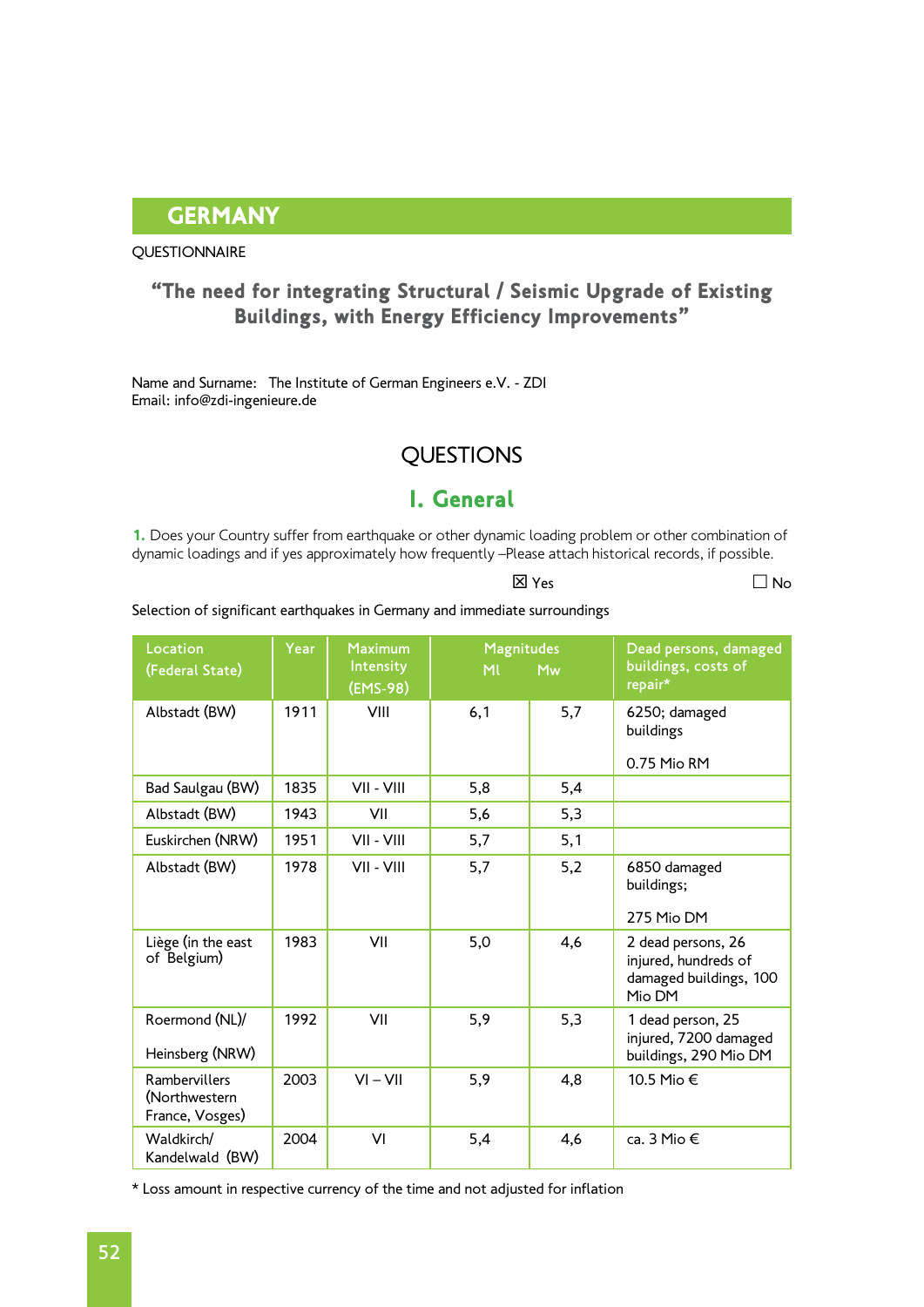# GERMANY

QUESTIONNAIRE

## "The need for integrating Structural / Seismic Upgrade of Existing Buildings, with Energy Efficiency Improvements"

Name and Surname: The Institute of German Engineers e.V. - ZDI
Email: info@zdi-ingenieure.de

## QUESTIONS

## I. General

**1.** Does your Country suffer from earthquake or other dynamic loading problem or other combination of dynamic loadings and if yes approximately how frequently –Please attach historical records, if possible.

☒ Yes ☐ No

Selection of significant earthquakes in Germany and immediate surroundings

| Location (Federal State) | Year | Maximum Intensity (EMS-98) | Magnitudes Ml | Magnitudes Mw | Dead persons, damaged buildings, costs of repair* |
|---|---|---|---|---|---|
| Albstadt (BW) | 1911 | VIII | 6,1 | 5,7 | 6250; damaged buildings 0.75 Mio RM |
| Bad Saulgau (BW) | 1835 | VII - VIII | 5,8 | 5,4 | |
| Albstadt (BW) | 1943 | VII | 5,6 | 5,3 | |
| Euskirchen (NRW) | 1951 | VII - VIII | 5,7 | 5,1 | |
| Albstadt (BW) | 1978 | VII - VIII | 5,7 | 5,2 | 6850 damaged buildings; 275 Mio DM |
| Liège (in the east of Belgium) | 1983 | VII | 5,0 | 4,6 | 2 dead persons, 26 injured, hundreds of damaged buildings, 100 Mio DM |
| Roermond (NL)/ Heinsberg (NRW) | 1992 | VII | 5,9 | 5,3 | 1 dead person, 25 injured, 7200 damaged buildings, 290 Mio DM |
| Rambervillers (Northwestern France, Vosges) | 2003 | VI – VII | 5,9 | 4,8 | 10.5 Mio € |
| Waldkirch/ Kandelwald (BW) | 2004 | VI | 5,4 | 4,6 | ca. 3 Mio € |

* Loss amount in respective currency of the time and not adjusted for inflation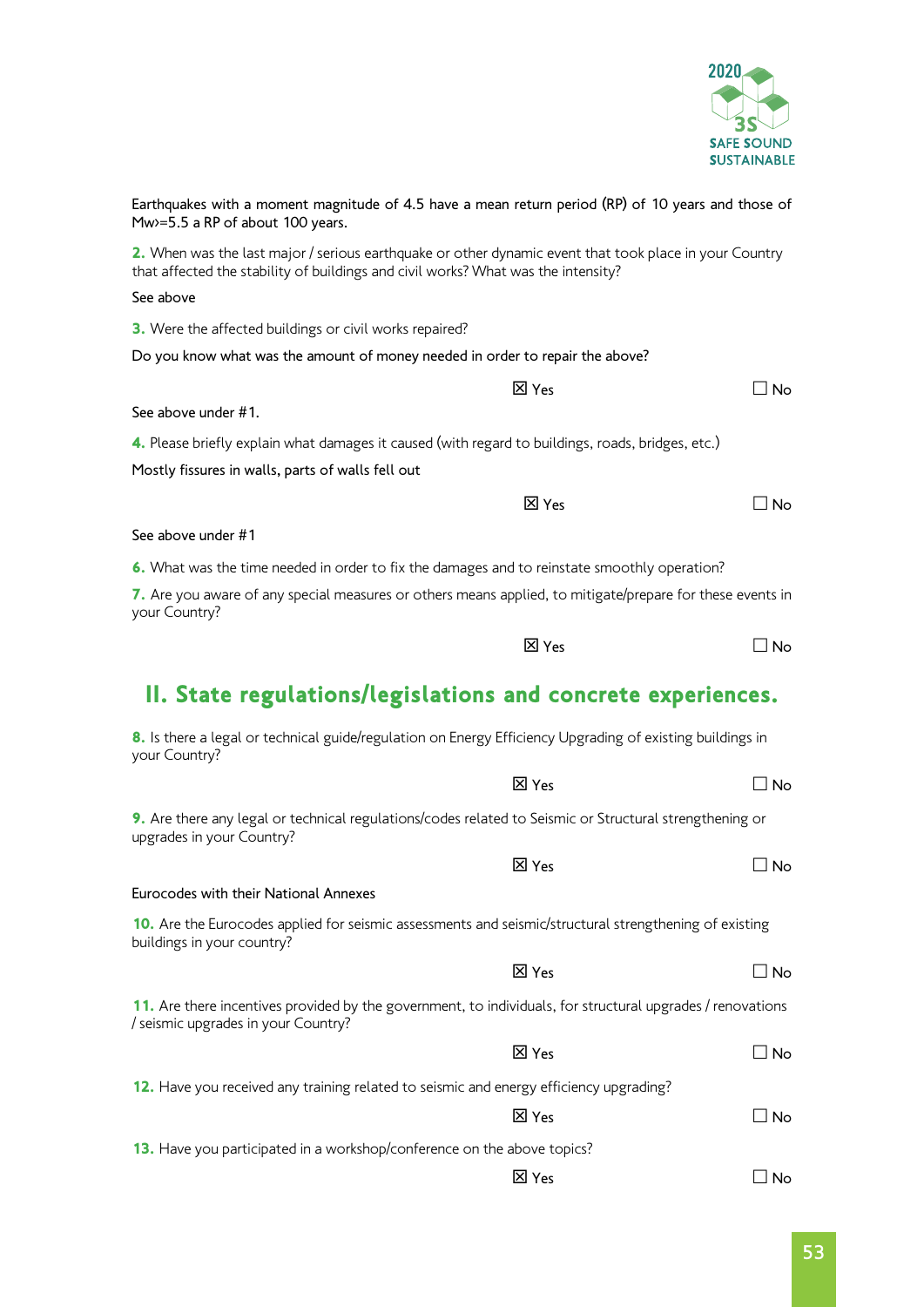Earthquakes with a moment magnitude of 4.5 have a mean return period (RP) of 10 years and those of Mw>=5.5 a RP of about 100 years.

**2.** When was the last major / serious earthquake or other dynamic event that took place in your Country that affected the stability of buildings and civil works? What was the intensity?

See above

**3.** Were the affected buildings or civil works repaired?

Do you know what was the amount of money needed in order to repair the above?

☒ Yes ☐ No

See above under #1.

**4.** Please briefly explain what damages it caused (with regard to buildings, roads, bridges, etc.)

Mostly fissures in walls, parts of walls fell out

☒ Yes ☐ No

See above under #1

**6.** What was the time needed in order to fix the damages and to reinstate smoothly operation?

**7.** Are you aware of any special measures or others means applied, to mitigate/prepare for these events in your Country?

☒ Yes ☐ No

## II. State regulations/legislations and concrete experiences.

**8.** Is there a legal or technical guide/regulation on Energy Efficiency Upgrading of existing buildings in your Country?

☒ Yes ☐ No

**9.** Are there any legal or technical regulations/codes related to Seismic or Structural strengthening or upgrades in your Country?

☒ Yes ☐ No

Eurocodes with their National Annexes

**10.** Are the Eurocodes applied for seismic assessments and seismic/structural strengthening of existing buildings in your country?

☒ Yes ☐ No

**11.** Are there incentives provided by the government, to individuals, for structural upgrades / renovations / seismic upgrades in your Country?

☒ Yes ☐ No

**12.** Have you received any training related to seismic and energy efficiency upgrading?

☒ Yes ☐ No

**13.** Have you participated in a workshop/conference on the above topics?

☒ Yes ☐ No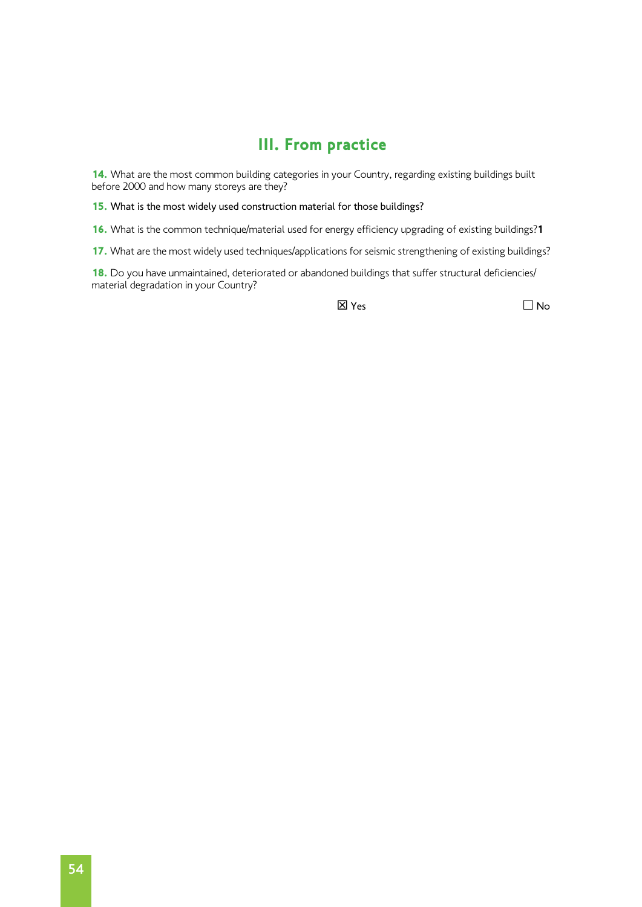## III. From practice

**14.** What are the most common building categories in your Country, regarding existing buildings built before 2000 and how many storeys are they?

**15.** What is the most widely used construction material for those buildings?

**16.** What is the common technique/material used for energy efficiency upgrading of existing buildings?**1**

**17.** What are the most widely used techniques/applications for seismic strengthening of existing buildings?

**18.** Do you have unmaintained, deteriorated or abandoned buildings that suffer structural deficiencies/ material degradation in your Country?

☒ Yes ☐ No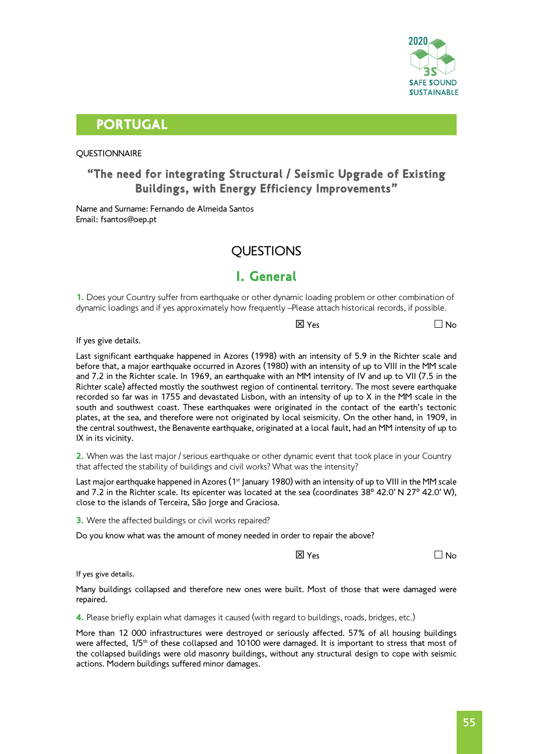# PORTUGAL

QUESTIONNAIRE

## "The need for integrating Structural / Seismic Upgrade of Existing Buildings, with Energy Efficiency Improvements"

Name and Surname: Fernando de Almeida Santos
Email: fsantos@oep.pt

## QUESTIONS

## I. General

**1.** Does your Country suffer from earthquake or other dynamic loading problem or other combination of dynamic loadings and if yes approximately how frequently –Please attach historical records, if possible.

☒ Yes ☐ No

If yes give details.

Last significant earthquake happened in Azores (1998) with an intensity of 5.9 in the Richter scale and before that, a major earthquake occurred in Azores (1980) with an intensity of up to VIII in the MM scale and 7.2 in the Richter scale. In 1969, an earthquake with an MM intensity of IV and up to VII (7.5 in the Richter scale) affected mostly the southwest region of continental territory. The most severe earthquake recorded so far was in 1755 and devastated Lisbon, with an intensity of up to X in the MM scale in the south and southwest coast. These earthquakes were originated in the contact of the earth's tectonic plates, at the sea, and therefore were not originated by local seismicity. On the other hand, in 1909, in the central southwest, the Benavente earthquake, originated at a local fault, had an MM intensity of up to IX in its vicinity.

**2.** When was the last major / serious earthquake or other dynamic event that took place in your Country that affected the stability of buildings and civil works? What was the intensity?

Last major earthquake happened in Azores (1st January 1980) with an intensity of up to VIII in the MM scale and 7.2 in the Richter scale. Its epicenter was located at the sea (coordinates 38º 42.0′ N 27º 42.0′ W), close to the islands of Terceira, São Jorge and Graciosa.

**3.** Were the affected buildings or civil works repaired?

Do you know what was the amount of money needed in order to repair the above?

☒ Yes ☐ No

If yes give details.

Many buildings collapsed and therefore new ones were built. Most of those that were damaged were repaired.

**4.** Please briefly explain what damages it caused (with regard to buildings, roads, bridges, etc.)

More than 12 000 infrastructures were destroyed or seriously affected. 57% of all housing buildings were affected, 1/5th of these collapsed and 10100 were damaged. It is important to stress that most of the collapsed buildings were old masonry buildings, without any structural design to cope with seismic actions. Modern buildings suffered minor damages.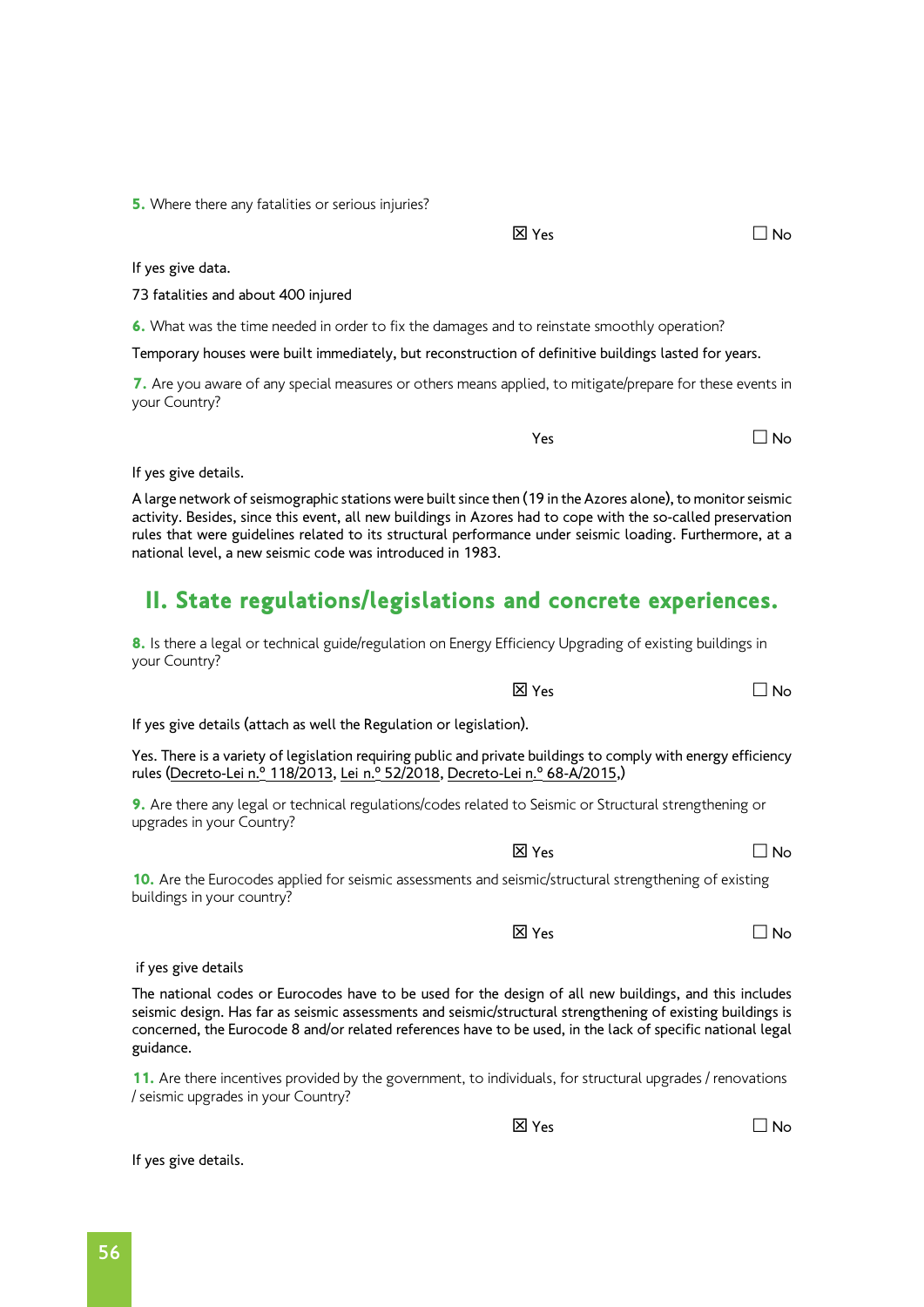**5.** Where there any fatalities or serious injuries?

☒ Yes ☐ No

If yes give data.

73 fatalities and about 400 injured

**6.** What was the time needed in order to fix the damages and to reinstate smoothly operation?

Temporary houses were built immediately, but reconstruction of definitive buildings lasted for years.

**7.** Are you aware of any special measures or others means applied, to mitigate/prepare for these events in your Country?

Yes ☐ No

If yes give details.

A large network of seismographic stations were built since then (19 in the Azores alone), to monitor seismic activity. Besides, since this event, all new buildings in Azores had to cope with the so-called preservation rules that were guidelines related to its structural performance under seismic loading. Furthermore, at a national level, a new seismic code was introduced in 1983.

## II. State regulations/legislations and concrete experiences.

**8.** Is there a legal or technical guide/regulation on Energy Efficiency Upgrading of existing buildings in your Country?

☒ Yes ☐ No

If yes give details (attach as well the Regulation or legislation).

Yes. There is a variety of legislation requiring public and private buildings to comply with energy efficiency rules (Decreto-Lei n.º 118/2013, Lei n.º 52/2018, Decreto-Lei n.º 68-A/2015,)

**9.** Are there any legal or technical regulations/codes related to Seismic or Structural strengthening or upgrades in your Country?

☒ Yes ☐ No

**10.** Are the Eurocodes applied for seismic assessments and seismic/structural strengthening of existing buildings in your country?

☒ Yes ☐ No

if yes give details

The national codes or Eurocodes have to be used for the design of all new buildings, and this includes seismic design. Has far as seismic assessments and seismic/structural strengthening of existing buildings is concerned, the Eurocode 8 and/or related references have to be used, in the lack of specific national legal guidance.

**11.** Are there incentives provided by the government, to individuals, for structural upgrades / renovations / seismic upgrades in your Country?

☒ Yes ☐ No

If yes give details.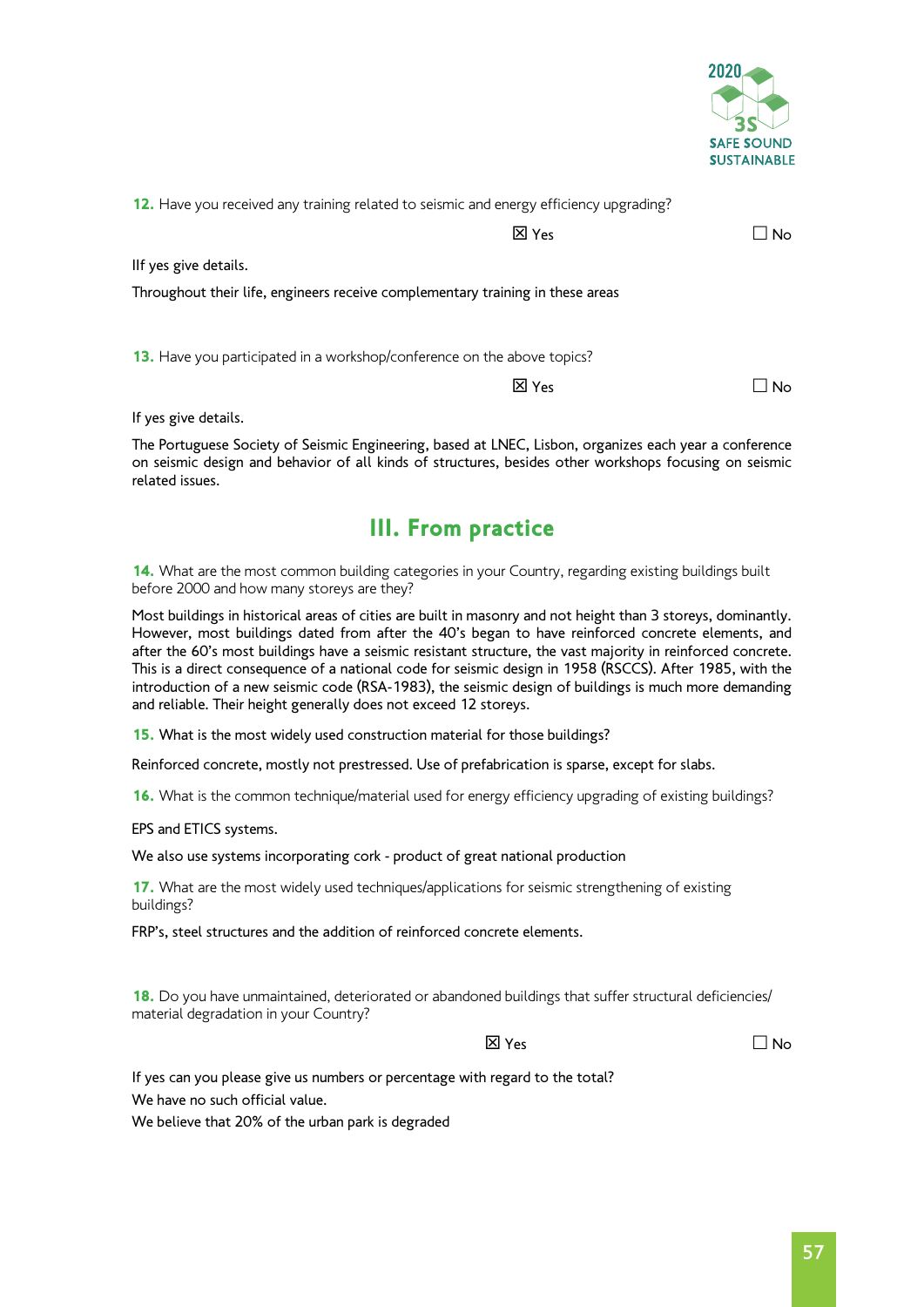**12.** Have you received any training related to seismic and energy efficiency upgrading?

☒ Yes ☐ No

IIf yes give details.

Throughout their life, engineers receive complementary training in these areas

**13.** Have you participated in a workshop/conference on the above topics?

☒ Yes ☐ No

If yes give details.

The Portuguese Society of Seismic Engineering, based at LNEC, Lisbon, organizes each year a conference on seismic design and behavior of all kinds of structures, besides other workshops focusing on seismic related issues.

## III. From practice

**14.** What are the most common building categories in your Country, regarding existing buildings built before 2000 and how many storeys are they?

Most buildings in historical areas of cities are built in masonry and not height than 3 storeys, dominantly. However, most buildings dated from after the 40's began to have reinforced concrete elements, and after the 60's most buildings have a seismic resistant structure, the vast majority in reinforced concrete. This is a direct consequence of a national code for seismic design in 1958 (RSCCS). After 1985, with the introduction of a new seismic code (RSA-1983), the seismic design of buildings is much more demanding and reliable. Their height generally does not exceed 12 storeys.

**15.** What is the most widely used construction material for those buildings?

Reinforced concrete, mostly not prestressed. Use of prefabrication is sparse, except for slabs.

**16.** What is the common technique/material used for energy efficiency upgrading of existing buildings?

EPS and ETICS systems.

We also use systems incorporating cork - product of great national production

**17.** What are the most widely used techniques/applications for seismic strengthening of existing buildings?

FRP's, steel structures and the addition of reinforced concrete elements.

**18.** Do you have unmaintained, deteriorated or abandoned buildings that suffer structural deficiencies/ material degradation in your Country?

☒ Yes ☐ No

If yes can you please give us numbers or percentage with regard to the total?

We have no such official value.

We believe that 20% of the urban park is degraded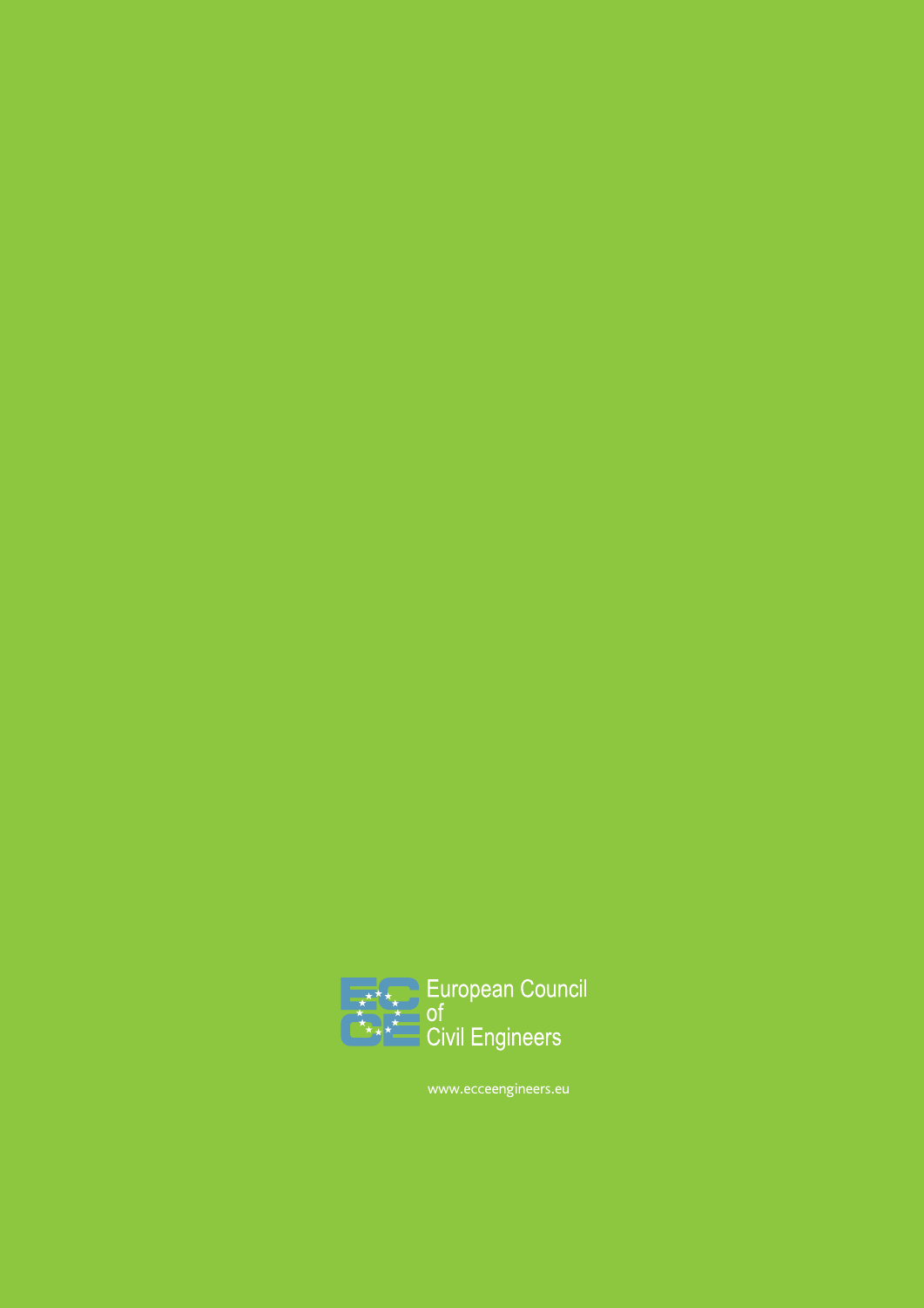European Council
of
Civil Engineers

www.ecceengineers.eu